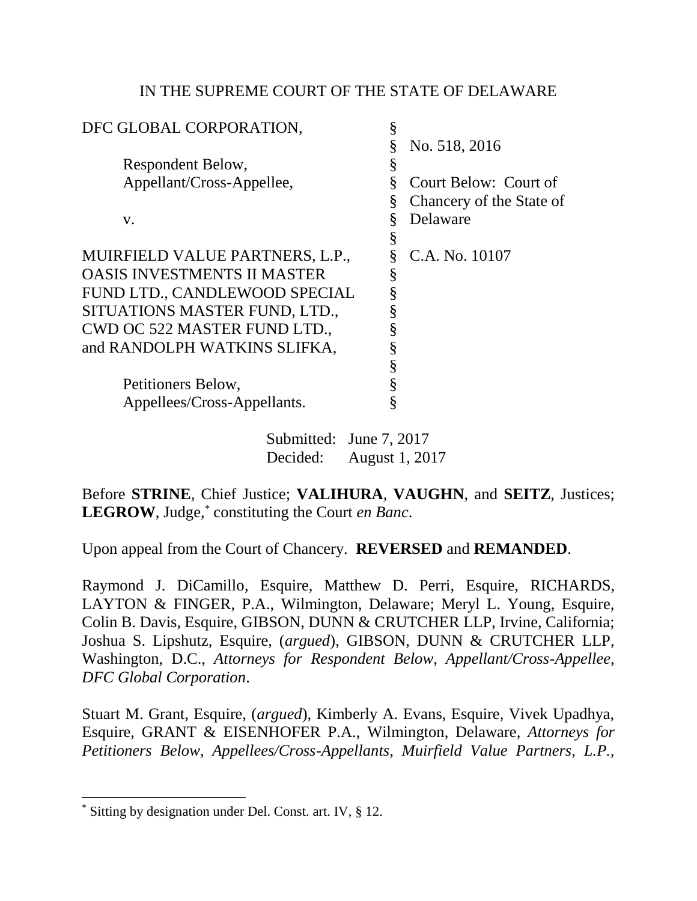IN THE SUPREME COURT OF THE STATE OF DELAWARE

| | | |
|---|---|---|
| DFC GLOBAL CORPORATION, | § | |
| | § | No. 518, 2016 |
| Respondent Below, | § | |
| Appellant/Cross-Appellee, | § | Court Below: Court of |
| | § | Chancery of the State of |
| v. | § | Delaware |
| | § | |
| MUIRFIELD VALUE PARTNERS, L.P., | § | C.A. No. 10107 |
| OASIS INVESTMENTS II MASTER | § | |
| FUND LTD., CANDLEWOOD SPECIAL | § | |
| SITUATIONS MASTER FUND, LTD., | § | |
| CWD OC 522 MASTER FUND LTD., | § | |
| and RANDOLPH WATKINS SLIFKA, | § | |
| | § | |
| Petitioners Below, | § | |
| Appellees/Cross-Appellants. | § | |

Submitted: June 7, 2017
Decided: August 1, 2017

Before **STRINE**, Chief Justice; **VALIHURA**, **VAUGHN**, and **SEITZ**, Justices; **LEGROW**, Judge,* constituting the Court *en Banc*.

Upon appeal from the Court of Chancery. **REVERSED** and **REMANDED**.

Raymond J. DiCamillo, Esquire, Matthew D. Perri, Esquire, RICHARDS, LAYTON & FINGER, P.A., Wilmington, Delaware; Meryl L. Young, Esquire, Colin B. Davis, Esquire, GIBSON, DUNN & CRUTCHER LLP, Irvine, California; Joshua S. Lipshutz, Esquire, (*argued*), GIBSON, DUNN & CRUTCHER LLP, Washington, D.C., *Attorneys for Respondent Below, Appellant/Cross-Appellee, DFC Global Corporation*.

Stuart M. Grant, Esquire, (*argued*), Kimberly A. Evans, Esquire, Vivek Upadhya, Esquire, GRANT & EISENHOFER P.A., Wilmington, Delaware, *Attorneys for Petitioners Below, Appellees/Cross-Appellants, Muirfield Value Partners, L.P.,*

---

* Sitting by designation under Del. Const. art. IV, § 12.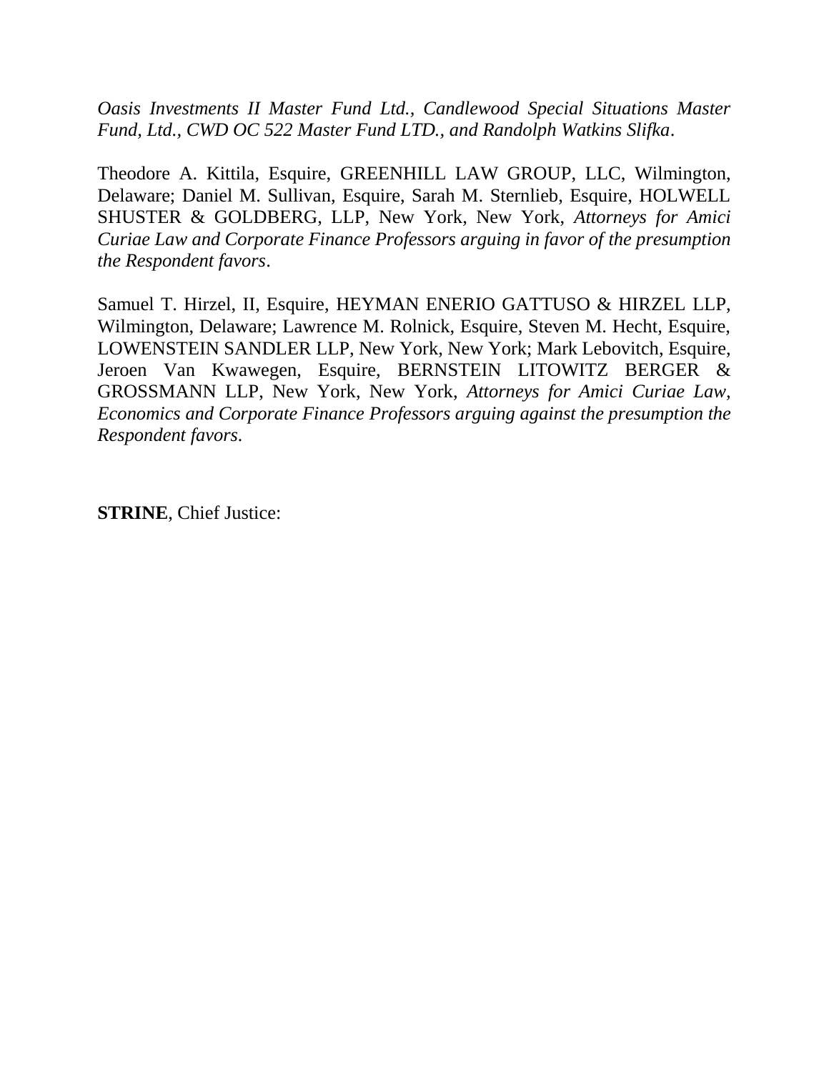*Oasis Investments II Master Fund Ltd., Candlewood Special Situations Master Fund, Ltd., CWD OC 522 Master Fund LTD., and Randolph Watkins Slifka*.

Theodore A. Kittila, Esquire, GREENHILL LAW GROUP, LLC, Wilmington, Delaware; Daniel M. Sullivan, Esquire, Sarah M. Sternlieb, Esquire, HOLWELL SHUSTER & GOLDBERG, LLP, New York, New York, *Attorneys for Amici Curiae Law and Corporate Finance Professors arguing in favor of the presumption the Respondent favors*.

Samuel T. Hirzel, II, Esquire, HEYMAN ENERIO GATTUSO & HIRZEL LLP, Wilmington, Delaware; Lawrence M. Rolnick, Esquire, Steven M. Hecht, Esquire, LOWENSTEIN SANDLER LLP, New York, New York; Mark Lebovitch, Esquire, Jeroen Van Kwawegen, Esquire, BERNSTEIN LITOWITZ BERGER & GROSSMANN LLP, New York, New York, *Attorneys for Amici Curiae Law, Economics and Corporate Finance Professors arguing against the presumption the Respondent favors*.

**STRINE**, Chief Justice: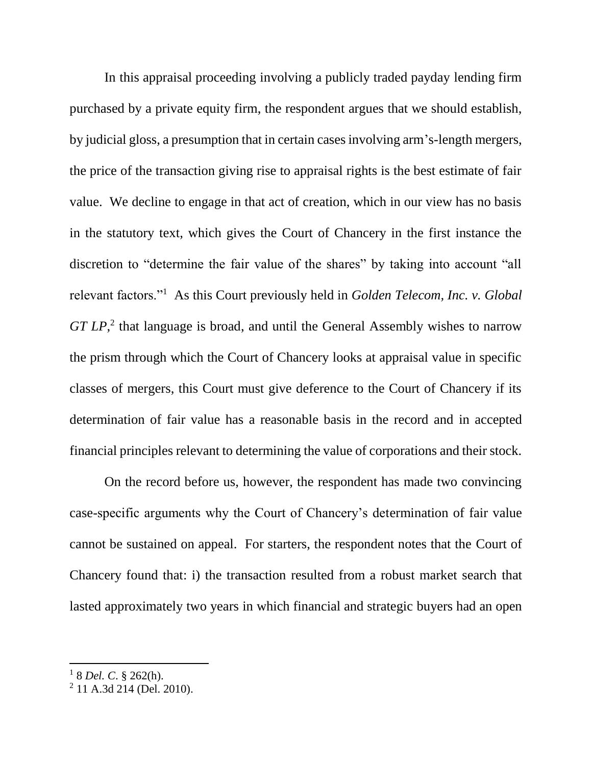In this appraisal proceeding involving a publicly traded payday lending firm purchased by a private equity firm, the respondent argues that we should establish, by judicial gloss, a presumption that in certain cases involving arm's-length mergers, the price of the transaction giving rise to appraisal rights is the best estimate of fair value. We decline to engage in that act of creation, which in our view has no basis in the statutory text, which gives the Court of Chancery in the first instance the discretion to "determine the fair value of the shares" by taking into account "all relevant factors."[1] As this Court previously held in *Golden Telecom, Inc. v. Global GT LP*,[2] that language is broad, and until the General Assembly wishes to narrow the prism through which the Court of Chancery looks at appraisal value in specific classes of mergers, this Court must give deference to the Court of Chancery if its determination of fair value has a reasonable basis in the record and in accepted financial principles relevant to determining the value of corporations and their stock.

On the record before us, however, the respondent has made two convincing case-specific arguments why the Court of Chancery's determination of fair value cannot be sustained on appeal. For starters, the respondent notes that the Court of Chancery found that: i) the transaction resulted from a robust market search that lasted approximately two years in which financial and strategic buyers had an open

[1] 8 *Del. C.* § 262(h).
[2] 11 A.3d 214 (Del. 2010).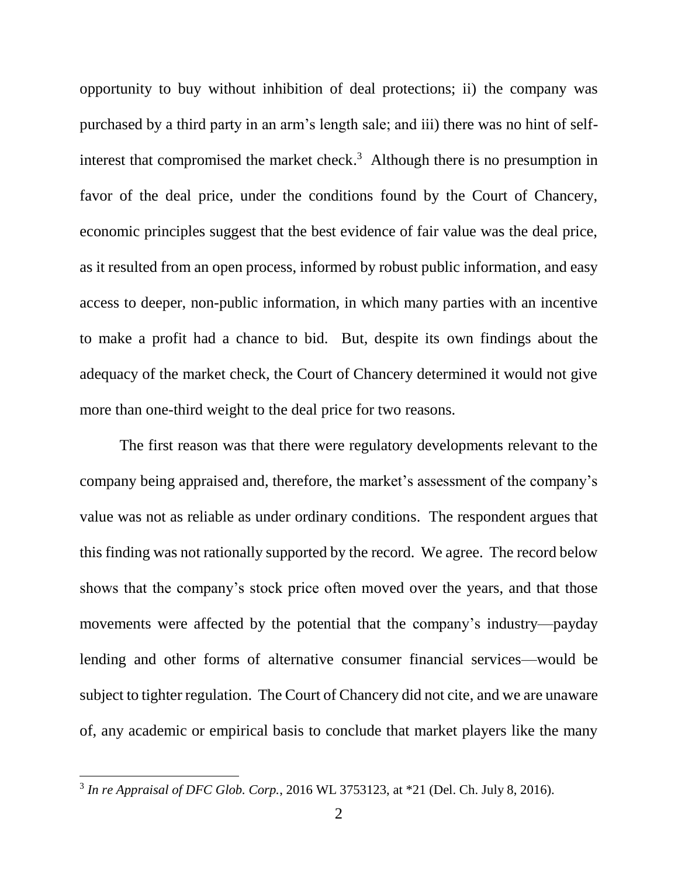opportunity to buy without inhibition of deal protections; ii) the company was purchased by a third party in an arm's length sale; and iii) there was no hint of self-interest that compromised the market check.[3] Although there is no presumption in favor of the deal price, under the conditions found by the Court of Chancery, economic principles suggest that the best evidence of fair value was the deal price, as it resulted from an open process, informed by robust public information, and easy access to deeper, non-public information, in which many parties with an incentive to make a profit had a chance to bid. But, despite its own findings about the adequacy of the market check, the Court of Chancery determined it would not give more than one-third weight to the deal price for two reasons.

The first reason was that there were regulatory developments relevant to the company being appraised and, therefore, the market's assessment of the company's value was not as reliable as under ordinary conditions. The respondent argues that this finding was not rationally supported by the record. We agree. The record below shows that the company's stock price often moved over the years, and that those movements were affected by the potential that the company's industry—payday lending and other forms of alternative consumer financial services—would be subject to tighter regulation. The Court of Chancery did not cite, and we are unaware of, any academic or empirical basis to conclude that market players like the many

[3] *In re Appraisal of DFC Glob. Corp.*, 2016 WL 3753123, at *21 (Del. Ch. July 8, 2016).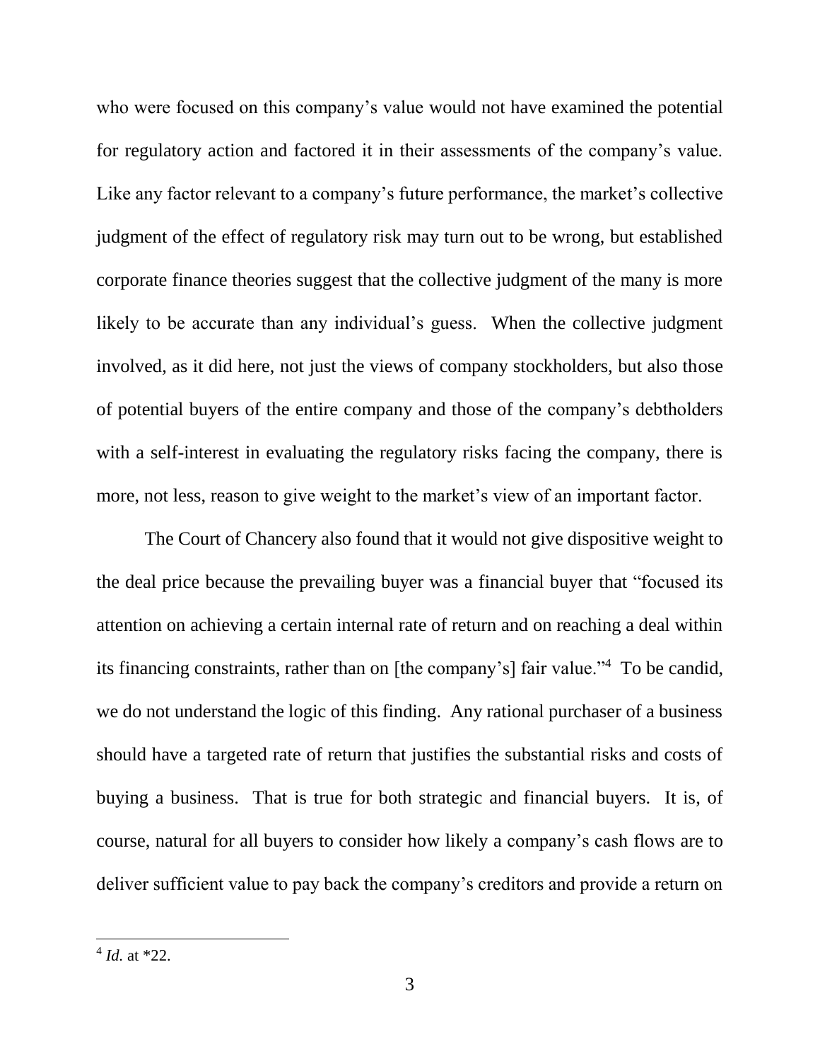who were focused on this company's value would not have examined the potential for regulatory action and factored it in their assessments of the company's value. Like any factor relevant to a company's future performance, the market's collective judgment of the effect of regulatory risk may turn out to be wrong, but established corporate finance theories suggest that the collective judgment of the many is more likely to be accurate than any individual's guess. When the collective judgment involved, as it did here, not just the views of company stockholders, but also those of potential buyers of the entire company and those of the company's debtholders with a self-interest in evaluating the regulatory risks facing the company, there is more, not less, reason to give weight to the market's view of an important factor.

The Court of Chancery also found that it would not give dispositive weight to the deal price because the prevailing buyer was a financial buyer that "focused its attention on achieving a certain internal rate of return and on reaching a deal within its financing constraints, rather than on [the company's] fair value."[4] To be candid, we do not understand the logic of this finding. Any rational purchaser of a business should have a targeted rate of return that justifies the substantial risks and costs of buying a business. That is true for both strategic and financial buyers. It is, of course, natural for all buyers to consider how likely a company's cash flows are to deliver sufficient value to pay back the company's creditors and provide a return on

---

[4] *Id.* at *22.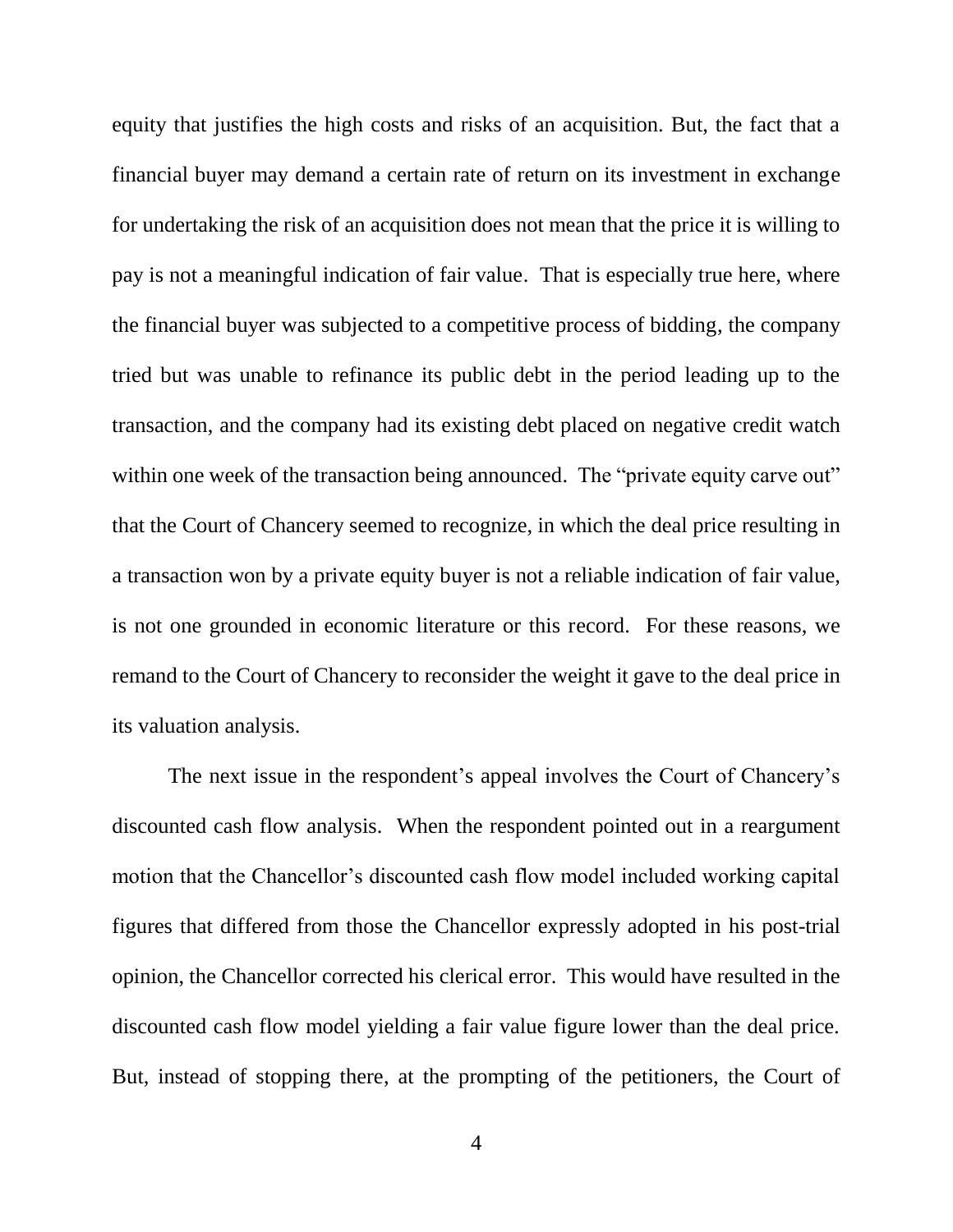equity that justifies the high costs and risks of an acquisition. But, the fact that a financial buyer may demand a certain rate of return on its investment in exchange for undertaking the risk of an acquisition does not mean that the price it is willing to pay is not a meaningful indication of fair value. That is especially true here, where the financial buyer was subjected to a competitive process of bidding, the company tried but was unable to refinance its public debt in the period leading up to the transaction, and the company had its existing debt placed on negative credit watch within one week of the transaction being announced. The "private equity carve out" that the Court of Chancery seemed to recognize, in which the deal price resulting in a transaction won by a private equity buyer is not a reliable indication of fair value, is not one grounded in economic literature or this record. For these reasons, we remand to the Court of Chancery to reconsider the weight it gave to the deal price in its valuation analysis.

The next issue in the respondent's appeal involves the Court of Chancery's discounted cash flow analysis. When the respondent pointed out in a reargument motion that the Chancellor's discounted cash flow model included working capital figures that differed from those the Chancellor expressly adopted in his post-trial opinion, the Chancellor corrected his clerical error. This would have resulted in the discounted cash flow model yielding a fair value figure lower than the deal price. But, instead of stopping there, at the prompting of the petitioners, the Court of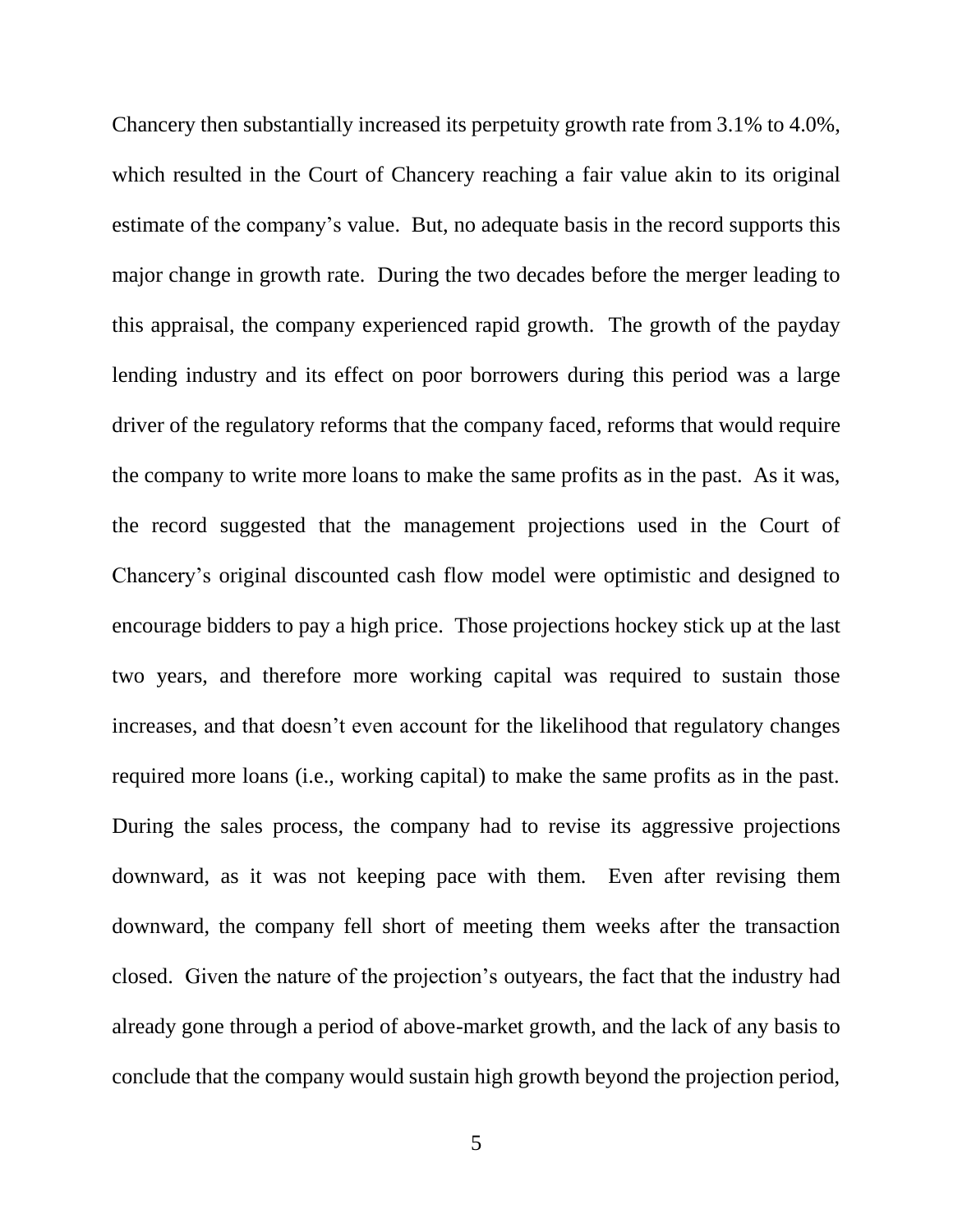Chancery then substantially increased its perpetuity growth rate from 3.1% to 4.0%, which resulted in the Court of Chancery reaching a fair value akin to its original estimate of the company's value. But, no adequate basis in the record supports this major change in growth rate. During the two decades before the merger leading to this appraisal, the company experienced rapid growth. The growth of the payday lending industry and its effect on poor borrowers during this period was a large driver of the regulatory reforms that the company faced, reforms that would require the company to write more loans to make the same profits as in the past. As it was, the record suggested that the management projections used in the Court of Chancery's original discounted cash flow model were optimistic and designed to encourage bidders to pay a high price. Those projections hockey stick up at the last two years, and therefore more working capital was required to sustain those increases, and that doesn't even account for the likelihood that regulatory changes required more loans (i.e., working capital) to make the same profits as in the past. During the sales process, the company had to revise its aggressive projections downward, as it was not keeping pace with them. Even after revising them downward, the company fell short of meeting them weeks after the transaction closed. Given the nature of the projection's outyears, the fact that the industry had already gone through a period of above-market growth, and the lack of any basis to conclude that the company would sustain high growth beyond the projection period,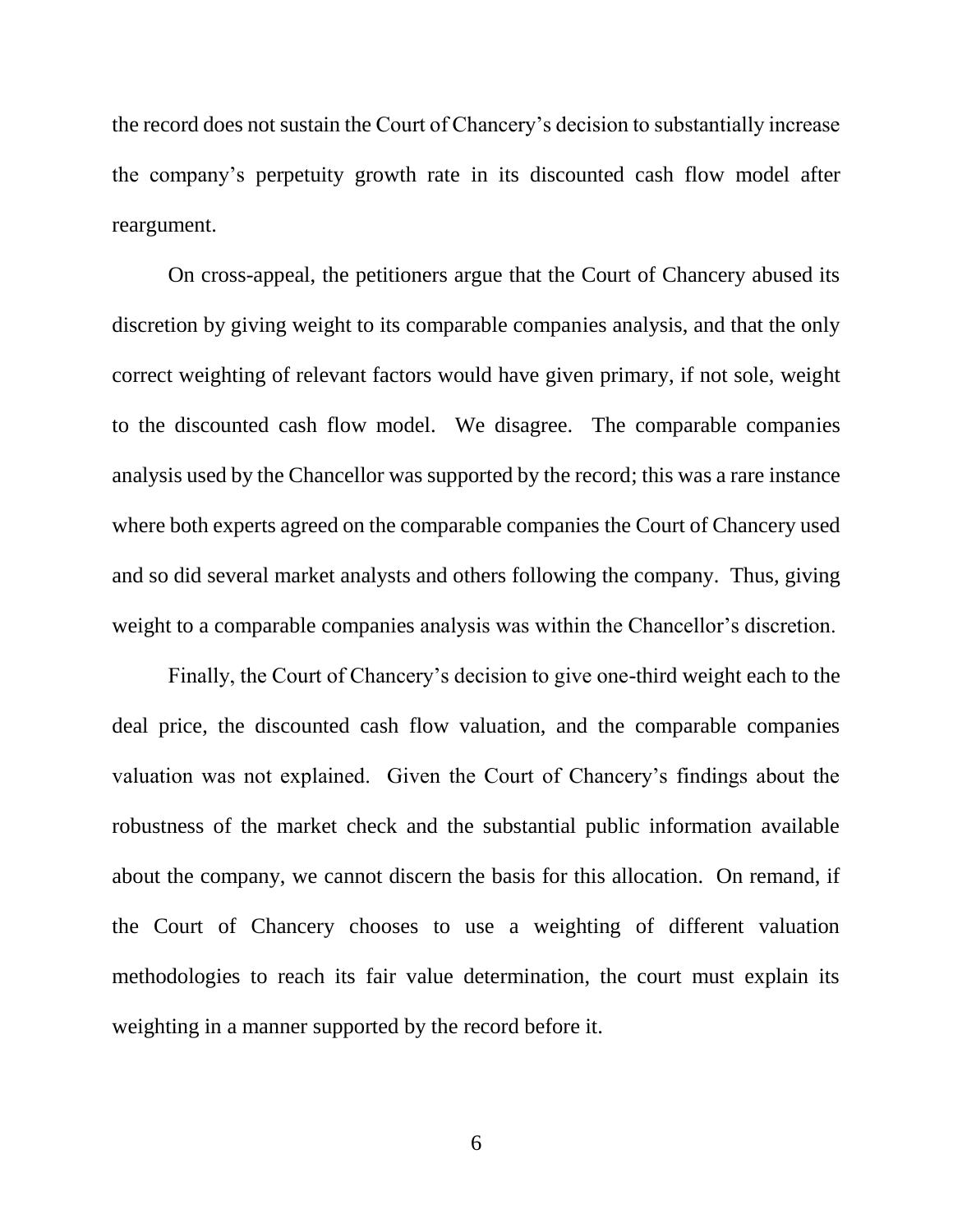the record does not sustain the Court of Chancery's decision to substantially increase the company's perpetuity growth rate in its discounted cash flow model after reargument.

On cross-appeal, the petitioners argue that the Court of Chancery abused its discretion by giving weight to its comparable companies analysis, and that the only correct weighting of relevant factors would have given primary, if not sole, weight to the discounted cash flow model. We disagree. The comparable companies analysis used by the Chancellor was supported by the record; this was a rare instance where both experts agreed on the comparable companies the Court of Chancery used and so did several market analysts and others following the company. Thus, giving weight to a comparable companies analysis was within the Chancellor's discretion.

Finally, the Court of Chancery's decision to give one-third weight each to the deal price, the discounted cash flow valuation, and the comparable companies valuation was not explained. Given the Court of Chancery's findings about the robustness of the market check and the substantial public information available about the company, we cannot discern the basis for this allocation. On remand, if the Court of Chancery chooses to use a weighting of different valuation methodologies to reach its fair value determination, the court must explain its weighting in a manner supported by the record before it.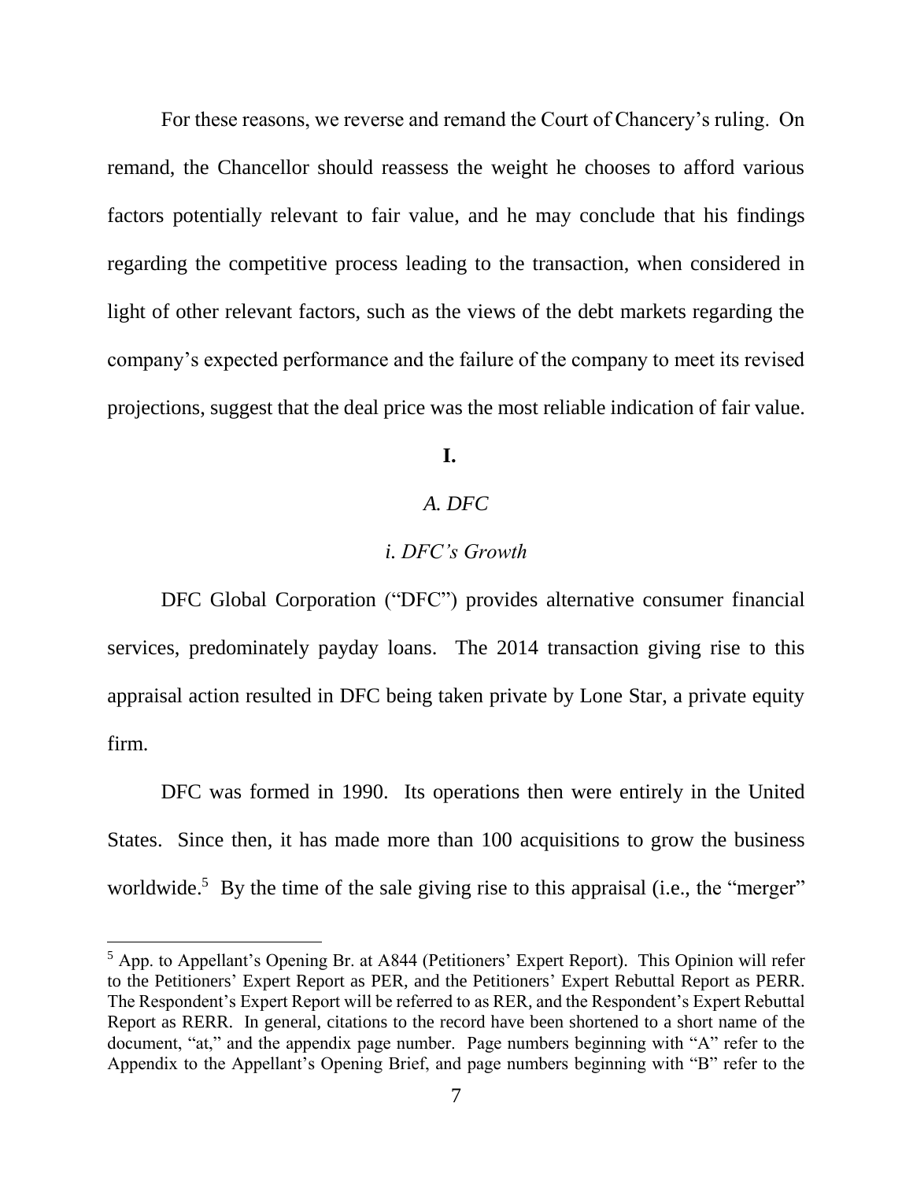For these reasons, we reverse and remand the Court of Chancery's ruling. On remand, the Chancellor should reassess the weight he chooses to afford various factors potentially relevant to fair value, and he may conclude that his findings regarding the competitive process leading to the transaction, when considered in light of other relevant factors, such as the views of the debt markets regarding the company's expected performance and the failure of the company to meet its revised projections, suggest that the deal price was the most reliable indication of fair value.

## I.

### *A. DFC*

#### *i. DFC's Growth*

DFC Global Corporation ("DFC") provides alternative consumer financial services, predominately payday loans. The 2014 transaction giving rise to this appraisal action resulted in DFC being taken private by Lone Star, a private equity firm.

DFC was formed in 1990. Its operations then were entirely in the United States. Since then, it has made more than 100 acquisitions to grow the business worldwide.[5] By the time of the sale giving rise to this appraisal (i.e., the "merger"

---

[5] App. to Appellant's Opening Br. at A844 (Petitioners' Expert Report). This Opinion will refer to the Petitioners' Expert Report as PER, and the Petitioners' Expert Rebuttal Report as PERR. The Respondent's Expert Report will be referred to as RER, and the Respondent's Expert Rebuttal Report as RERR. In general, citations to the record have been shortened to a short name of the document, "at," and the appendix page number. Page numbers beginning with "A" refer to the Appendix to the Appellant's Opening Brief, and page numbers beginning with "B" refer to the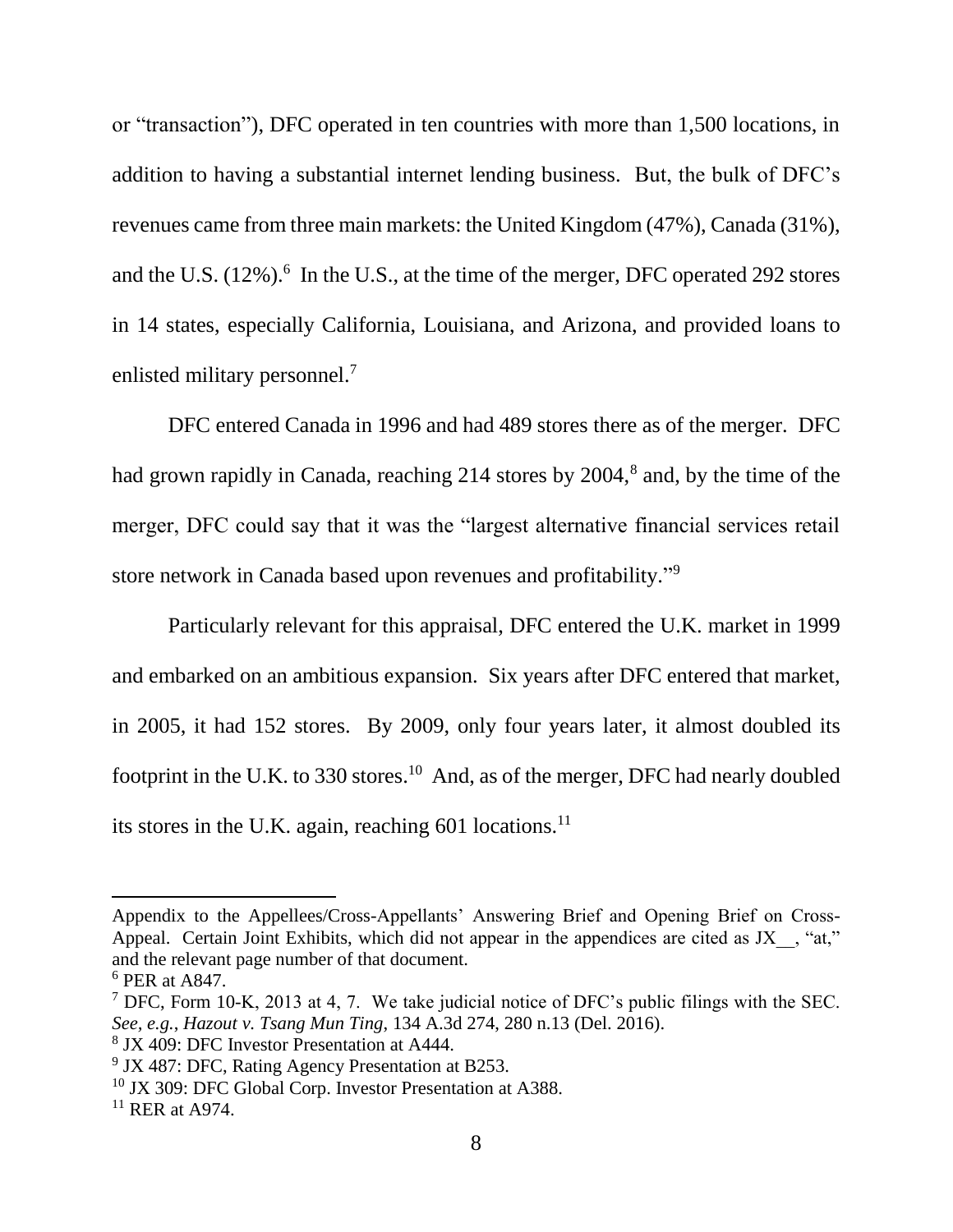or "transaction"), DFC operated in ten countries with more than 1,500 locations, in addition to having a substantial internet lending business. But, the bulk of DFC's revenues came from three main markets: the United Kingdom (47%), Canada (31%), and the U.S. (12%).[6] In the U.S., at the time of the merger, DFC operated 292 stores in 14 states, especially California, Louisiana, and Arizona, and provided loans to enlisted military personnel.[7]

DFC entered Canada in 1996 and had 489 stores there as of the merger. DFC had grown rapidly in Canada, reaching 214 stores by 2004,[8] and, by the time of the merger, DFC could say that it was the "largest alternative financial services retail store network in Canada based upon revenues and profitability."[9]

Particularly relevant for this appraisal, DFC entered the U.K. market in 1999 and embarked on an ambitious expansion. Six years after DFC entered that market, in 2005, it had 152 stores. By 2009, only four years later, it almost doubled its footprint in the U.K. to 330 stores.[10] And, as of the merger, DFC had nearly doubled its stores in the U.K. again, reaching 601 locations.[11]

---

Appendix to the Appellees/Cross-Appellants' Answering Brief and Opening Brief on Cross-Appeal. Certain Joint Exhibits, which did not appear in the appendices are cited as JX__, "at," and the relevant page number of that document.

[6] PER at A847.

[7] DFC, Form 10-K, 2013 at 4, 7. We take judicial notice of DFC's public filings with the SEC. *See, e.g.*, *Hazout v. Tsang Mun Ting*, 134 A.3d 274, 280 n.13 (Del. 2016).

[8] JX 409: DFC Investor Presentation at A444.

[9] JX 487: DFC, Rating Agency Presentation at B253.

[10] JX 309: DFC Global Corp. Investor Presentation at A388.

[11] RER at A974.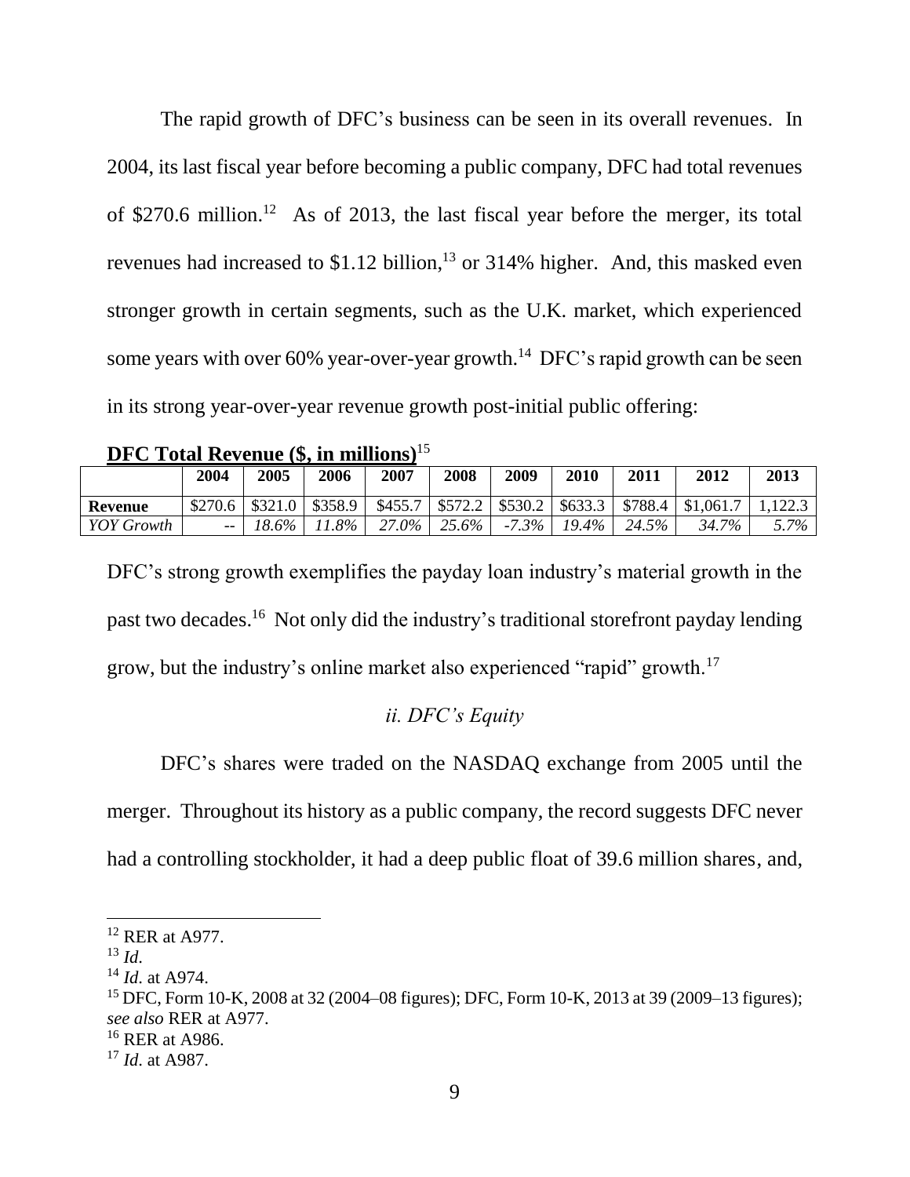The rapid growth of DFC's business can be seen in its overall revenues. In 2004, its last fiscal year before becoming a public company, DFC had total revenues of $270.6 million.[12] As of 2013, the last fiscal year before the merger, its total revenues had increased to $1.12 billion,[13] or 314% higher. And, this masked even stronger growth in certain segments, such as the U.K. market, which experienced some years with over 60% year-over-year growth.[14] DFC's rapid growth can be seen in its strong year-over-year revenue growth post-initial public offering:

**DFC Total Revenue ($, in millions)**[15]

| | 2004 | 2005 | 2006 | 2007 | 2008 | 2009 | 2010 | 2011 | 2012 | 2013 |
|---|---|---|---|---|---|---|---|---|---|---|
| **Revenue** | $270.6 | $321.0 | $358.9 | $455.7 | $572.2 | $530.2 | $633.3 | $788.4 | $1,061.7 | 1,122.3 |
| *YOY Growth* | -- | *18.6%* | *11.8%* | *27.0%* | *25.6%* | *-7.3%* | *19.4%* | *24.5%* | *34.7%* | *5.7%* |

DFC's strong growth exemplifies the payday loan industry's material growth in the past two decades.[16] Not only did the industry's traditional storefront payday lending grow, but the industry's online market also experienced "rapid" growth.[17]

*ii. DFC's Equity*

DFC's shares were traded on the NASDAQ exchange from 2005 until the merger. Throughout its history as a public company, the record suggests DFC never had a controlling stockholder, it had a deep public float of 39.6 million shares, and,

---

[12] RER at A977.

[13] *Id.*

[14] *Id.* at A974.

[15] DFC, Form 10-K, 2008 at 32 (2004–08 figures); DFC, Form 10-K, 2013 at 39 (2009–13 figures); *see also* RER at A977.

[16] RER at A986.

[17] *Id.* at A987.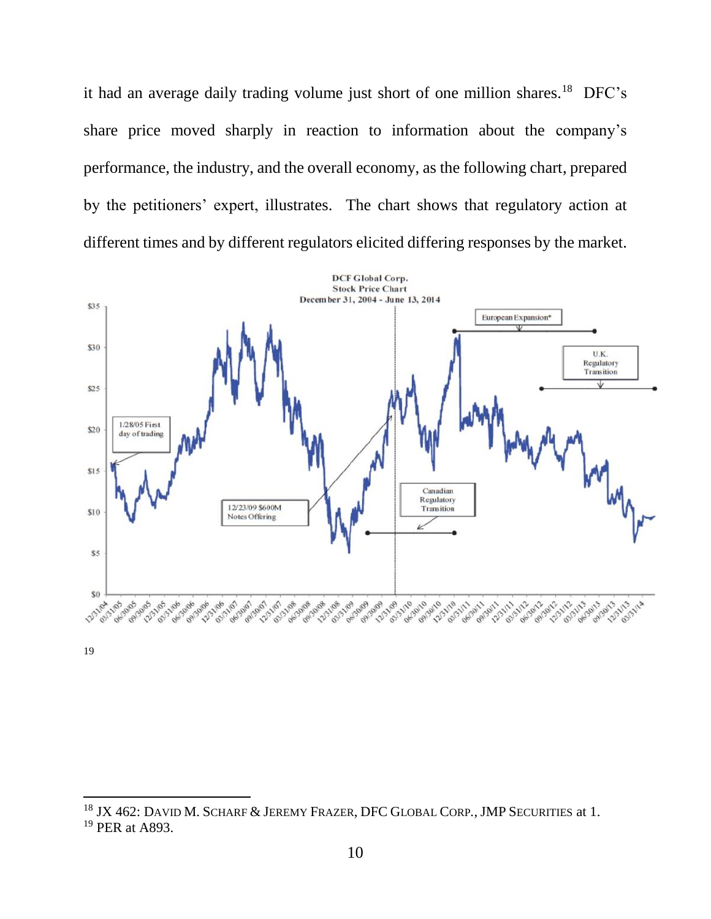it had an average daily trading volume just short of one million shares.[18] DFC's share price moved sharply in reaction to information about the company's performance, the industry, and the overall economy, as the following chart, prepared by the petitioners' expert, illustrates. The chart shows that regulatory action at different times and by different regulators elicited differing responses by the market.

DCF Global Corp.
Stock Price Chart
December 31, 2004 - June 13, 2014

19

---

[18] JX 462: DAVID M. SCHARF & JEREMY FRAZER, DFC GLOBAL CORP., JMP SECURITIES at 1.

[19] PER at A893.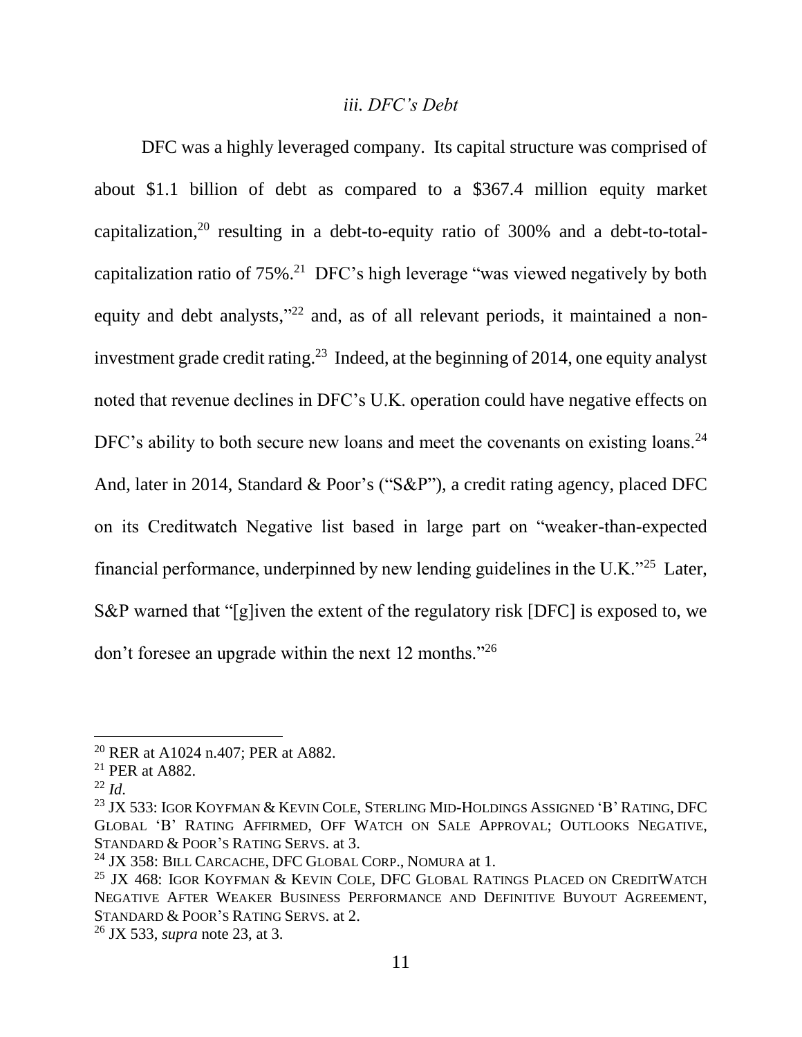### *iii. DFC's Debt*

DFC was a highly leveraged company. Its capital structure was comprised of about $1.1 billion of debt as compared to a $367.4 million equity market capitalization,[20] resulting in a debt-to-equity ratio of 300% and a debt-to-total-capitalization ratio of 75%.[21] DFC's high leverage "was viewed negatively by both equity and debt analysts,"[22] and, as of all relevant periods, it maintained a non-investment grade credit rating.[23] Indeed, at the beginning of 2014, one equity analyst noted that revenue declines in DFC's U.K. operation could have negative effects on DFC's ability to both secure new loans and meet the covenants on existing loans.[24] And, later in 2014, Standard & Poor's ("S&P"), a credit rating agency, placed DFC on its Creditwatch Negative list based in large part on "weaker-than-expected financial performance, underpinned by new lending guidelines in the U.K."[25] Later, S&P warned that "[g]iven the extent of the regulatory risk [DFC] is exposed to, we don't foresee an upgrade within the next 12 months."[26]

---

[20] RER at A1024 n.407; PER at A882.

[21] PER at A882.

[22] *Id*.

[23] JX 533: IGOR KOYFMAN & KEVIN COLE, STERLING MID-HOLDINGS ASSIGNED 'B' RATING, DFC GLOBAL 'B' RATING AFFIRMED, OFF WATCH ON SALE APPROVAL; OUTLOOKS NEGATIVE, STANDARD & POOR'S RATING SERVS. at 3.

[24] JX 358: BILL CARCACHE, DFC GLOBAL CORP., NOMURA at 1.

[25] JX 468: IGOR KOYFMAN & KEVIN COLE, DFC GLOBAL RATINGS PLACED ON CREDITWATCH NEGATIVE AFTER WEAKER BUSINESS PERFORMANCE AND DEFINITIVE BUYOUT AGREEMENT, STANDARD & POOR'S RATING SERVS. at 2.

[26] JX 533, *supra* note 23, at 3.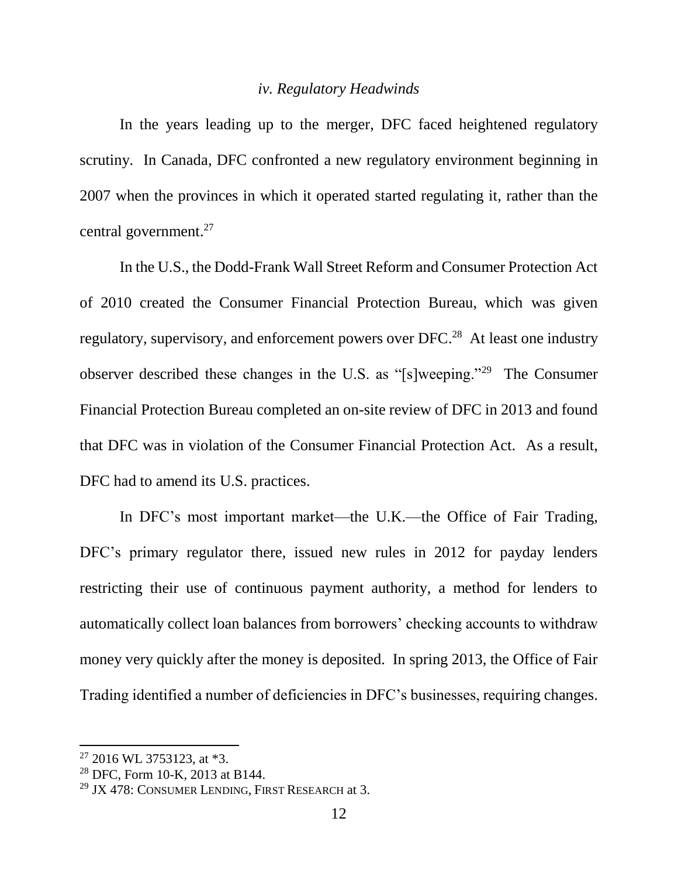### *iv. Regulatory Headwinds*

In the years leading up to the merger, DFC faced heightened regulatory scrutiny. In Canada, DFC confronted a new regulatory environment beginning in 2007 when the provinces in which it operated started regulating it, rather than the central government.[27]

In the U.S., the Dodd-Frank Wall Street Reform and Consumer Protection Act of 2010 created the Consumer Financial Protection Bureau, which was given regulatory, supervisory, and enforcement powers over DFC.[28] At least one industry observer described these changes in the U.S. as "[s]weeping."[29] The Consumer Financial Protection Bureau completed an on-site review of DFC in 2013 and found that DFC was in violation of the Consumer Financial Protection Act. As a result, DFC had to amend its U.S. practices.

In DFC's most important market—the U.K.—the Office of Fair Trading, DFC's primary regulator there, issued new rules in 2012 for payday lenders restricting their use of continuous payment authority, a method for lenders to automatically collect loan balances from borrowers' checking accounts to withdraw money very quickly after the money is deposited. In spring 2013, the Office of Fair Trading identified a number of deficiencies in DFC's businesses, requiring changes.

---

[27] 2016 WL 3753123, at *3.

[28] DFC, Form 10-K, 2013 at B144.

[29] JX 478: CONSUMER LENDING, FIRST RESEARCH at 3.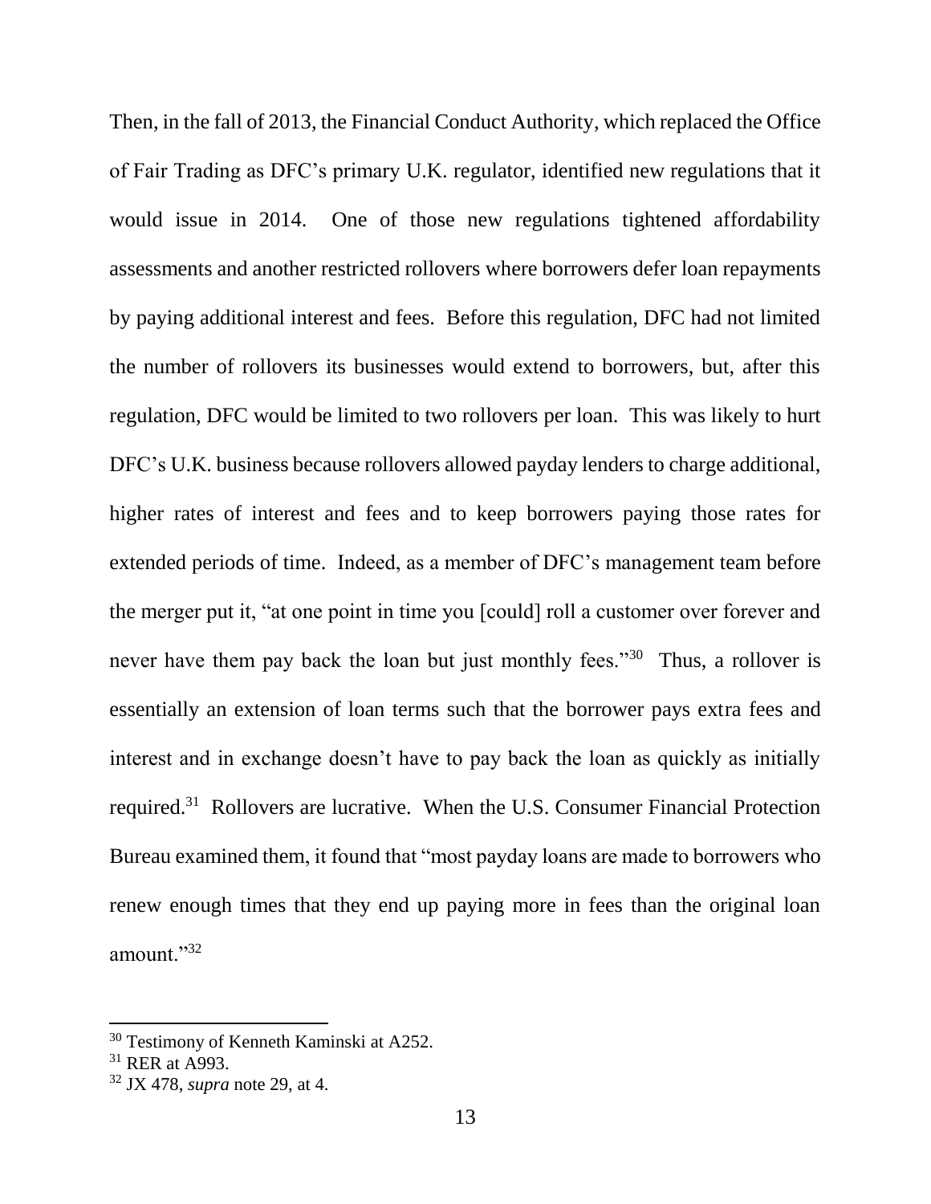Then, in the fall of 2013, the Financial Conduct Authority, which replaced the Office of Fair Trading as DFC's primary U.K. regulator, identified new regulations that it would issue in 2014. One of those new regulations tightened affordability assessments and another restricted rollovers where borrowers defer loan repayments by paying additional interest and fees. Before this regulation, DFC had not limited the number of rollovers its businesses would extend to borrowers, but, after this regulation, DFC would be limited to two rollovers per loan. This was likely to hurt DFC's U.K. business because rollovers allowed payday lenders to charge additional, higher rates of interest and fees and to keep borrowers paying those rates for extended periods of time. Indeed, as a member of DFC's management team before the merger put it, "at one point in time you [could] roll a customer over forever and never have them pay back the loan but just monthly fees."[30] Thus, a rollover is essentially an extension of loan terms such that the borrower pays extra fees and interest and in exchange doesn't have to pay back the loan as quickly as initially required.[31] Rollovers are lucrative. When the U.S. Consumer Financial Protection Bureau examined them, it found that "most payday loans are made to borrowers who renew enough times that they end up paying more in fees than the original loan amount."[32]

---

[30] Testimony of Kenneth Kaminski at A252.

[31] RER at A993.

[32] JX 478, *supra* note 29, at 4.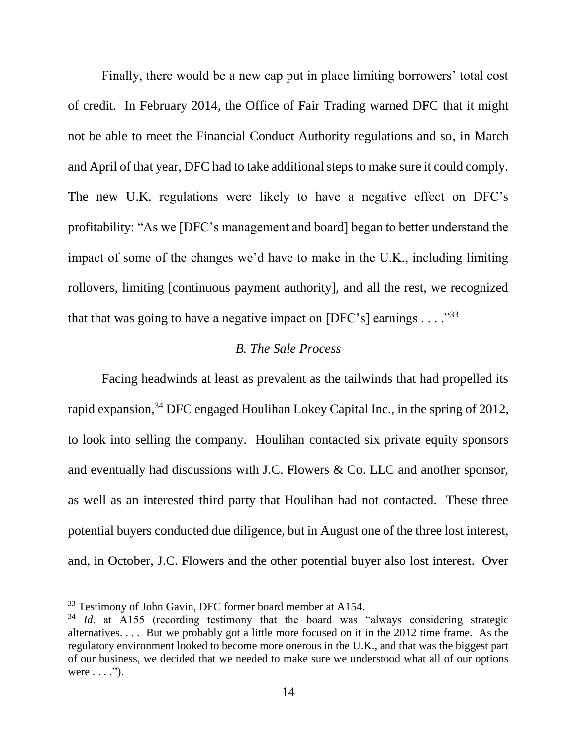Finally, there would be a new cap put in place limiting borrowers' total cost of credit. In February 2014, the Office of Fair Trading warned DFC that it might not be able to meet the Financial Conduct Authority regulations and so, in March and April of that year, DFC had to take additional steps to make sure it could comply. The new U.K. regulations were likely to have a negative effect on DFC's profitability: "As we [DFC's management and board] began to better understand the impact of some of the changes we'd have to make in the U.K., including limiting rollovers, limiting [continuous payment authority], and all the rest, we recognized that that was going to have a negative impact on [DFC's] earnings . . . ."[33]

### *B. The Sale Process*

Facing headwinds at least as prevalent as the tailwinds that had propelled its rapid expansion,[34] DFC engaged Houlihan Lokey Capital Inc., in the spring of 2012, to look into selling the company. Houlihan contacted six private equity sponsors and eventually had discussions with J.C. Flowers & Co. LLC and another sponsor, as well as an interested third party that Houlihan had not contacted. These three potential buyers conducted due diligence, but in August one of the three lost interest, and, in October, J.C. Flowers and the other potential buyer also lost interest. Over

---

[33] Testimony of John Gavin, DFC former board member at A154.

[34] *Id.* at A155 (recording testimony that the board was "always considering strategic alternatives. . . . But we probably got a little more focused on it in the 2012 time frame. As the regulatory environment looked to become more onerous in the U.K., and that was the biggest part of our business, we decided that we needed to make sure we understood what all of our options were . . . .").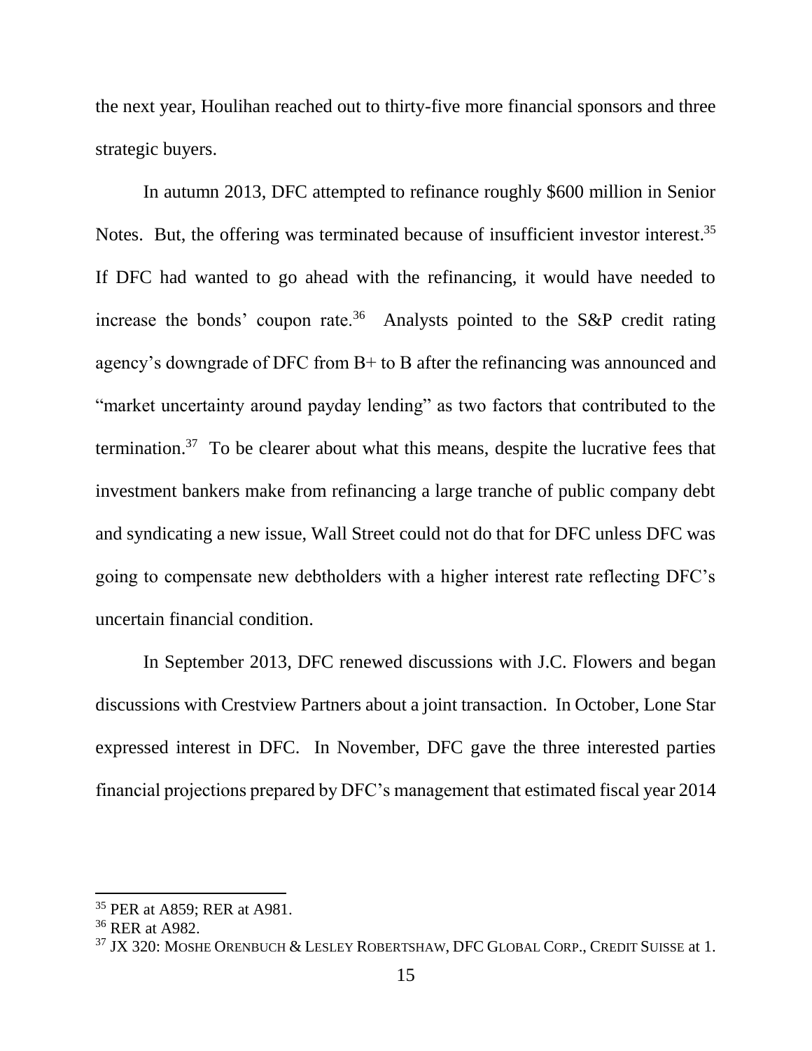the next year, Houlihan reached out to thirty-five more financial sponsors and three strategic buyers.

In autumn 2013, DFC attempted to refinance roughly $600 million in Senior Notes. But, the offering was terminated because of insufficient investor interest.[35] If DFC had wanted to go ahead with the refinancing, it would have needed to increase the bonds' coupon rate.[36] Analysts pointed to the S&P credit rating agency's downgrade of DFC from B+ to B after the refinancing was announced and "market uncertainty around payday lending" as two factors that contributed to the termination.[37] To be clearer about what this means, despite the lucrative fees that investment bankers make from refinancing a large tranche of public company debt and syndicating a new issue, Wall Street could not do that for DFC unless DFC was going to compensate new debtholders with a higher interest rate reflecting DFC's uncertain financial condition.

In September 2013, DFC renewed discussions with J.C. Flowers and began discussions with Crestview Partners about a joint transaction. In October, Lone Star expressed interest in DFC. In November, DFC gave the three interested parties financial projections prepared by DFC's management that estimated fiscal year 2014

---

[35] PER at A859; RER at A981.

[36] RER at A982.

[37] JX 320: MOSHE ORENBUCH & LESLEY ROBERTSHAW, DFC GLOBAL CORP., CREDIT SUISSE at 1.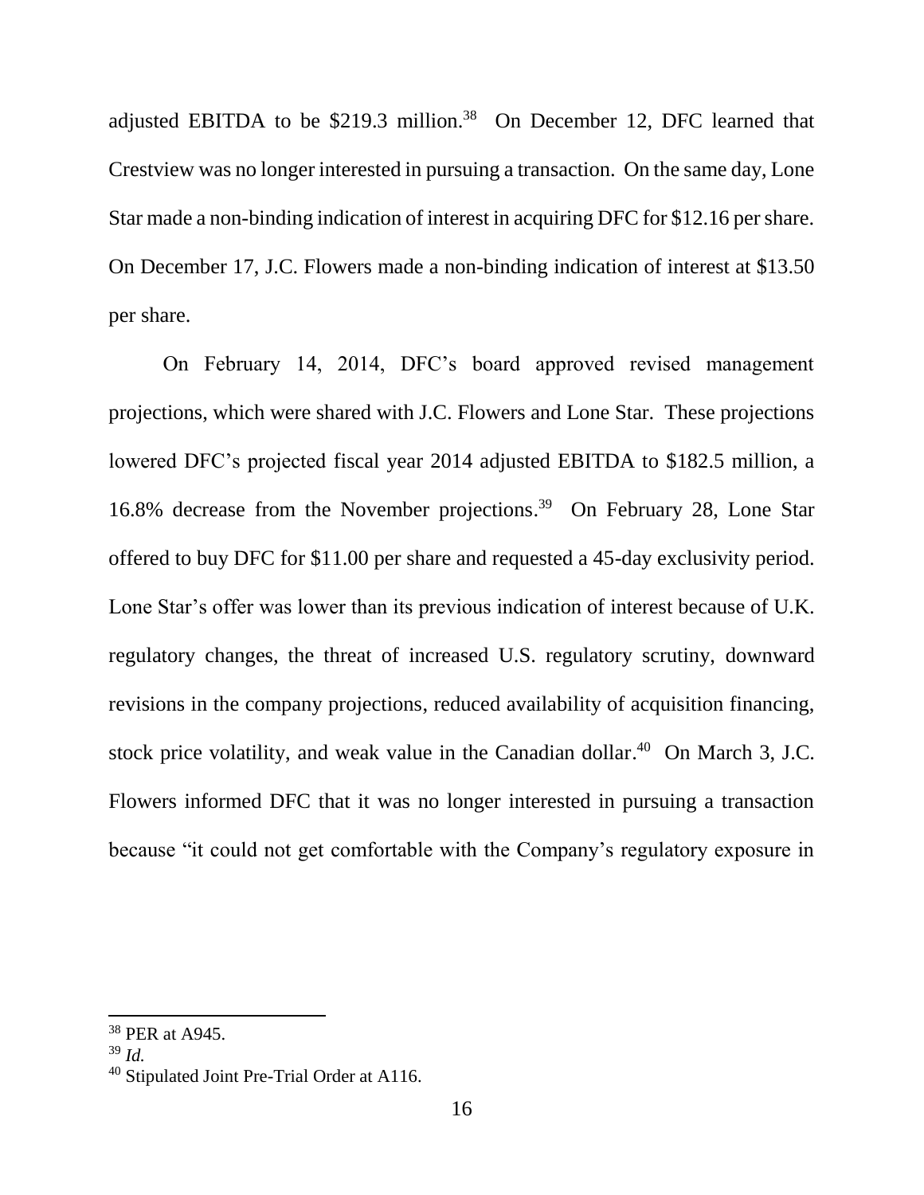adjusted EBITDA to be $219.3 million.[38] On December 12, DFC learned that Crestview was no longer interested in pursuing a transaction. On the same day, Lone Star made a non-binding indication of interest in acquiring DFC for $12.16 per share. On December 17, J.C. Flowers made a non-binding indication of interest at $13.50 per share.

On February 14, 2014, DFC's board approved revised management projections, which were shared with J.C. Flowers and Lone Star. These projections lowered DFC's projected fiscal year 2014 adjusted EBITDA to $182.5 million, a 16.8% decrease from the November projections.[39] On February 28, Lone Star offered to buy DFC for $11.00 per share and requested a 45-day exclusivity period. Lone Star's offer was lower than its previous indication of interest because of U.K. regulatory changes, the threat of increased U.S. regulatory scrutiny, downward revisions in the company projections, reduced availability of acquisition financing, stock price volatility, and weak value in the Canadian dollar.[40] On March 3, J.C. Flowers informed DFC that it was no longer interested in pursuing a transaction because "it could not get comfortable with the Company's regulatory exposure in

---

[38] PER at A945.

[39] *Id.*

[40] Stipulated Joint Pre-Trial Order at A116.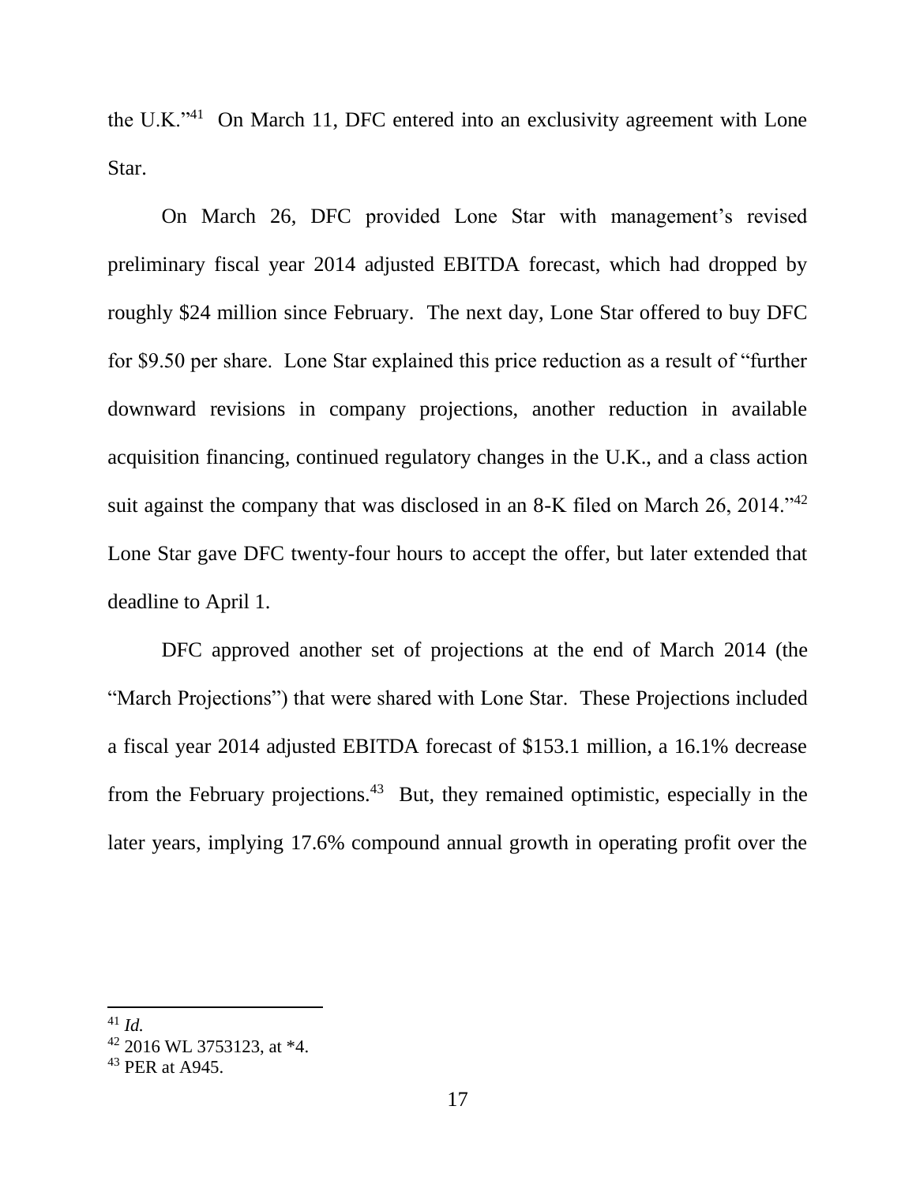the U.K."[41] On March 11, DFC entered into an exclusivity agreement with Lone Star.

On March 26, DFC provided Lone Star with management's revised preliminary fiscal year 2014 adjusted EBITDA forecast, which had dropped by roughly $24 million since February. The next day, Lone Star offered to buy DFC for $9.50 per share. Lone Star explained this price reduction as a result of "further downward revisions in company projections, another reduction in available acquisition financing, continued regulatory changes in the U.K., and a class action suit against the company that was disclosed in an 8-K filed on March 26, 2014."[42] Lone Star gave DFC twenty-four hours to accept the offer, but later extended that deadline to April 1.

DFC approved another set of projections at the end of March 2014 (the "March Projections") that were shared with Lone Star. These Projections included a fiscal year 2014 adjusted EBITDA forecast of $153.1 million, a 16.1% decrease from the February projections.[43] But, they remained optimistic, especially in the later years, implying 17.6% compound annual growth in operating profit over the

---

[41] *Id.*

[42] 2016 WL 3753123, at *4.

[43] PER at A945.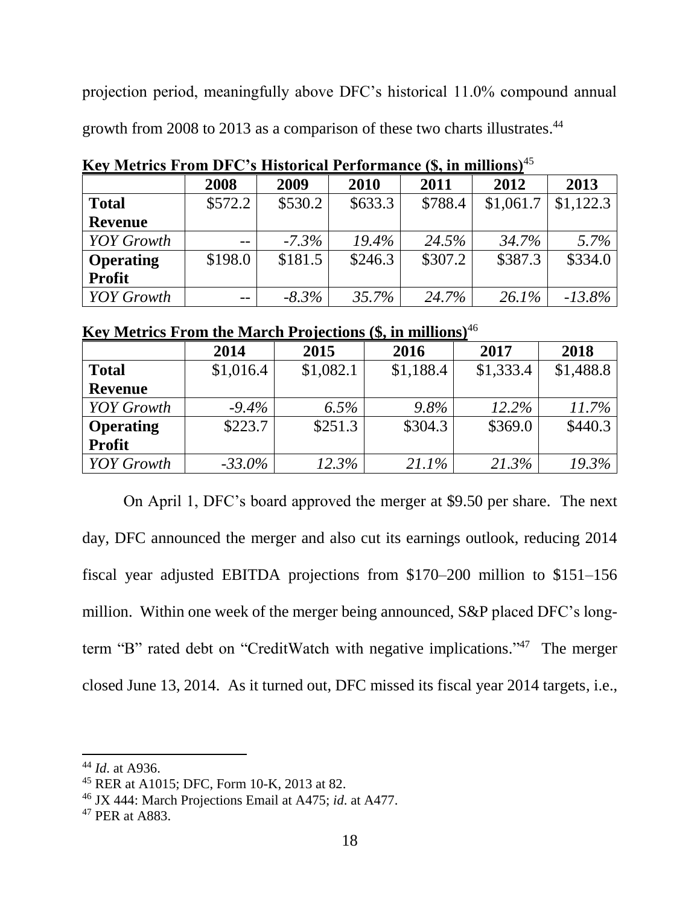projection period, meaningfully above DFC's historical 11.0% compound annual growth from 2008 to 2013 as a comparison of these two charts illustrates.[44]

**Key Metrics From DFC's Historical Performance ($, in millions)**[45]

| | 2008 | 2009 | 2010 | 2011 | 2012 | 2013 |
|---|---|---|---|---|---|---|
| **Total Revenue** | $572.2 | $530.2 | $633.3 | $788.4 | $1,061.7 | $1,122.3 |
| *YOY Growth* | -- | *-7.3%* | *19.4%* | *24.5%* | *34.7%* | *5.7%* |
| **Operating Profit** | $198.0 | $181.5 | $246.3 | $307.2 | $387.3 | $334.0 |
| *YOY Growth* | -- | *-8.3%* | *35.7%* | *24.7%* | *26.1%* | *-13.8%* |

**Key Metrics From the March Projections ($, in millions)**[46]

| | 2014 | 2015 | 2016 | 2017 | 2018 |
|---|---|---|---|---|---|
| **Total Revenue** | $1,016.4 | $1,082.1 | $1,188.4 | $1,333.4 | $1,488.8 |
| *YOY Growth* | *-9.4%* | *6.5%* | *9.8%* | *12.2%* | *11.7%* |
| **Operating Profit** | $223.7 | $251.3 | $304.3 | $369.0 | $440.3 |
| *YOY Growth* | *-33.0%* | *12.3%* | *21.1%* | *21.3%* | *19.3%* |

On April 1, DFC's board approved the merger at $9.50 per share. The next day, DFC announced the merger and also cut its earnings outlook, reducing 2014 fiscal year adjusted EBITDA projections from $170–200 million to $151–156 million. Within one week of the merger being announced, S&P placed DFC's long-term "B" rated debt on "CreditWatch with negative implications."[47] The merger closed June 13, 2014. As it turned out, DFC missed its fiscal year 2014 targets, i.e.,

[44] *Id.* at A936.

[45] RER at A1015; DFC, Form 10-K, 2013 at 82.

[46] JX 444: March Projections Email at A475; *id.* at A477.

[47] PER at A883.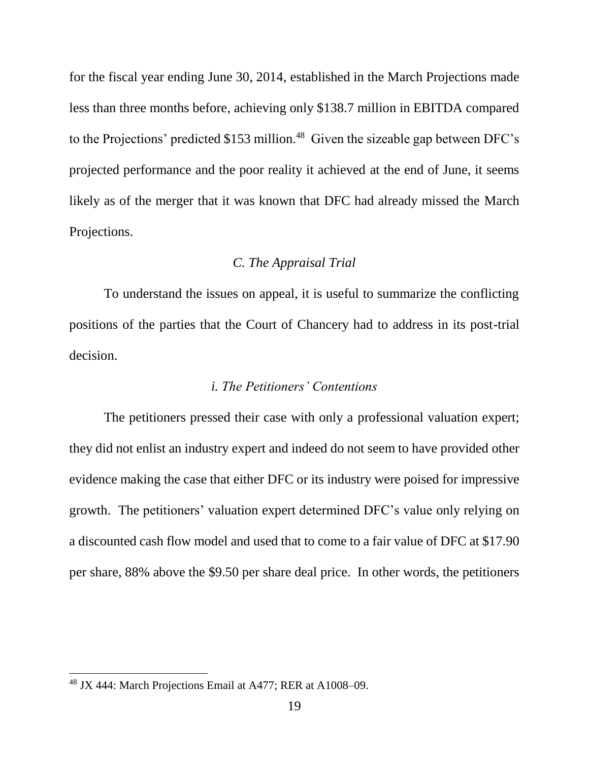for the fiscal year ending June 30, 2014, established in the March Projections made less than three months before, achieving only $138.7 million in EBITDA compared to the Projections' predicted $153 million.[48] Given the sizeable gap between DFC's projected performance and the poor reality it achieved at the end of June, it seems likely as of the merger that it was known that DFC had already missed the March Projections.

### *C. The Appraisal Trial*

To understand the issues on appeal, it is useful to summarize the conflicting positions of the parties that the Court of Chancery had to address in its post-trial decision.

#### *i. The Petitioners' Contentions*

The petitioners pressed their case with only a professional valuation expert; they did not enlist an industry expert and indeed do not seem to have provided other evidence making the case that either DFC or its industry were poised for impressive growth. The petitioners' valuation expert determined DFC's value only relying on a discounted cash flow model and used that to come to a fair value of DFC at $17.90 per share, 88% above the $9.50 per share deal price. In other words, the petitioners

---

[48] JX 444: March Projections Email at A477; RER at A1008–09.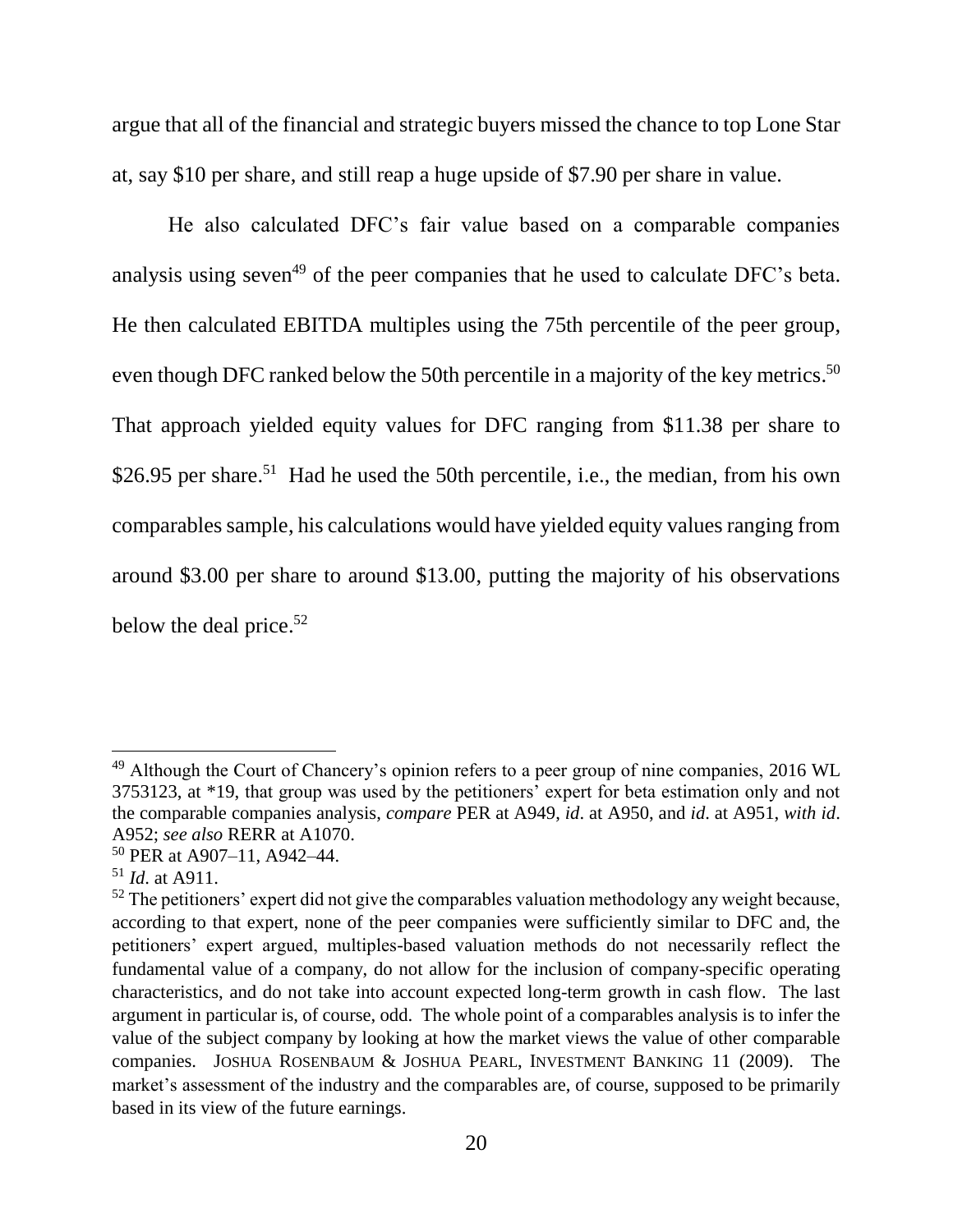argue that all of the financial and strategic buyers missed the chance to top Lone Star at, say $10 per share, and still reap a huge upside of $7.90 per share in value.

He also calculated DFC's fair value based on a comparable companies analysis using seven[49] of the peer companies that he used to calculate DFC's beta. He then calculated EBITDA multiples using the 75th percentile of the peer group, even though DFC ranked below the 50th percentile in a majority of the key metrics.[50] That approach yielded equity values for DFC ranging from $11.38 per share to $26.95 per share.[51] Had he used the 50th percentile, i.e., the median, from his own comparables sample, his calculations would have yielded equity values ranging from around $3.00 per share to around $13.00, putting the majority of his observations below the deal price.[52]

---

[49] Although the Court of Chancery's opinion refers to a peer group of nine companies, 2016 WL 3753123, at *19, that group was used by the petitioners' expert for beta estimation only and not the comparable companies analysis, *compare* PER at A949, *id*. at A950, and *id*. at A951, *with id*. A952; *see also* RERR at A1070.

[50] PER at A907–11, A942–44.

[51] *Id*. at A911.

[52] The petitioners' expert did not give the comparables valuation methodology any weight because, according to that expert, none of the peer companies were sufficiently similar to DFC and, the petitioners' expert argued, multiples-based valuation methods do not necessarily reflect the fundamental value of a company, do not allow for the inclusion of company-specific operating characteristics, and do not take into account expected long-term growth in cash flow. The last argument in particular is, of course, odd. The whole point of a comparables analysis is to infer the value of the subject company by looking at how the market views the value of other comparable companies. JOSHUA ROSENBAUM & JOSHUA PEARL, INVESTMENT BANKING 11 (2009). The market's assessment of the industry and the comparables are, of course, supposed to be primarily based in its view of the future earnings.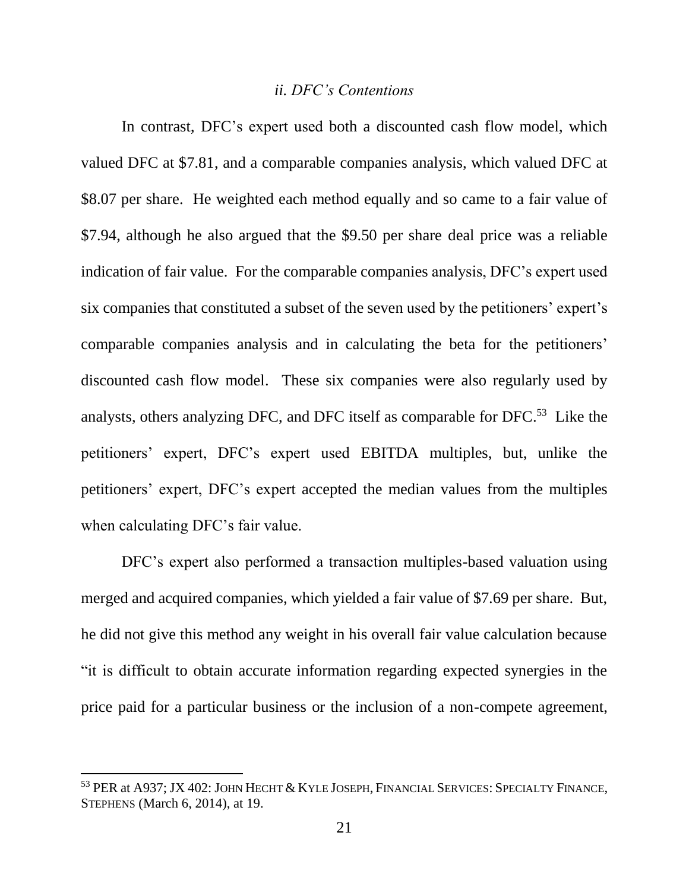### *ii. DFC's Contentions*

In contrast, DFC's expert used both a discounted cash flow model, which valued DFC at $7.81, and a comparable companies analysis, which valued DFC at $8.07 per share. He weighted each method equally and so came to a fair value of $7.94, although he also argued that the $9.50 per share deal price was a reliable indication of fair value. For the comparable companies analysis, DFC's expert used six companies that constituted a subset of the seven used by the petitioners' expert's comparable companies analysis and in calculating the beta for the petitioners' discounted cash flow model. These six companies were also regularly used by analysts, others analyzing DFC, and DFC itself as comparable for DFC.[53] Like the petitioners' expert, DFC's expert used EBITDA multiples, but, unlike the petitioners' expert, DFC's expert accepted the median values from the multiples when calculating DFC's fair value.

DFC's expert also performed a transaction multiples-based valuation using merged and acquired companies, which yielded a fair value of $7.69 per share. But, he did not give this method any weight in his overall fair value calculation because "it is difficult to obtain accurate information regarding expected synergies in the price paid for a particular business or the inclusion of a non-compete agreement,

---

[53] PER at A937; JX 402: JOHN HECHT & KYLE JOSEPH, FINANCIAL SERVICES: SPECIALTY FINANCE, STEPHENS (March 6, 2014), at 19.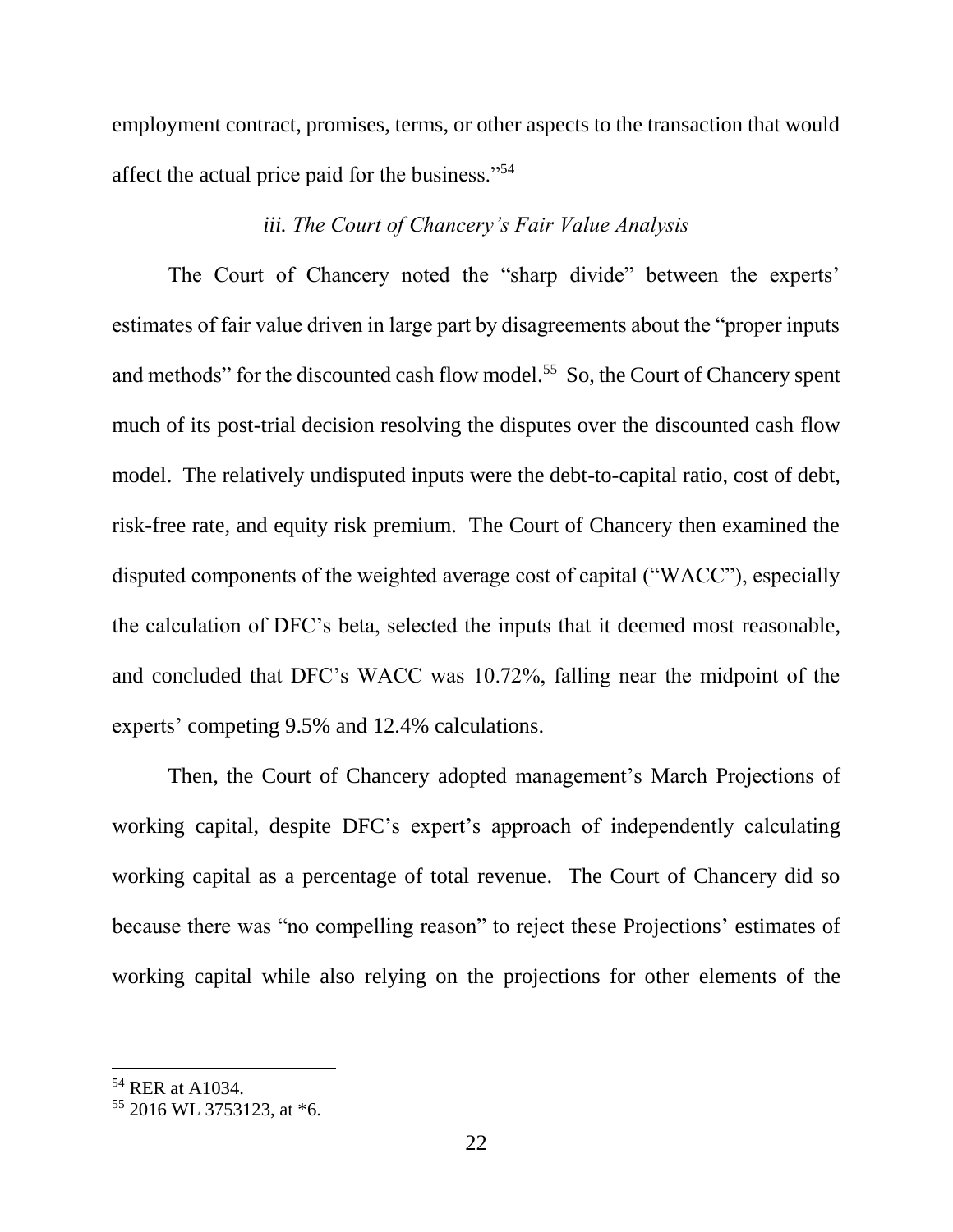employment contract, promises, terms, or other aspects to the transaction that would affect the actual price paid for the business."[54]

*iii. The Court of Chancery's Fair Value Analysis*

The Court of Chancery noted the "sharp divide" between the experts' estimates of fair value driven in large part by disagreements about the "proper inputs and methods" for the discounted cash flow model.[55] So, the Court of Chancery spent much of its post-trial decision resolving the disputes over the discounted cash flow model. The relatively undisputed inputs were the debt-to-capital ratio, cost of debt, risk-free rate, and equity risk premium. The Court of Chancery then examined the disputed components of the weighted average cost of capital ("WACC"), especially the calculation of DFC's beta, selected the inputs that it deemed most reasonable, and concluded that DFC's WACC was 10.72%, falling near the midpoint of the experts' competing 9.5% and 12.4% calculations.

Then, the Court of Chancery adopted management's March Projections of working capital, despite DFC's expert's approach of independently calculating working capital as a percentage of total revenue. The Court of Chancery did so because there was "no compelling reason" to reject these Projections' estimates of working capital while also relying on the projections for other elements of the

---

[54] RER at A1034.

[55] 2016 WL 3753123, at *6.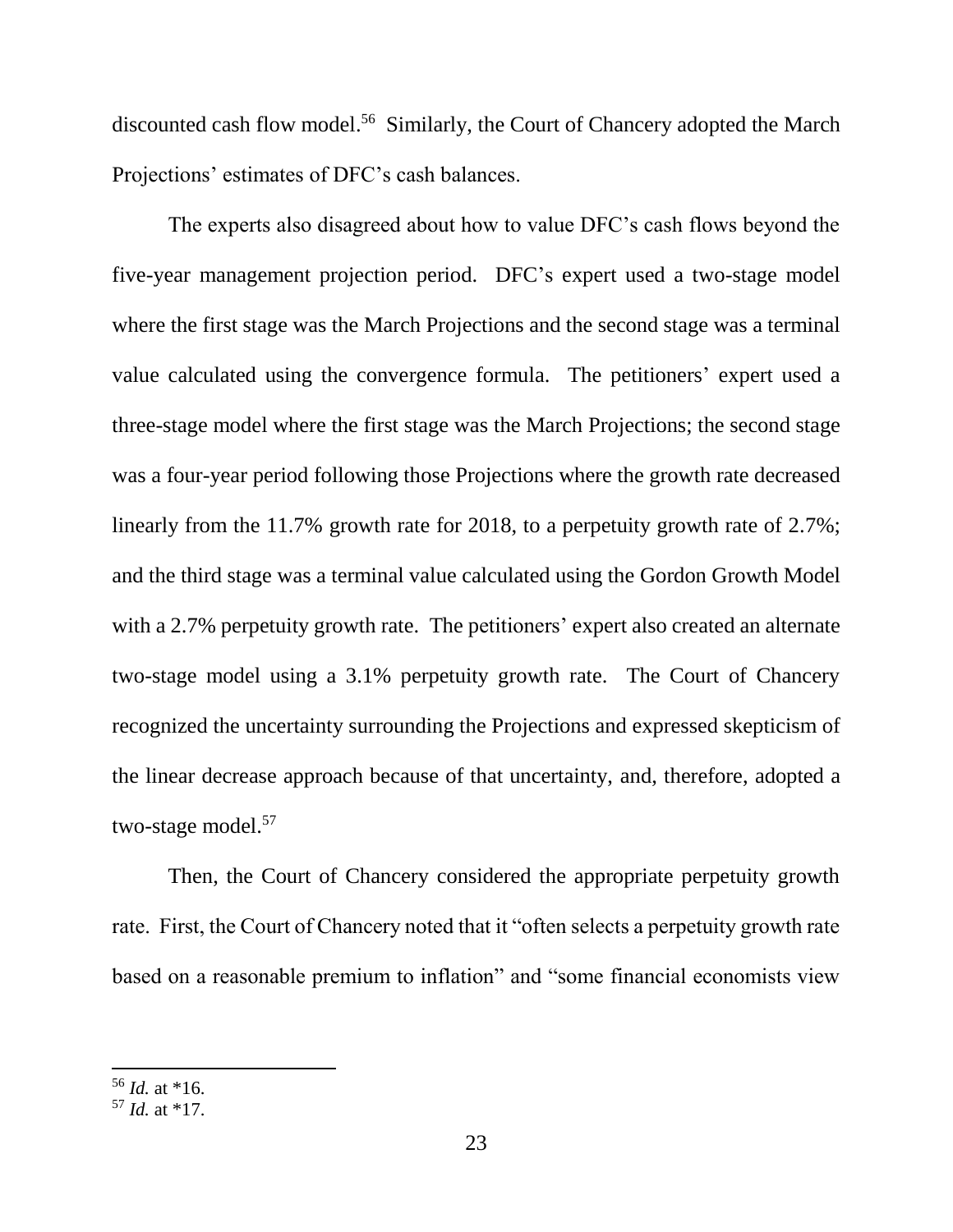discounted cash flow model.[56] Similarly, the Court of Chancery adopted the March Projections' estimates of DFC's cash balances.

The experts also disagreed about how to value DFC's cash flows beyond the five-year management projection period. DFC's expert used a two-stage model where the first stage was the March Projections and the second stage was a terminal value calculated using the convergence formula. The petitioners' expert used a three-stage model where the first stage was the March Projections; the second stage was a four-year period following those Projections where the growth rate decreased linearly from the 11.7% growth rate for 2018, to a perpetuity growth rate of 2.7%; and the third stage was a terminal value calculated using the Gordon Growth Model with a 2.7% perpetuity growth rate. The petitioners' expert also created an alternate two-stage model using a 3.1% perpetuity growth rate. The Court of Chancery recognized the uncertainty surrounding the Projections and expressed skepticism of the linear decrease approach because of that uncertainty, and, therefore, adopted a two-stage model.[57]

Then, the Court of Chancery considered the appropriate perpetuity growth rate. First, the Court of Chancery noted that it "often selects a perpetuity growth rate based on a reasonable premium to inflation" and "some financial economists view

---

[56] *Id.* at *16.

[57] *Id.* at *17.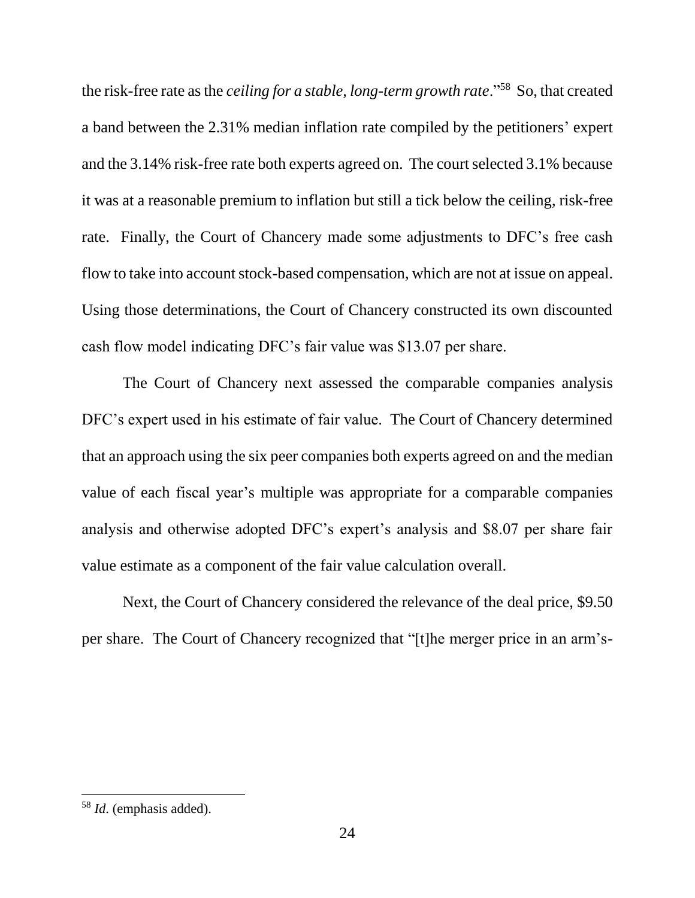the risk-free rate as the *ceiling for a stable, long-term growth rate*."[58] So, that created a band between the 2.31% median inflation rate compiled by the petitioners' expert and the 3.14% risk-free rate both experts agreed on. The court selected 3.1% because it was at a reasonable premium to inflation but still a tick below the ceiling, risk-free rate. Finally, the Court of Chancery made some adjustments to DFC's free cash flow to take into account stock-based compensation, which are not at issue on appeal. Using those determinations, the Court of Chancery constructed its own discounted cash flow model indicating DFC's fair value was $13.07 per share.

The Court of Chancery next assessed the comparable companies analysis DFC's expert used in his estimate of fair value. The Court of Chancery determined that an approach using the six peer companies both experts agreed on and the median value of each fiscal year's multiple was appropriate for a comparable companies analysis and otherwise adopted DFC's expert's analysis and $8.07 per share fair value estimate as a component of the fair value calculation overall.

Next, the Court of Chancery considered the relevance of the deal price, $9.50 per share. The Court of Chancery recognized that "[t]he merger price in an arm's-

---

[58] *Id*. (emphasis added).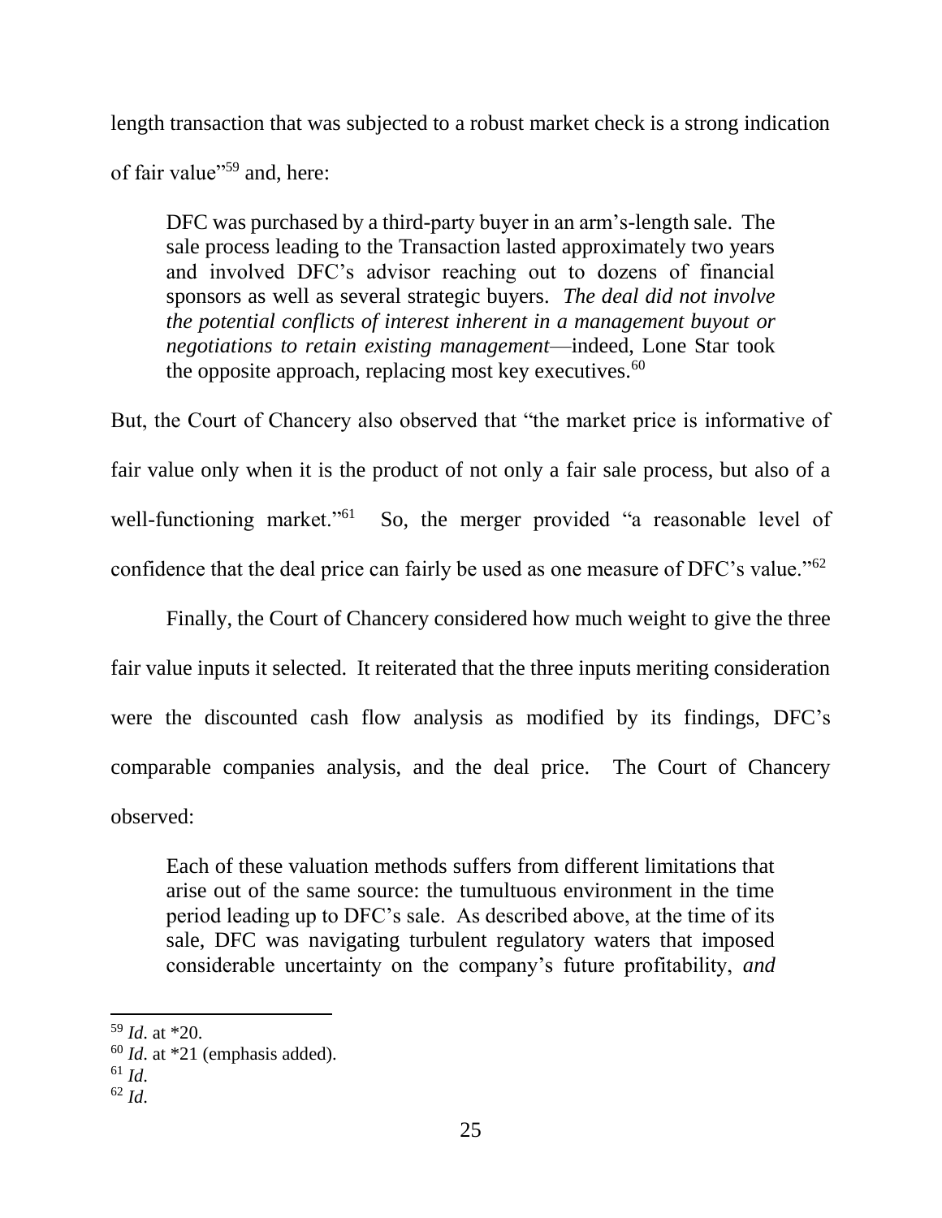length transaction that was subjected to a robust market check is a strong indication of fair value"[59] and, here:

> DFC was purchased by a third-party buyer in an arm's-length sale. The sale process leading to the Transaction lasted approximately two years and involved DFC's advisor reaching out to dozens of financial sponsors as well as several strategic buyers. *The deal did not involve the potential conflicts of interest inherent in a management buyout or negotiations to retain existing management*—indeed, Lone Star took the opposite approach, replacing most key executives.[60]

But, the Court of Chancery also observed that "the market price is informative of fair value only when it is the product of not only a fair sale process, but also of a well-functioning market."[61] So, the merger provided "a reasonable level of confidence that the deal price can fairly be used as one measure of DFC's value."[62]

Finally, the Court of Chancery considered how much weight to give the three fair value inputs it selected. It reiterated that the three inputs meriting consideration were the discounted cash flow analysis as modified by its findings, DFC's comparable companies analysis, and the deal price. The Court of Chancery observed:

> Each of these valuation methods suffers from different limitations that arise out of the same source: the tumultuous environment in the time period leading up to DFC's sale. As described above, at the time of its sale, DFC was navigating turbulent regulatory waters that imposed considerable uncertainty on the company's future profitability, *and*

[59] *Id.* at *20.

[60] *Id.* at *21 (emphasis added).

[61] *Id.*

[62] *Id.*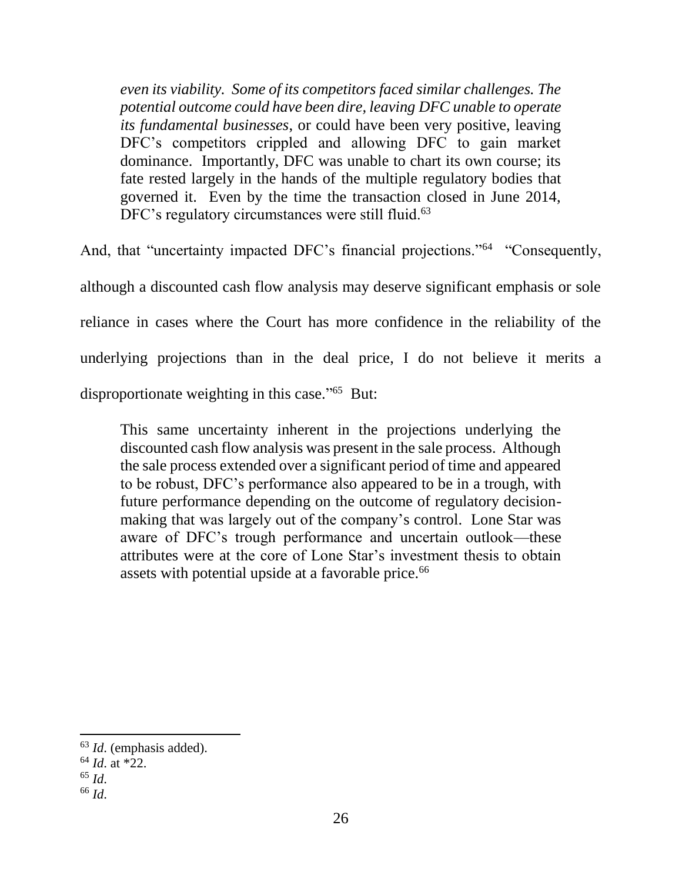> *even its viability. Some of its competitors faced similar challenges. The potential outcome could have been dire, leaving DFC unable to operate its fundamental businesses*, or could have been very positive, leaving DFC's competitors crippled and allowing DFC to gain market dominance. Importantly, DFC was unable to chart its own course; its fate rested largely in the hands of the multiple regulatory bodies that governed it. Even by the time the transaction closed in June 2014, DFC's regulatory circumstances were still fluid.[63]

And, that "uncertainty impacted DFC's financial projections."[64] "Consequently, although a discounted cash flow analysis may deserve significant emphasis or sole reliance in cases where the Court has more confidence in the reliability of the underlying projections than in the deal price, I do not believe it merits a disproportionate weighting in this case."[65] But:

> This same uncertainty inherent in the projections underlying the discounted cash flow analysis was present in the sale process. Although the sale process extended over a significant period of time and appeared to be robust, DFC's performance also appeared to be in a trough, with future performance depending on the outcome of regulatory decision-making that was largely out of the company's control. Lone Star was aware of DFC's trough performance and uncertain outlook—these attributes were at the core of Lone Star's investment thesis to obtain assets with potential upside at a favorable price.[66]

---

[63] *Id.* (emphasis added).

[64] *Id.* at *22.

[65] *Id.*

[66] *Id.*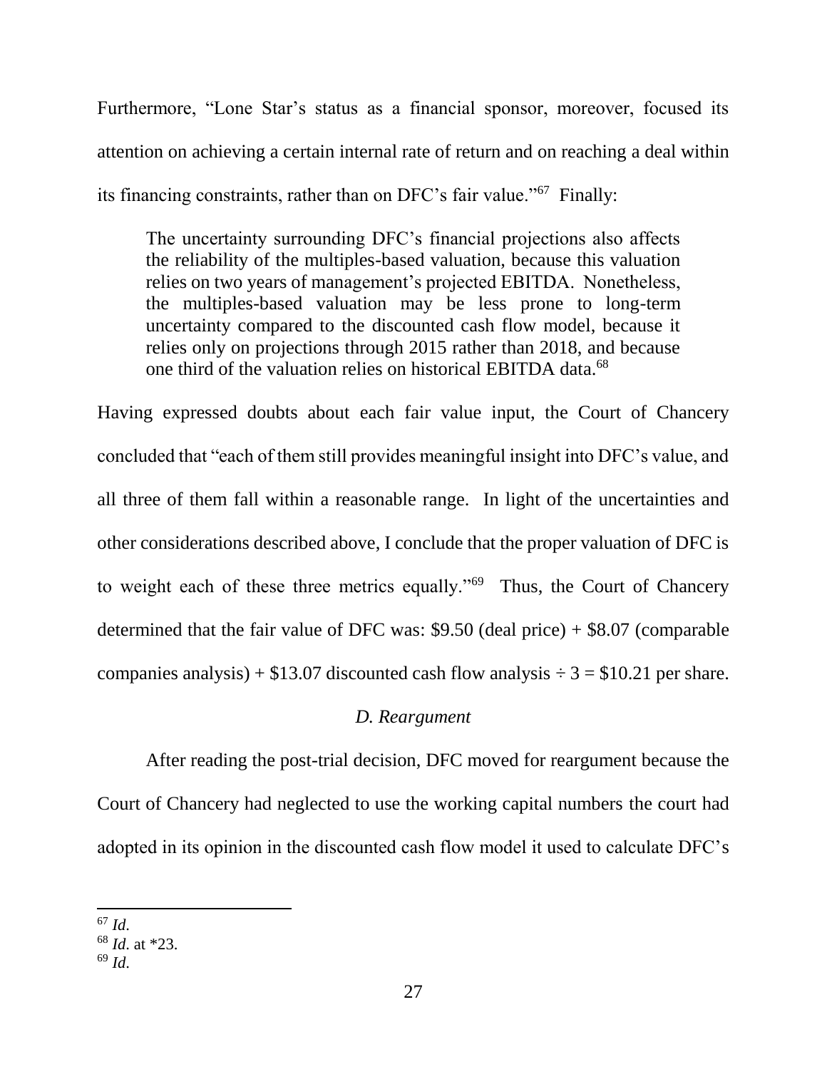Furthermore, "Lone Star's status as a financial sponsor, moreover, focused its attention on achieving a certain internal rate of return and on reaching a deal within its financing constraints, rather than on DFC's fair value."[67] Finally:

> The uncertainty surrounding DFC's financial projections also affects the reliability of the multiples-based valuation, because this valuation relies on two years of management's projected EBITDA. Nonetheless, the multiples-based valuation may be less prone to long-term uncertainty compared to the discounted cash flow model, because it relies only on projections through 2015 rather than 2018, and because one third of the valuation relies on historical EBITDA data.[68]

Having expressed doubts about each fair value input, the Court of Chancery concluded that "each of them still provides meaningful insight into DFC's value, and all three of them fall within a reasonable range. In light of the uncertainties and other considerations described above, I conclude that the proper valuation of DFC is to weight each of these three metrics equally."[69] Thus, the Court of Chancery determined that the fair value of DFC was: $9.50 (deal price) + $8.07 (comparable companies analysis) + $13.07 discounted cash flow analysis ÷ 3 = $10.21 per share.

### *D. Reargument*

After reading the post-trial decision, DFC moved for reargument because the Court of Chancery had neglected to use the working capital numbers the court had adopted in its opinion in the discounted cash flow model it used to calculate DFC's

---

[67] *Id.*

[68] *Id.* at *23.

[69] *Id.*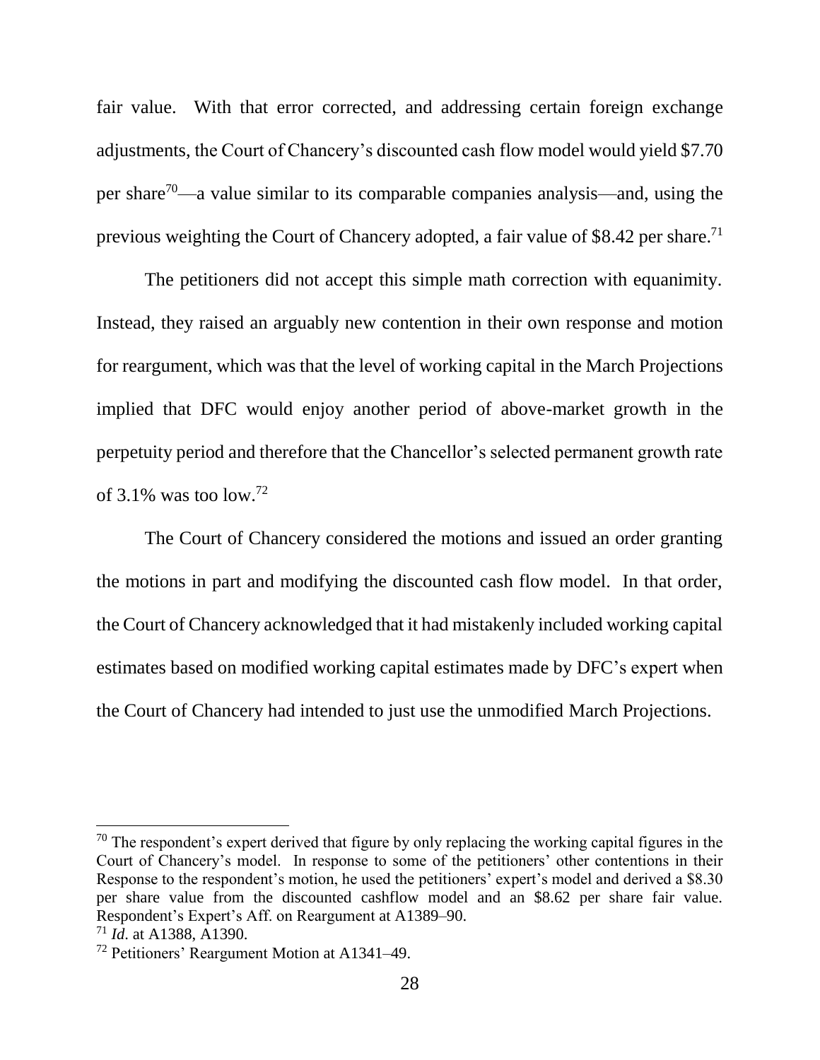fair value. With that error corrected, and addressing certain foreign exchange adjustments, the Court of Chancery's discounted cash flow model would yield $7.70 per share[70]—a value similar to its comparable companies analysis—and, using the previous weighting the Court of Chancery adopted, a fair value of $8.42 per share.[71]

The petitioners did not accept this simple math correction with equanimity. Instead, they raised an arguably new contention in their own response and motion for reargument, which was that the level of working capital in the March Projections implied that DFC would enjoy another period of above-market growth in the perpetuity period and therefore that the Chancellor's selected permanent growth rate of 3.1% was too low.[72]

The Court of Chancery considered the motions and issued an order granting the motions in part and modifying the discounted cash flow model. In that order, the Court of Chancery acknowledged that it had mistakenly included working capital estimates based on modified working capital estimates made by DFC's expert when the Court of Chancery had intended to just use the unmodified March Projections.

---

[70] The respondent's expert derived that figure by only replacing the working capital figures in the Court of Chancery's model. In response to some of the petitioners' other contentions in their Response to the respondent's motion, he used the petitioners' expert's model and derived a $8.30 per share value from the discounted cashflow model and an $8.62 per share fair value. Respondent's Expert's Aff. on Reargument at A1389–90.

[71] *Id*. at A1388, A1390.

[72] Petitioners' Reargument Motion at A1341–49.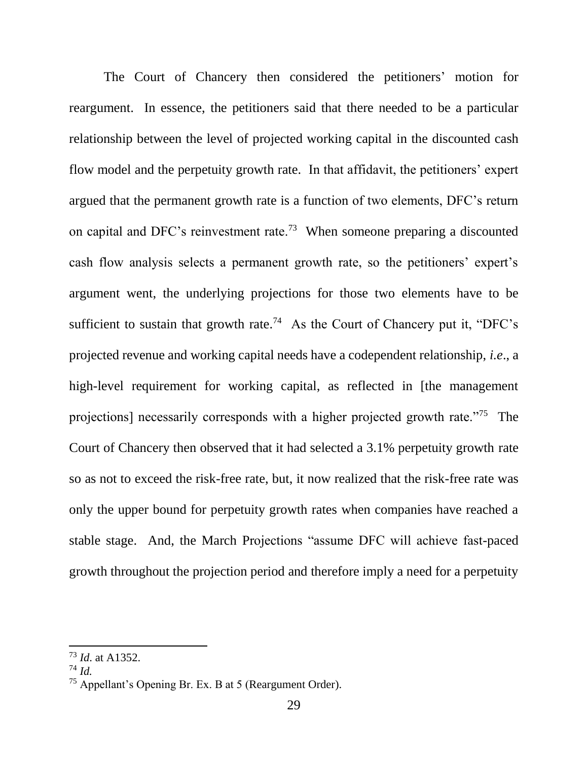The Court of Chancery then considered the petitioners' motion for reargument. In essence, the petitioners said that there needed to be a particular relationship between the level of projected working capital in the discounted cash flow model and the perpetuity growth rate. In that affidavit, the petitioners' expert argued that the permanent growth rate is a function of two elements, DFC's return on capital and DFC's reinvestment rate.[73] When someone preparing a discounted cash flow analysis selects a permanent growth rate, so the petitioners' expert's argument went, the underlying projections for those two elements have to be sufficient to sustain that growth rate.[74] As the Court of Chancery put it, "DFC's projected revenue and working capital needs have a codependent relationship, *i.e*., a high-level requirement for working capital, as reflected in [the management projections] necessarily corresponds with a higher projected growth rate."[75] The Court of Chancery then observed that it had selected a 3.1% perpetuity growth rate so as not to exceed the risk-free rate, but, it now realized that the risk-free rate was only the upper bound for perpetuity growth rates when companies have reached a stable stage. And, the March Projections "assume DFC will achieve fast-paced growth throughout the projection period and therefore imply a need for a perpetuity

---

[73] *Id*. at A1352.

[74] *Id.*

[75] Appellant's Opening Br. Ex. B at 5 (Reargument Order).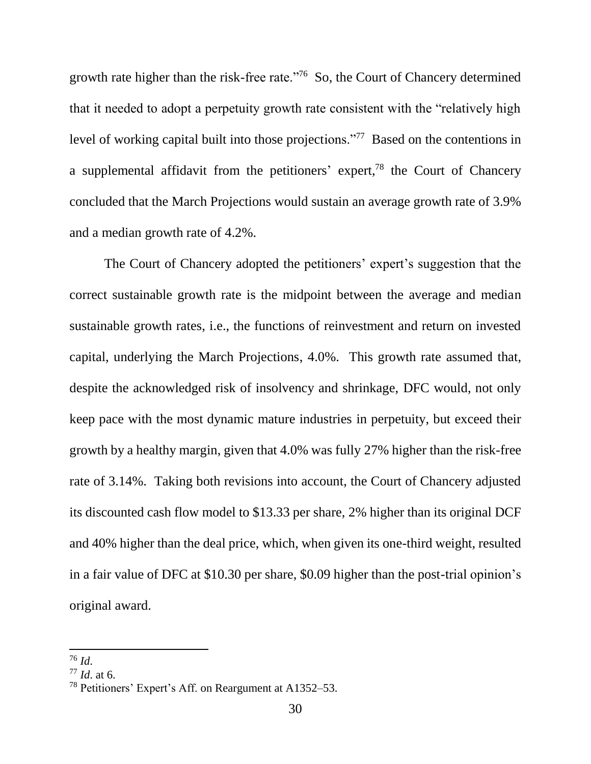growth rate higher than the risk-free rate."[76] So, the Court of Chancery determined that it needed to adopt a perpetuity growth rate consistent with the "relatively high level of working capital built into those projections."[77] Based on the contentions in a supplemental affidavit from the petitioners' expert,[78] the Court of Chancery concluded that the March Projections would sustain an average growth rate of 3.9% and a median growth rate of 4.2%.

The Court of Chancery adopted the petitioners' expert's suggestion that the correct sustainable growth rate is the midpoint between the average and median sustainable growth rates, i.e., the functions of reinvestment and return on invested capital, underlying the March Projections, 4.0%. This growth rate assumed that, despite the acknowledged risk of insolvency and shrinkage, DFC would, not only keep pace with the most dynamic mature industries in perpetuity, but exceed their growth by a healthy margin, given that 4.0% was fully 27% higher than the risk-free rate of 3.14%. Taking both revisions into account, the Court of Chancery adjusted its discounted cash flow model to $13.33 per share, 2% higher than its original DCF and 40% higher than the deal price, which, when given its one-third weight, resulted in a fair value of DFC at $10.30 per share, $0.09 higher than the post-trial opinion's original award.

---

[76] *Id.*

[77] *Id.* at 6.

[78] Petitioners' Expert's Aff. on Reargument at A1352–53.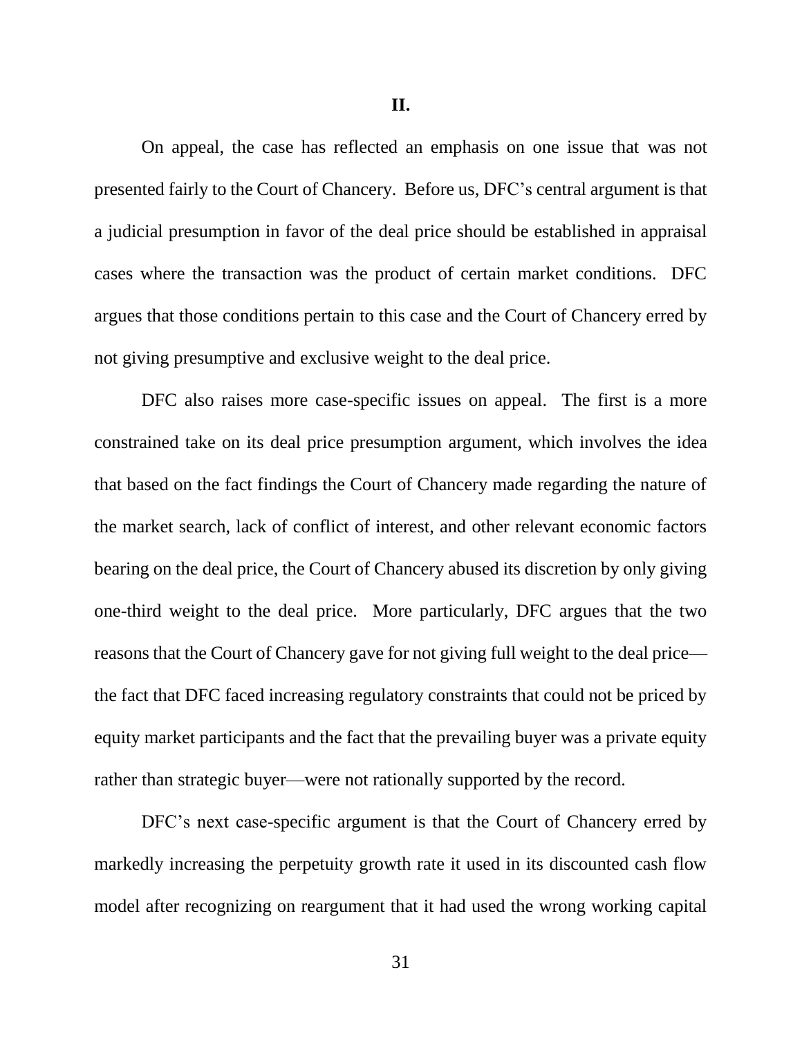## II.

On appeal, the case has reflected an emphasis on one issue that was not presented fairly to the Court of Chancery. Before us, DFC's central argument is that a judicial presumption in favor of the deal price should be established in appraisal cases where the transaction was the product of certain market conditions. DFC argues that those conditions pertain to this case and the Court of Chancery erred by not giving presumptive and exclusive weight to the deal price.

DFC also raises more case-specific issues on appeal. The first is a more constrained take on its deal price presumption argument, which involves the idea that based on the fact findings the Court of Chancery made regarding the nature of the market search, lack of conflict of interest, and other relevant economic factors bearing on the deal price, the Court of Chancery abused its discretion by only giving one-third weight to the deal price. More particularly, DFC argues that the two reasons that the Court of Chancery gave for not giving full weight to the deal price—the fact that DFC faced increasing regulatory constraints that could not be priced by equity market participants and the fact that the prevailing buyer was a private equity rather than strategic buyer—were not rationally supported by the record.

DFC's next case-specific argument is that the Court of Chancery erred by markedly increasing the perpetuity growth rate it used in its discounted cash flow model after recognizing on reargument that it had used the wrong working capital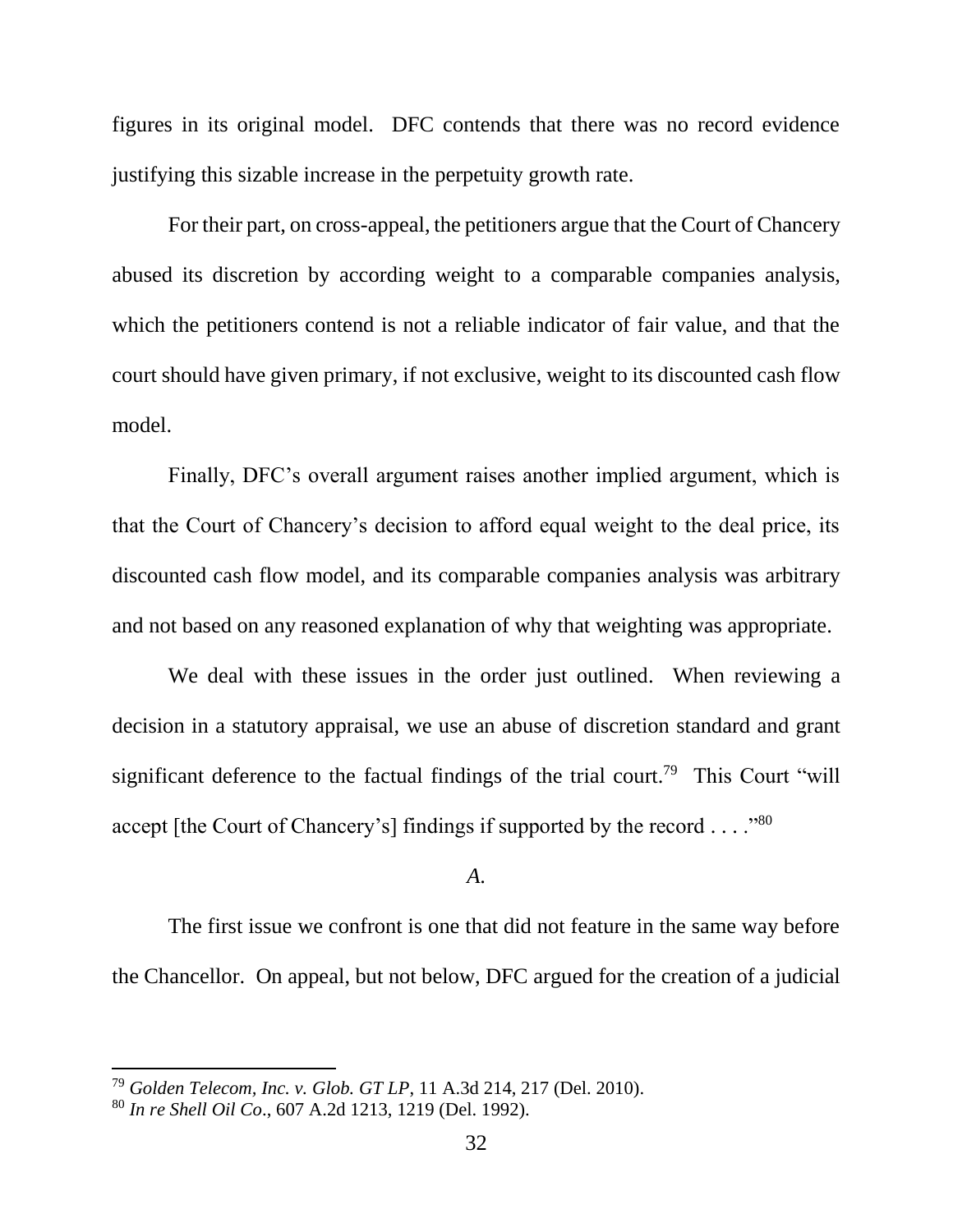figures in its original model. DFC contends that there was no record evidence justifying this sizable increase in the perpetuity growth rate.

For their part, on cross-appeal, the petitioners argue that the Court of Chancery abused its discretion by according weight to a comparable companies analysis, which the petitioners contend is not a reliable indicator of fair value, and that the court should have given primary, if not exclusive, weight to its discounted cash flow model.

Finally, DFC's overall argument raises another implied argument, which is that the Court of Chancery's decision to afford equal weight to the deal price, its discounted cash flow model, and its comparable companies analysis was arbitrary and not based on any reasoned explanation of why that weighting was appropriate.

We deal with these issues in the order just outlined. When reviewing a decision in a statutory appraisal, we use an abuse of discretion standard and grant significant deference to the factual findings of the trial court.[79] This Court "will accept [the Court of Chancery's] findings if supported by the record . . . ."[80]

*A.*

The first issue we confront is one that did not feature in the same way before the Chancellor. On appeal, but not below, DFC argued for the creation of a judicial

---

[79] *Golden Telecom, Inc. v. Glob. GT LP*, 11 A.3d 214, 217 (Del. 2010).

[80] *In re Shell Oil Co*., 607 A.2d 1213, 1219 (Del. 1992).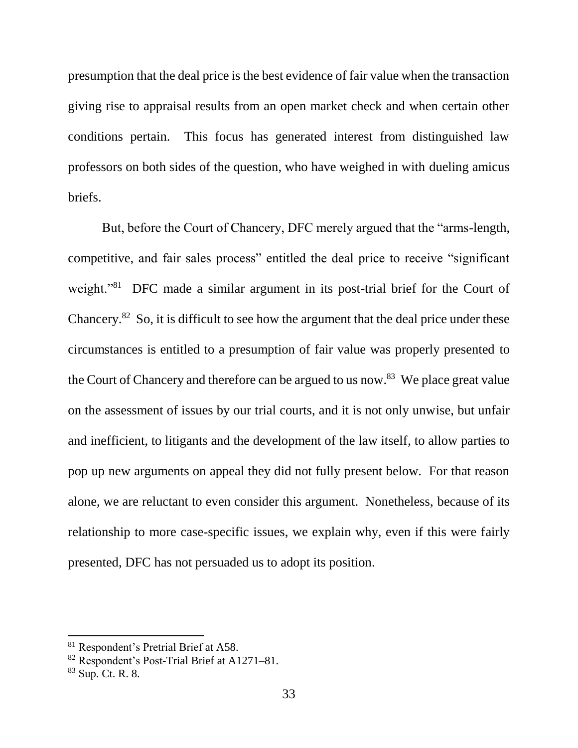presumption that the deal price is the best evidence of fair value when the transaction giving rise to appraisal results from an open market check and when certain other conditions pertain. This focus has generated interest from distinguished law professors on both sides of the question, who have weighed in with dueling amicus briefs.

But, before the Court of Chancery, DFC merely argued that the "arms-length, competitive, and fair sales process" entitled the deal price to receive "significant weight."[81] DFC made a similar argument in its post-trial brief for the Court of Chancery.[82] So, it is difficult to see how the argument that the deal price under these circumstances is entitled to a presumption of fair value was properly presented to the Court of Chancery and therefore can be argued to us now.[83] We place great value on the assessment of issues by our trial courts, and it is not only unwise, but unfair and inefficient, to litigants and the development of the law itself, to allow parties to pop up new arguments on appeal they did not fully present below. For that reason alone, we are reluctant to even consider this argument. Nonetheless, because of its relationship to more case-specific issues, we explain why, even if this were fairly presented, DFC has not persuaded us to adopt its position.

---

[81] Respondent's Pretrial Brief at A58.

[82] Respondent's Post-Trial Brief at A1271–81.

[83] Sup. Ct. R. 8.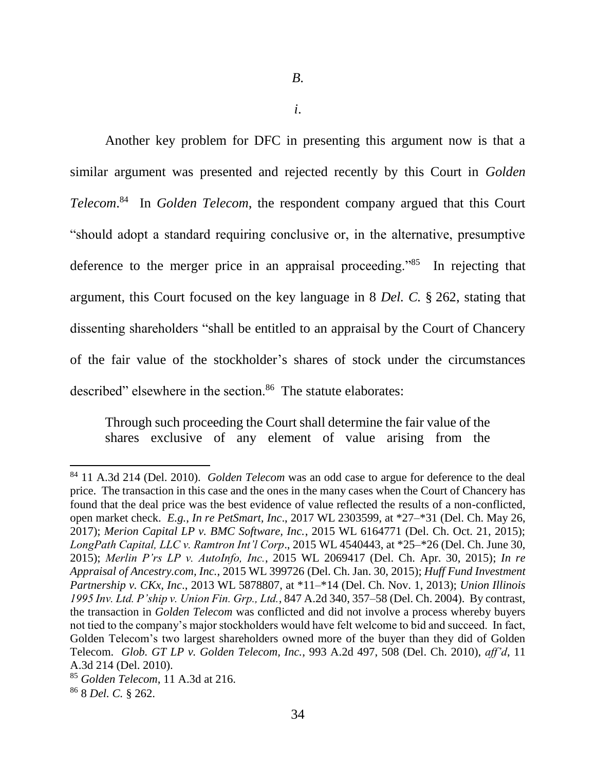*B.*

*i.*

Another key problem for DFC in presenting this argument now is that a similar argument was presented and rejected recently by this Court in *Golden Telecom*.[84] In *Golden Telecom*, the respondent company argued that this Court "should adopt a standard requiring conclusive or, in the alternative, presumptive deference to the merger price in an appraisal proceeding."[85] In rejecting that argument, this Court focused on the key language in 8 *Del. C.* § 262, stating that dissenting shareholders "shall be entitled to an appraisal by the Court of Chancery of the fair value of the stockholder's shares of stock under the circumstances described" elsewhere in the section.[86] The statute elaborates:

> Through such proceeding the Court shall determine the fair value of the shares exclusive of any element of value arising from the

---

[84] 11 A.3d 214 (Del. 2010). *Golden Telecom* was an odd case to argue for deference to the deal price. The transaction in this case and the ones in the many cases when the Court of Chancery has found that the deal price was the best evidence of value reflected the results of a non-conflicted, open market check. *E.g.*, *In re PetSmart, Inc*., 2017 WL 2303599, at *27–*31 (Del. Ch. May 26, 2017); *Merion Capital LP v. BMC Software, Inc.*, 2015 WL 6164771 (Del. Ch. Oct. 21, 2015); *LongPath Capital, LLC v. Ramtron Int'l Corp*., 2015 WL 4540443, at *25–*26 (Del. Ch. June 30, 2015); *Merlin P'rs LP v. AutoInfo, Inc.*, 2015 WL 2069417 (Del. Ch. Apr. 30, 2015); *In re Appraisal of Ancestry.com, Inc.*, 2015 WL 399726 (Del. Ch. Jan. 30, 2015); *Huff Fund Investment Partnership v. CKx, Inc*., 2013 WL 5878807, at *11–*14 (Del. Ch. Nov. 1, 2013); *Union Illinois 1995 Inv. Ltd. P'ship v. Union Fin. Grp., Ltd.*, 847 A.2d 340, 357–58 (Del. Ch. 2004). By contrast, the transaction in *Golden Telecom* was conflicted and did not involve a process whereby buyers not tied to the company's major stockholders would have felt welcome to bid and succeed. In fact, Golden Telecom's two largest shareholders owned more of the buyer than they did of Golden Telecom. *Glob. GT LP v. Golden Telecom, Inc.*, 993 A.2d 497, 508 (Del. Ch. 2010), *aff'd*, 11 A.3d 214 (Del. 2010).

[85] *Golden Telecom*, 11 A.3d at 216.

[86] 8 *Del. C.* § 262.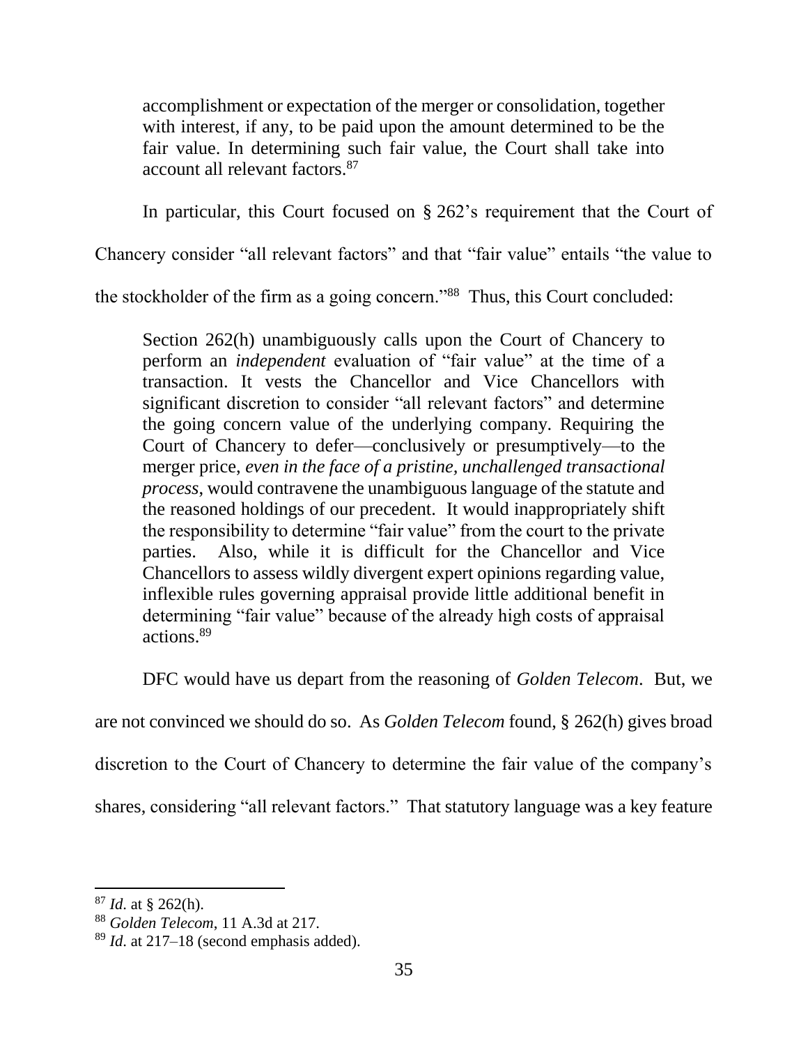> accomplishment or expectation of the merger or consolidation, together with interest, if any, to be paid upon the amount determined to be the fair value. In determining such fair value, the Court shall take into account all relevant factors.[87]

In particular, this Court focused on § 262's requirement that the Court of Chancery consider "all relevant factors" and that "fair value" entails "the value to the stockholder of the firm as a going concern."[88] Thus, this Court concluded:

> Section 262(h) unambiguously calls upon the Court of Chancery to perform an *independent* evaluation of "fair value" at the time of a transaction. It vests the Chancellor and Vice Chancellors with significant discretion to consider "all relevant factors" and determine the going concern value of the underlying company. Requiring the Court of Chancery to defer—conclusively or presumptively—to the merger price, *even in the face of a pristine, unchallenged transactional process*, would contravene the unambiguous language of the statute and the reasoned holdings of our precedent. It would inappropriately shift the responsibility to determine "fair value" from the court to the private parties. Also, while it is difficult for the Chancellor and Vice Chancellors to assess wildly divergent expert opinions regarding value, inflexible rules governing appraisal provide little additional benefit in determining "fair value" because of the already high costs of appraisal actions.[89]

DFC would have us depart from the reasoning of *Golden Telecom*. But, we are not convinced we should do so. As *Golden Telecom* found, § 262(h) gives broad discretion to the Court of Chancery to determine the fair value of the company's shares, considering "all relevant factors." That statutory language was a key feature

---

[87] *Id*. at § 262(h).

[88] *Golden Telecom*, 11 A.3d at 217.

[89] *Id*. at 217–18 (second emphasis added).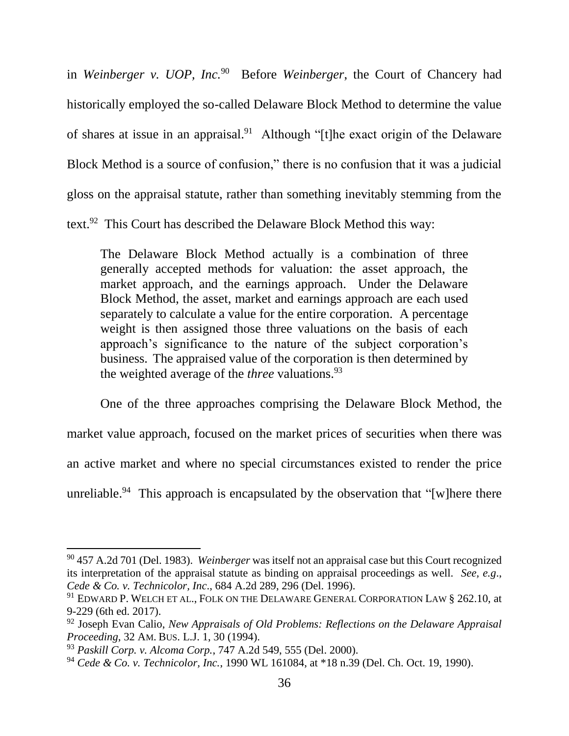in *Weinberger v. UOP, Inc.*[90] Before *Weinberger*, the Court of Chancery had historically employed the so-called Delaware Block Method to determine the value of shares at issue in an appraisal.[91] Although "[t]he exact origin of the Delaware Block Method is a source of confusion," there is no confusion that it was a judicial gloss on the appraisal statute, rather than something inevitably stemming from the text.[92] This Court has described the Delaware Block Method this way:

> The Delaware Block Method actually is a combination of three generally accepted methods for valuation: the asset approach, the market approach, and the earnings approach. Under the Delaware Block Method, the asset, market and earnings approach are each used separately to calculate a value for the entire corporation. A percentage weight is then assigned those three valuations on the basis of each approach's significance to the nature of the subject corporation's business. The appraised value of the corporation is then determined by the weighted average of the *three* valuations.[93]

One of the three approaches comprising the Delaware Block Method, the market value approach, focused on the market prices of securities when there was an active market and where no special circumstances existed to render the price unreliable.[94] This approach is encapsulated by the observation that "[w]here there

---

[90] 457 A.2d 701 (Del. 1983). *Weinberger* was itself not an appraisal case but this Court recognized its interpretation of the appraisal statute as binding on appraisal proceedings as well. *See, e.g.*, *Cede & Co. v. Technicolor, Inc*., 684 A.2d 289, 296 (Del. 1996).

[91] EDWARD P. WELCH ET AL., FOLK ON THE DELAWARE GENERAL CORPORATION LAW § 262.10, at 9-229 (6th ed. 2017).

[92] Joseph Evan Calio, *New Appraisals of Old Problems: Reflections on the Delaware Appraisal Proceeding*, 32 AM. BUS. L.J. 1, 30 (1994).

[93] *Paskill Corp. v. Alcoma Corp.*, 747 A.2d 549, 555 (Del. 2000).

[94] *Cede & Co. v. Technicolor, Inc.*, 1990 WL 161084, at *18 n.39 (Del. Ch. Oct. 19, 1990).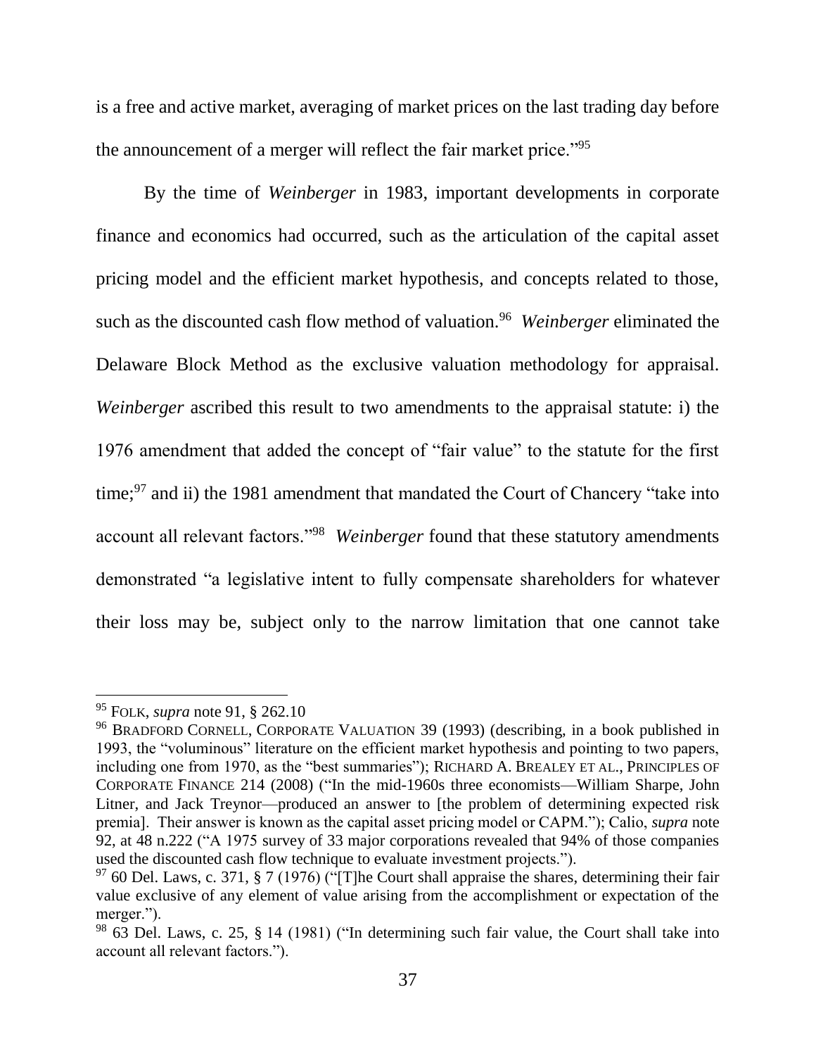is a free and active market, averaging of market prices on the last trading day before the announcement of a merger will reflect the fair market price."[95]

By the time of *Weinberger* in 1983, important developments in corporate finance and economics had occurred, such as the articulation of the capital asset pricing model and the efficient market hypothesis, and concepts related to those, such as the discounted cash flow method of valuation.[96] *Weinberger* eliminated the Delaware Block Method as the exclusive valuation methodology for appraisal. *Weinberger* ascribed this result to two amendments to the appraisal statute: i) the 1976 amendment that added the concept of "fair value" to the statute for the first time;[97] and ii) the 1981 amendment that mandated the Court of Chancery "take into account all relevant factors."[98] *Weinberger* found that these statutory amendments demonstrated "a legislative intent to fully compensate shareholders for whatever their loss may be, subject only to the narrow limitation that one cannot take

---

[95] FOLK, *supra* note 91, § 262.10

[96] BRADFORD CORNELL, CORPORATE VALUATION 39 (1993) (describing, in a book published in 1993, the "voluminous" literature on the efficient market hypothesis and pointing to two papers, including one from 1970, as the "best summaries"); RICHARD A. BREALEY ET AL., PRINCIPLES OF CORPORATE FINANCE 214 (2008) ("In the mid-1960s three economists—William Sharpe, John Litner, and Jack Treynor—produced an answer to [the problem of determining expected risk premia]. Their answer is known as the capital asset pricing model or CAPM."); Calio, *supra* note 92, at 48 n.222 ("A 1975 survey of 33 major corporations revealed that 94% of those companies used the discounted cash flow technique to evaluate investment projects.").

[97] 60 Del. Laws, c. 371, § 7 (1976) ("[T]he Court shall appraise the shares, determining their fair value exclusive of any element of value arising from the accomplishment or expectation of the merger.").

[98] 63 Del. Laws, c. 25, § 14 (1981) ("In determining such fair value, the Court shall take into account all relevant factors.").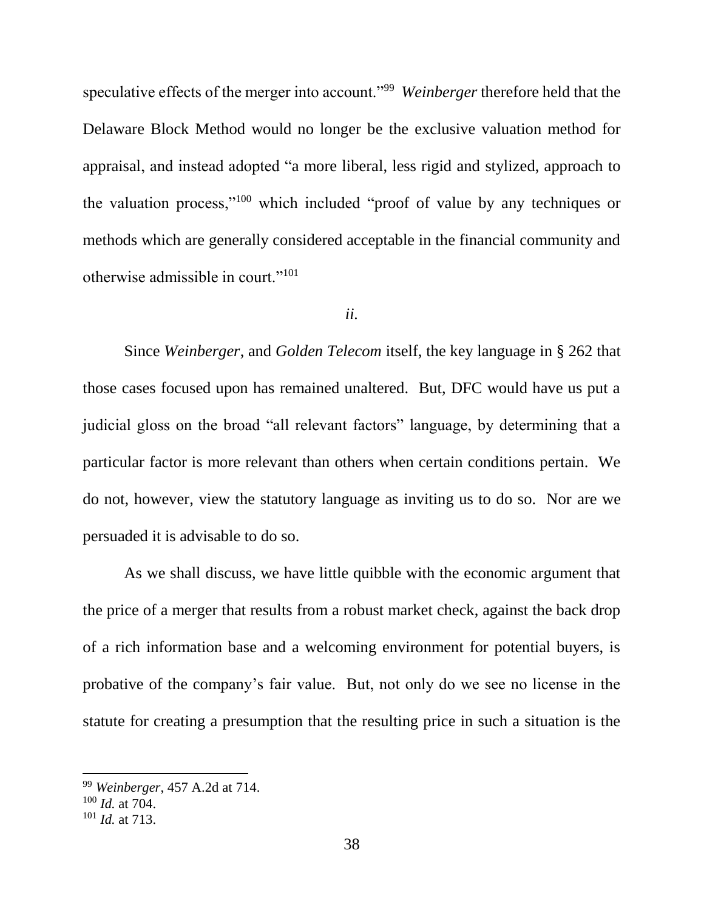speculative effects of the merger into account."[99] *Weinberger* therefore held that the Delaware Block Method would no longer be the exclusive valuation method for appraisal, and instead adopted "a more liberal, less rigid and stylized, approach to the valuation process,"[100] which included "proof of value by any techniques or methods which are generally considered acceptable in the financial community and otherwise admissible in court."[101]

*ii.*

Since *Weinberger*, and *Golden Telecom* itself, the key language in § 262 that those cases focused upon has remained unaltered. But, DFC would have us put a judicial gloss on the broad "all relevant factors" language, by determining that a particular factor is more relevant than others when certain conditions pertain. We do not, however, view the statutory language as inviting us to do so. Nor are we persuaded it is advisable to do so.

As we shall discuss, we have little quibble with the economic argument that the price of a merger that results from a robust market check, against the back drop of a rich information base and a welcoming environment for potential buyers, is probative of the company's fair value. But, not only do we see no license in the statute for creating a presumption that the resulting price in such a situation is the

---

[99] *Weinberger*, 457 A.2d at 714.

[100] *Id.* at 704.

[101] *Id.* at 713.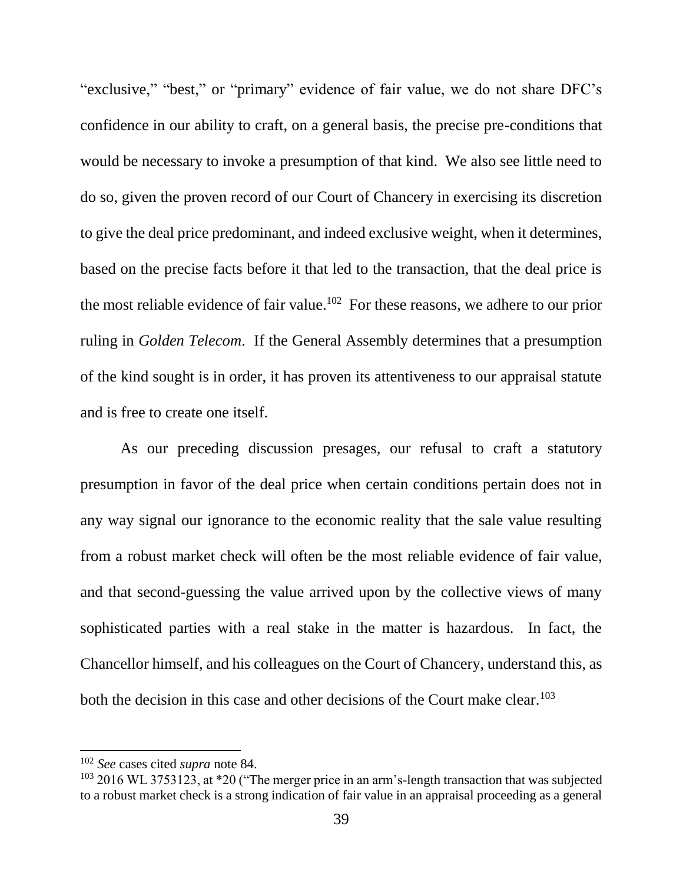"exclusive," "best," or "primary" evidence of fair value, we do not share DFC's confidence in our ability to craft, on a general basis, the precise pre-conditions that would be necessary to invoke a presumption of that kind. We also see little need to do so, given the proven record of our Court of Chancery in exercising its discretion to give the deal price predominant, and indeed exclusive weight, when it determines, based on the precise facts before it that led to the transaction, that the deal price is the most reliable evidence of fair value.[102] For these reasons, we adhere to our prior ruling in *Golden Telecom*. If the General Assembly determines that a presumption of the kind sought is in order, it has proven its attentiveness to our appraisal statute and is free to create one itself.

As our preceding discussion presages, our refusal to craft a statutory presumption in favor of the deal price when certain conditions pertain does not in any way signal our ignorance to the economic reality that the sale value resulting from a robust market check will often be the most reliable evidence of fair value, and that second-guessing the value arrived upon by the collective views of many sophisticated parties with a real stake in the matter is hazardous. In fact, the Chancellor himself, and his colleagues on the Court of Chancery, understand this, as both the decision in this case and other decisions of the Court make clear.[103]

---

[102] *See* cases cited *supra* note 84.

[103] 2016 WL 3753123, at *20 ("The merger price in an arm's-length transaction that was subjected to a robust market check is a strong indication of fair value in an appraisal proceeding as a general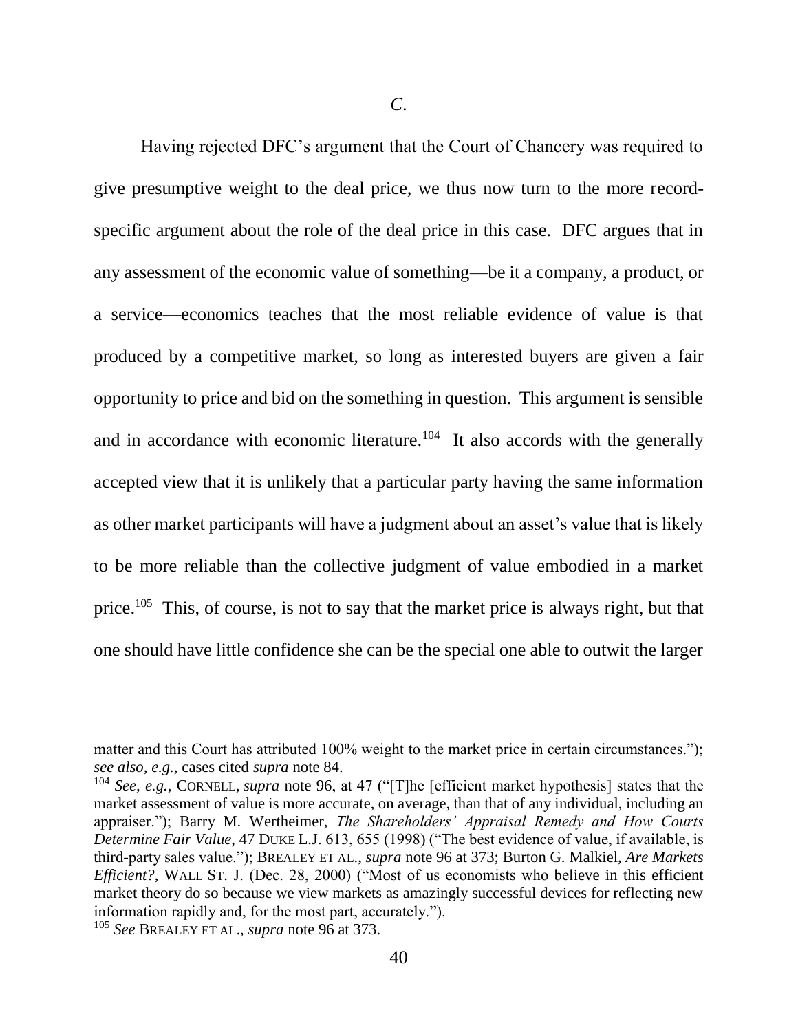*C.*

Having rejected DFC's argument that the Court of Chancery was required to give presumptive weight to the deal price, we thus now turn to the more record-specific argument about the role of the deal price in this case. DFC argues that in any assessment of the economic value of something—be it a company, a product, or a service—economics teaches that the most reliable evidence of value is that produced by a competitive market, so long as interested buyers are given a fair opportunity to price and bid on the something in question. This argument is sensible and in accordance with economic literature.[104] It also accords with the generally accepted view that it is unlikely that a particular party having the same information as other market participants will have a judgment about an asset's value that is likely to be more reliable than the collective judgment of value embodied in a market price.[105] This, of course, is not to say that the market price is always right, but that one should have little confidence she can be the special one able to outwit the larger

---

matter and this Court has attributed 100% weight to the market price in certain circumstances."); *see also, e.g.*, cases cited *supra* note 84.

[104] *See, e.g.*, CORNELL, *supra* note 96, at 47 ("[T]he [efficient market hypothesis] states that the market assessment of value is more accurate, on average, than that of any individual, including an appraiser."); Barry M. Wertheimer, *The Shareholders' Appraisal Remedy and How Courts Determine Fair Value*, 47 DUKE L.J. 613, 655 (1998) ("The best evidence of value, if available, is third-party sales value."); BREALEY ET AL., *supra* note 96 at 373; Burton G. Malkiel, *Are Markets Efficient?*, WALL ST. J. (Dec. 28, 2000) ("Most of us economists who believe in this efficient market theory do so because we view markets as amazingly successful devices for reflecting new information rapidly and, for the most part, accurately.").

[105] *See* BREALEY ET AL., *supra* note 96 at 373.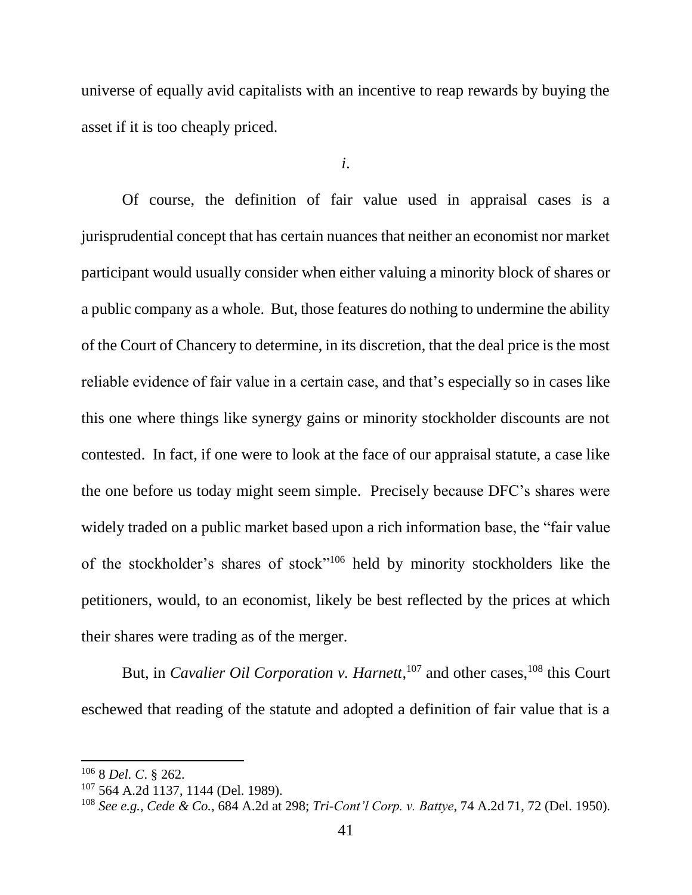universe of equally avid capitalists with an incentive to reap rewards by buying the asset if it is too cheaply priced.

*i.*

Of course, the definition of fair value used in appraisal cases is a jurisprudential concept that has certain nuances that neither an economist nor market participant would usually consider when either valuing a minority block of shares or a public company as a whole. But, those features do nothing to undermine the ability of the Court of Chancery to determine, in its discretion, that the deal price is the most reliable evidence of fair value in a certain case, and that's especially so in cases like this one where things like synergy gains or minority stockholder discounts are not contested. In fact, if one were to look at the face of our appraisal statute, a case like the one before us today might seem simple. Precisely because DFC's shares were widely traded on a public market based upon a rich information base, the "fair value of the stockholder's shares of stock"[106] held by minority stockholders like the petitioners, would, to an economist, likely be best reflected by the prices at which their shares were trading as of the merger.

But, in *Cavalier Oil Corporation v. Harnett*,[107] and other cases,[108] this Court eschewed that reading of the statute and adopted a definition of fair value that is a

---

[106] 8 *Del. C*. § 262.

[107] 564 A.2d 1137, 1144 (Del. 1989).

[108] *See e.g.*, *Cede & Co.*, 684 A.2d at 298; *Tri-Cont'l Corp. v. Battye*, 74 A.2d 71, 72 (Del. 1950).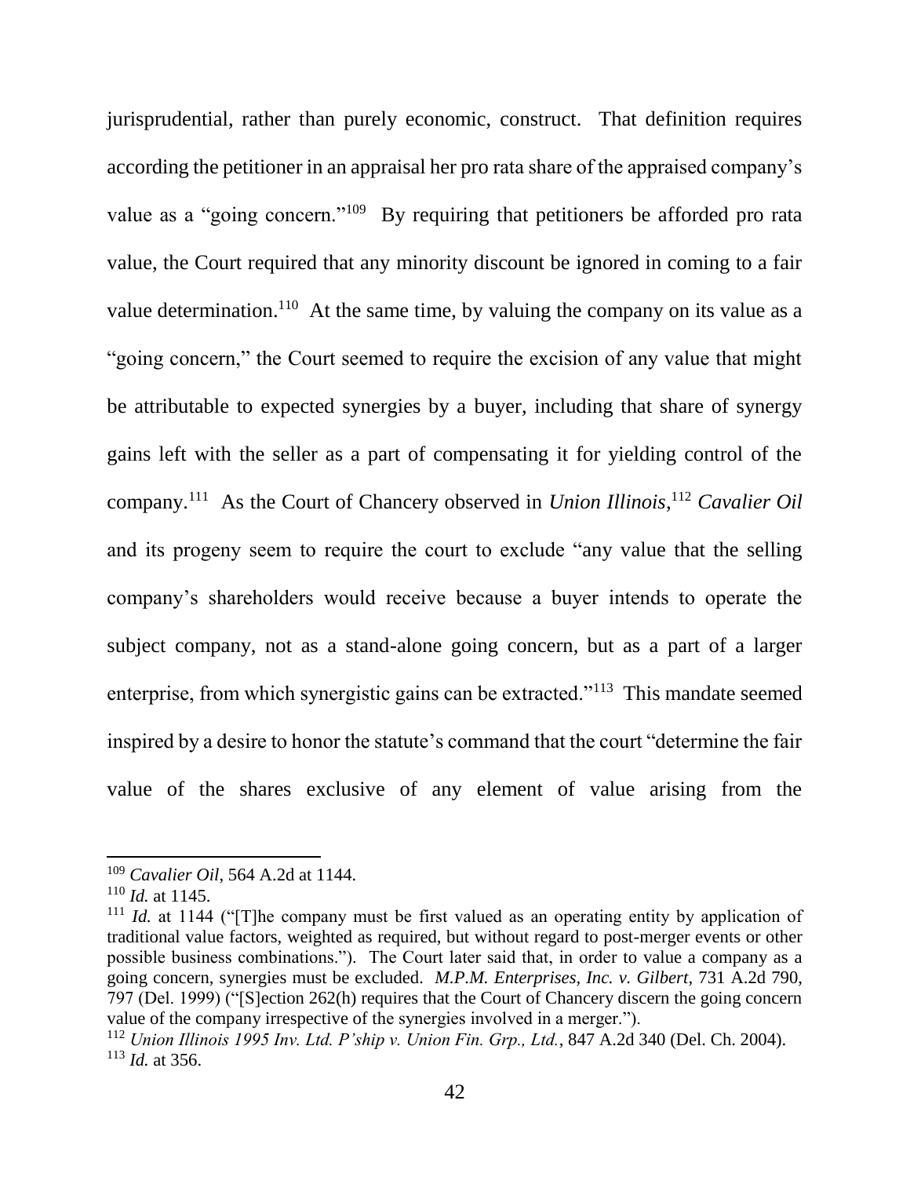jurisprudential, rather than purely economic, construct. That definition requires according the petitioner in an appraisal her pro rata share of the appraised company's value as a "going concern."[109] By requiring that petitioners be afforded pro rata value, the Court required that any minority discount be ignored in coming to a fair value determination.[110] At the same time, by valuing the company on its value as a "going concern," the Court seemed to require the excision of any value that might be attributable to expected synergies by a buyer, including that share of synergy gains left with the seller as a part of compensating it for yielding control of the company.[111] As the Court of Chancery observed in *Union Illinois*,[112] *Cavalier Oil* and its progeny seem to require the court to exclude "any value that the selling company's shareholders would receive because a buyer intends to operate the subject company, not as a stand-alone going concern, but as a part of a larger enterprise, from which synergistic gains can be extracted."[113] This mandate seemed inspired by a desire to honor the statute's command that the court "determine the fair value of the shares exclusive of any element of value arising from the

---

[109] *Cavalier Oil*, 564 A.2d at 1144.

[110] *Id.* at 1145.

[111] *Id.* at 1144 ("[T]he company must be first valued as an operating entity by application of traditional value factors, weighted as required, but without regard to post-merger events or other possible business combinations."). The Court later said that, in order to value a company as a going concern, synergies must be excluded. *M.P.M. Enterprises, Inc. v. Gilbert*, 731 A.2d 790, 797 (Del. 1999) ("[S]ection 262(h) requires that the Court of Chancery discern the going concern value of the company irrespective of the synergies involved in a merger.").

[112] *Union Illinois 1995 Inv. Ltd. P'ship v. Union Fin. Grp., Ltd.*, 847 A.2d 340 (Del. Ch. 2004).

[113] *Id.* at 356.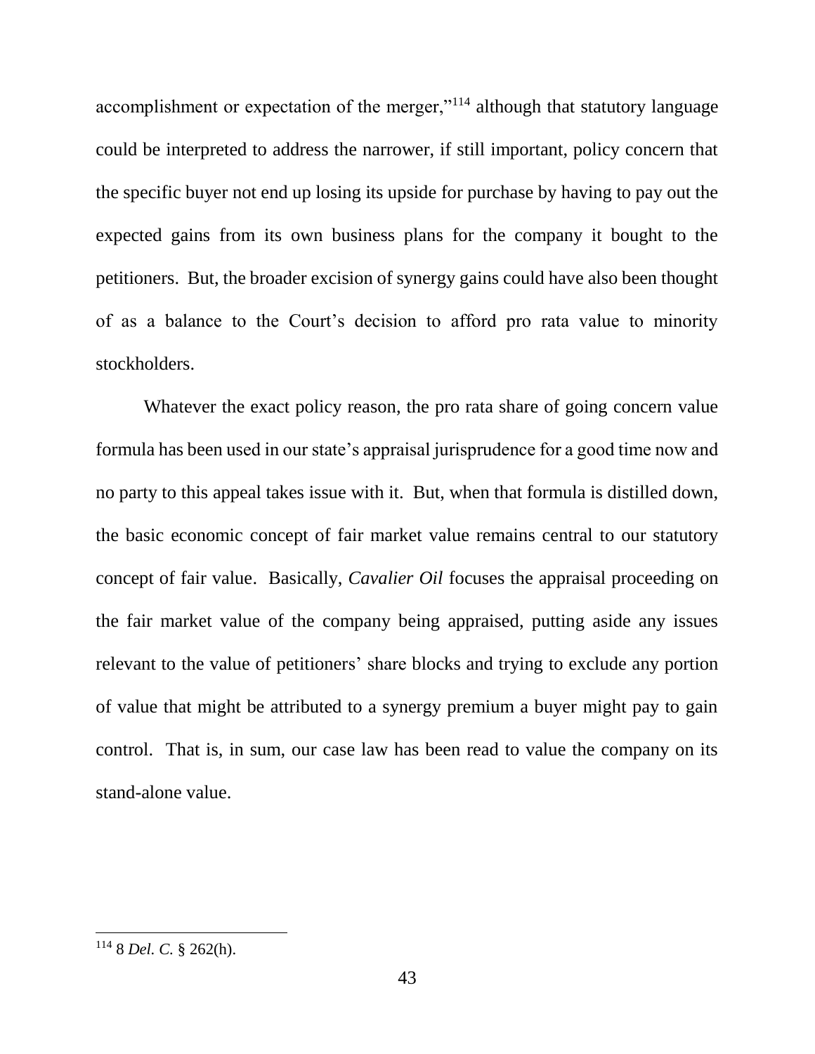accomplishment or expectation of the merger,"[114] although that statutory language could be interpreted to address the narrower, if still important, policy concern that the specific buyer not end up losing its upside for purchase by having to pay out the expected gains from its own business plans for the company it bought to the petitioners. But, the broader excision of synergy gains could have also been thought of as a balance to the Court's decision to afford pro rata value to minority stockholders.

Whatever the exact policy reason, the pro rata share of going concern value formula has been used in our state's appraisal jurisprudence for a good time now and no party to this appeal takes issue with it. But, when that formula is distilled down, the basic economic concept of fair market value remains central to our statutory concept of fair value. Basically, *Cavalier Oil* focuses the appraisal proceeding on the fair market value of the company being appraised, putting aside any issues relevant to the value of petitioners' share blocks and trying to exclude any portion of value that might be attributed to a synergy premium a buyer might pay to gain control. That is, in sum, our case law has been read to value the company on its stand-alone value.

---

[114] 8 *Del. C.* § 262(h).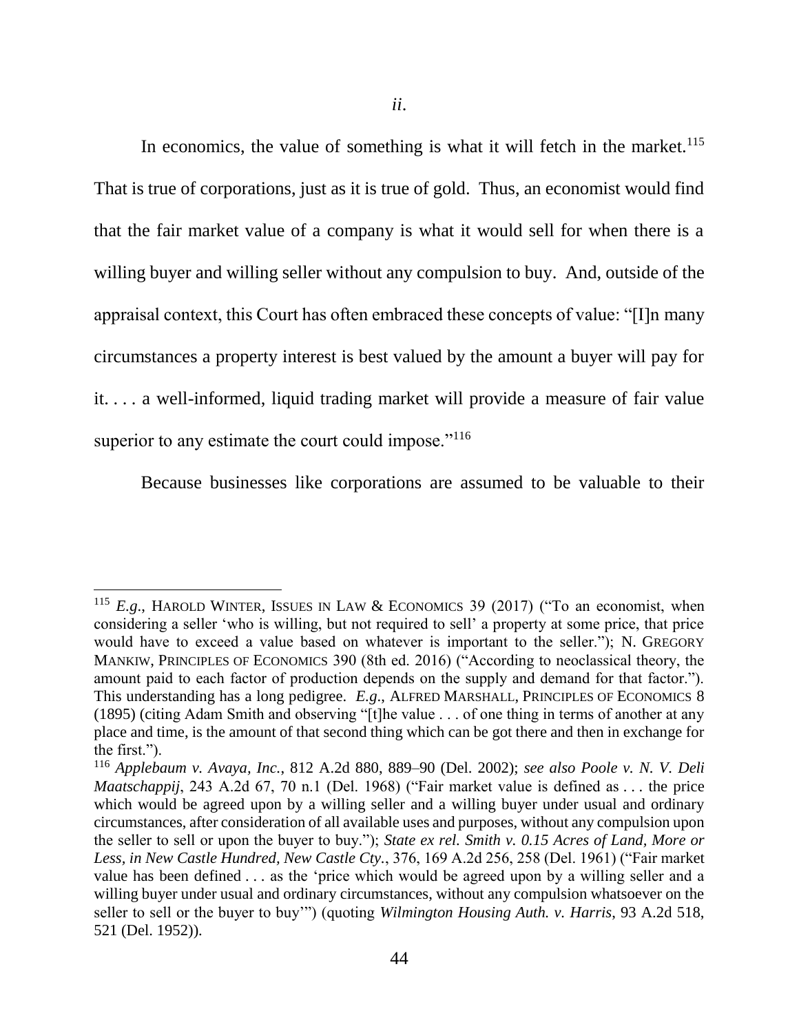*ii.*

In economics, the value of something is what it will fetch in the market.[115] That is true of corporations, just as it is true of gold. Thus, an economist would find that the fair market value of a company is what it would sell for when there is a willing buyer and willing seller without any compulsion to buy. And, outside of the appraisal context, this Court has often embraced these concepts of value: "[I]n many circumstances a property interest is best valued by the amount a buyer will pay for it. . . . a well-informed, liquid trading market will provide a measure of fair value superior to any estimate the court could impose."[116]

Because businesses like corporations are assumed to be valuable to their

---

[115] *E.g.*, HAROLD WINTER, ISSUES IN LAW & ECONOMICS 39 (2017) ("To an economist, when considering a seller 'who is willing, but not required to sell' a property at some price, that price would have to exceed a value based on whatever is important to the seller."); N. GREGORY MANKIW, PRINCIPLES OF ECONOMICS 390 (8th ed. 2016) ("According to neoclassical theory, the amount paid to each factor of production depends on the supply and demand for that factor."). This understanding has a long pedigree. *E.g.*, ALFRED MARSHALL, PRINCIPLES OF ECONOMICS 8 (1895) (citing Adam Smith and observing "[t]he value . . . of one thing in terms of another at any place and time, is the amount of that second thing which can be got there and then in exchange for the first.").

[116] *Applebaum v. Avaya, Inc.*, 812 A.2d 880, 889–90 (Del. 2002); *see also Poole v. N. V. Deli Maatschappij*, 243 A.2d 67, 70 n.1 (Del. 1968) ("Fair market value is defined as . . . the price which would be agreed upon by a willing seller and a willing buyer under usual and ordinary circumstances, after consideration of all available uses and purposes, without any compulsion upon the seller to sell or upon the buyer to buy."); *State ex rel. Smith v. 0.15 Acres of Land, More or Less, in New Castle Hundred, New Castle Cty.*, 376, 169 A.2d 256, 258 (Del. 1961) ("Fair market value has been defined . . . as the 'price which would be agreed upon by a willing seller and a willing buyer under usual and ordinary circumstances, without any compulsion whatsoever on the seller to sell or the buyer to buy'") (quoting *Wilmington Housing Auth. v. Harris*, 93 A.2d 518, 521 (Del. 1952)).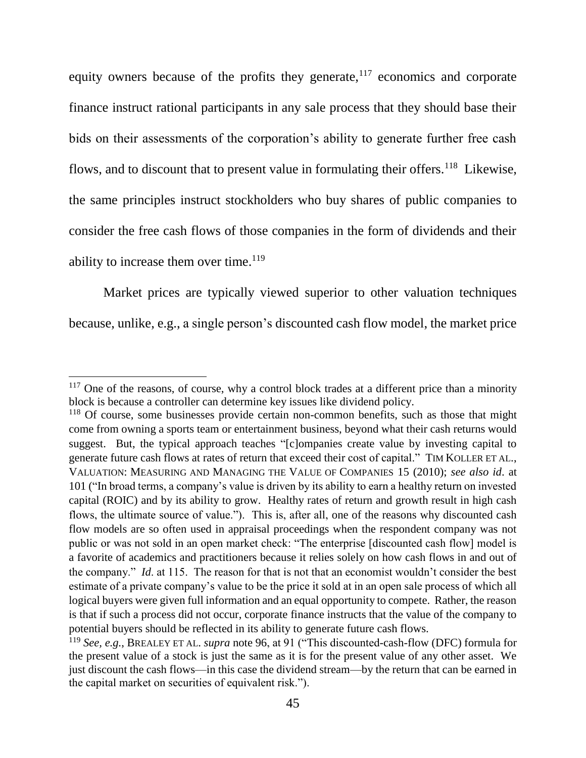equity owners because of the profits they generate,[117] economics and corporate finance instruct rational participants in any sale process that they should base their bids on their assessments of the corporation's ability to generate further free cash flows, and to discount that to present value in formulating their offers.[118] Likewise, the same principles instruct stockholders who buy shares of public companies to consider the free cash flows of those companies in the form of dividends and their ability to increase them over time.[119]

Market prices are typically viewed superior to other valuation techniques because, unlike, e.g., a single person's discounted cash flow model, the market price

---

[117] One of the reasons, of course, why a control block trades at a different price than a minority block is because a controller can determine key issues like dividend policy.

[118] Of course, some businesses provide certain non-common benefits, such as those that might come from owning a sports team or entertainment business, beyond what their cash returns would suggest. But, the typical approach teaches "[c]ompanies create value by investing capital to generate future cash flows at rates of return that exceed their cost of capital." TIM KOLLER ET AL., VALUATION: MEASURING AND MANAGING THE VALUE OF COMPANIES 15 (2010); *see also id*. at 101 ("In broad terms, a company's value is driven by its ability to earn a healthy return on invested capital (ROIC) and by its ability to grow. Healthy rates of return and growth result in high cash flows, the ultimate source of value."). This is, after all, one of the reasons why discounted cash flow models are so often used in appraisal proceedings when the respondent company was not public or was not sold in an open market check: "The enterprise [discounted cash flow] model is a favorite of academics and practitioners because it relies solely on how cash flows in and out of the company." *Id*. at 115. The reason for that is not that an economist wouldn't consider the best estimate of a private company's value to be the price it sold at in an open sale process of which all logical buyers were given full information and an equal opportunity to compete. Rather, the reason is that if such a process did not occur, corporate finance instructs that the value of the company to potential buyers should be reflected in its ability to generate future cash flows.

[119] *See, e.g.*, BREALEY ET AL. *supra* note 96, at 91 ("This discounted-cash-flow (DFC) formula for the present value of a stock is just the same as it is for the present value of any other asset. We just discount the cash flows—in this case the dividend stream—by the return that can be earned in the capital market on securities of equivalent risk.").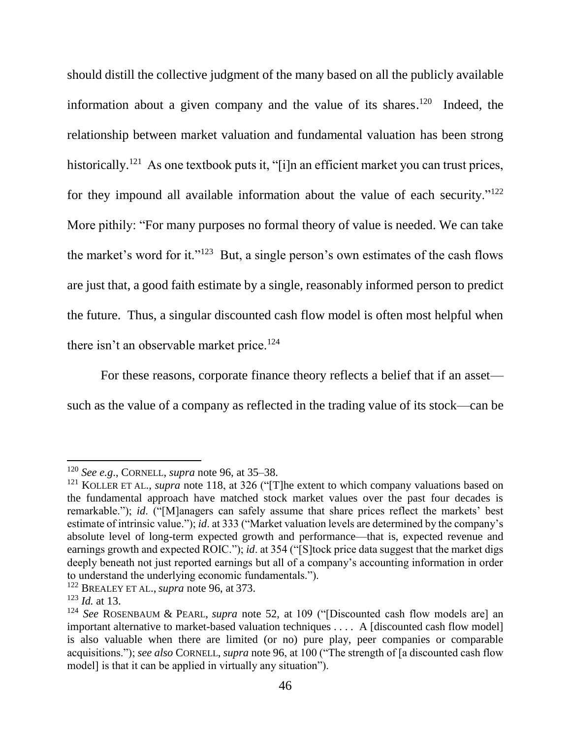should distill the collective judgment of the many based on all the publicly available information about a given company and the value of its shares.[120] Indeed, the relationship between market valuation and fundamental valuation has been strong historically.[121] As one textbook puts it, "[i]n an efficient market you can trust prices, for they impound all available information about the value of each security."[122] More pithily: "For many purposes no formal theory of value is needed. We can take the market's word for it."[123] But, a single person's own estimates of the cash flows are just that, a good faith estimate by a single, reasonably informed person to predict the future. Thus, a singular discounted cash flow model is often most helpful when there isn't an observable market price.[124]

For these reasons, corporate finance theory reflects a belief that if an asset—such as the value of a company as reflected in the trading value of its stock—can be

---

[120] *See e.g.*, CORNELL, *supra* note 96, at 35–38.

[121] KOLLER ET AL., *supra* note 118, at 326 ("[T]he extent to which company valuations based on the fundamental approach have matched stock market values over the past four decades is remarkable."); *id*. ("[M]anagers can safely assume that share prices reflect the markets' best estimate of intrinsic value."); *id*. at 333 ("Market valuation levels are determined by the company's absolute level of long-term expected growth and performance—that is, expected revenue and earnings growth and expected ROIC."); *id*. at 354 ("[S]tock price data suggest that the market digs deeply beneath not just reported earnings but all of a company's accounting information in order to understand the underlying economic fundamentals.").

[122] BREALEY ET AL., *supra* note 96, at 373.

[123] *Id.* at 13.

[124] *See* ROSENBAUM & PEARL, *supra* note 52, at 109 ("[Discounted cash flow models are] an important alternative to market-based valuation techniques . . . . A [discounted cash flow model] is also valuable when there are limited (or no) pure play, peer companies or comparable acquisitions."); *see also* CORNELL, *supra* note 96, at 100 ("The strength of [a discounted cash flow model] is that it can be applied in virtually any situation").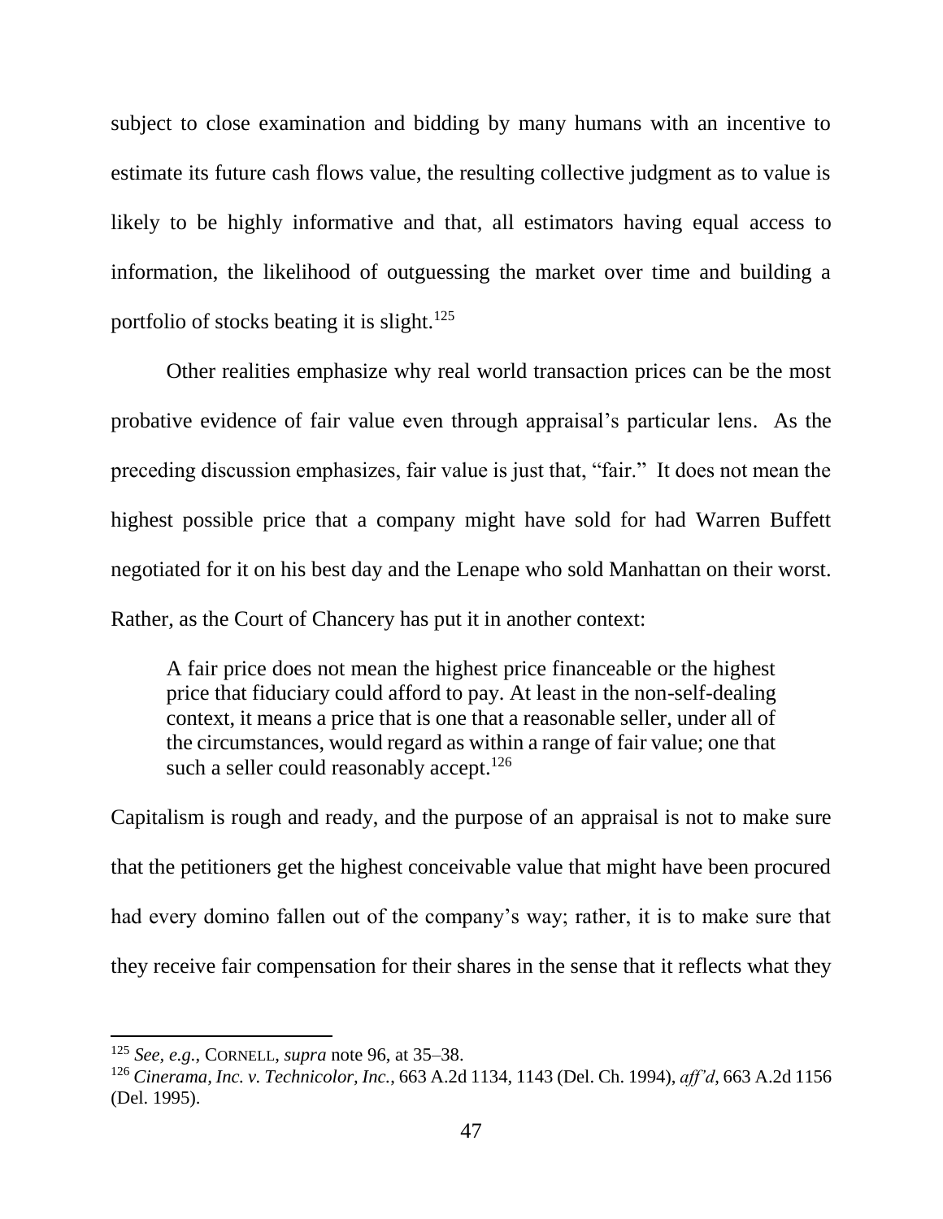subject to close examination and bidding by many humans with an incentive to estimate its future cash flows value, the resulting collective judgment as to value is likely to be highly informative and that, all estimators having equal access to information, the likelihood of outguessing the market over time and building a portfolio of stocks beating it is slight.[125]

Other realities emphasize why real world transaction prices can be the most probative evidence of fair value even through appraisal's particular lens. As the preceding discussion emphasizes, fair value is just that, "fair." It does not mean the highest possible price that a company might have sold for had Warren Buffett negotiated for it on his best day and the Lenape who sold Manhattan on their worst. Rather, as the Court of Chancery has put it in another context:

> A fair price does not mean the highest price financeable or the highest price that fiduciary could afford to pay. At least in the non-self-dealing context, it means a price that is one that a reasonable seller, under all of the circumstances, would regard as within a range of fair value; one that such a seller could reasonably accept.[126]

Capitalism is rough and ready, and the purpose of an appraisal is not to make sure that the petitioners get the highest conceivable value that might have been procured had every domino fallen out of the company's way; rather, it is to make sure that they receive fair compensation for their shares in the sense that it reflects what they

---

[125] *See, e.g.*, CORNELL, *supra* note 96, at 35–38.

[126] *Cinerama, Inc. v. Technicolor, Inc.*, 663 A.2d 1134, 1143 (Del. Ch. 1994), *aff'd*, 663 A.2d 1156 (Del. 1995).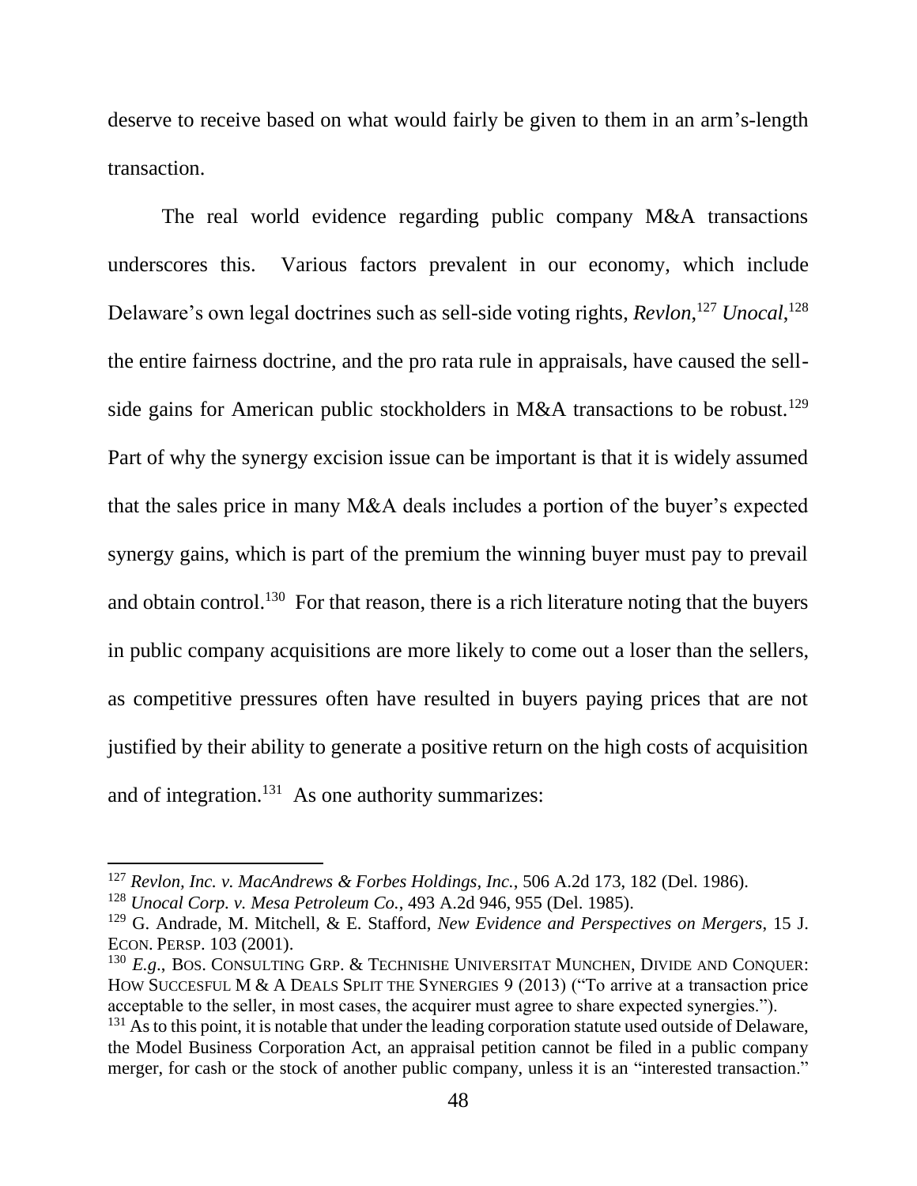deserve to receive based on what would fairly be given to them in an arm's-length transaction.

The real world evidence regarding public company M&A transactions underscores this. Various factors prevalent in our economy, which include Delaware's own legal doctrines such as sell-side voting rights, *Revlon*,[127] *Unocal*,[128] the entire fairness doctrine, and the pro rata rule in appraisals, have caused the sell-side gains for American public stockholders in M&A transactions to be robust.[129] Part of why the synergy excision issue can be important is that it is widely assumed that the sales price in many M&A deals includes a portion of the buyer's expected synergy gains, which is part of the premium the winning buyer must pay to prevail and obtain control.[130] For that reason, there is a rich literature noting that the buyers in public company acquisitions are more likely to come out a loser than the sellers, as competitive pressures often have resulted in buyers paying prices that are not justified by their ability to generate a positive return on the high costs of acquisition and of integration.[131] As one authority summarizes:

---

[127] *Revlon, Inc. v. MacAndrews & Forbes Holdings, Inc.*, 506 A.2d 173, 182 (Del. 1986).

[128] *Unocal Corp. v. Mesa Petroleum Co.*, 493 A.2d 946, 955 (Del. 1985).

[129] G. Andrade, M. Mitchell, & E. Stafford, *New Evidence and Perspectives on Mergers*, 15 J. ECON. PERSP. 103 (2001).

[130] *E.g.*, BOS. CONSULTING GRP. & TECHNISHE UNIVERSITAT MUNCHEN, DIVIDE AND CONQUER: HOW SUCCESFUL M & A DEALS SPLIT THE SYNERGIES 9 (2013) ("To arrive at a transaction price acceptable to the seller, in most cases, the acquirer must agree to share expected synergies.").

[131] As to this point, it is notable that under the leading corporation statute used outside of Delaware, the Model Business Corporation Act, an appraisal petition cannot be filed in a public company merger, for cash or the stock of another public company, unless it is an "interested transaction."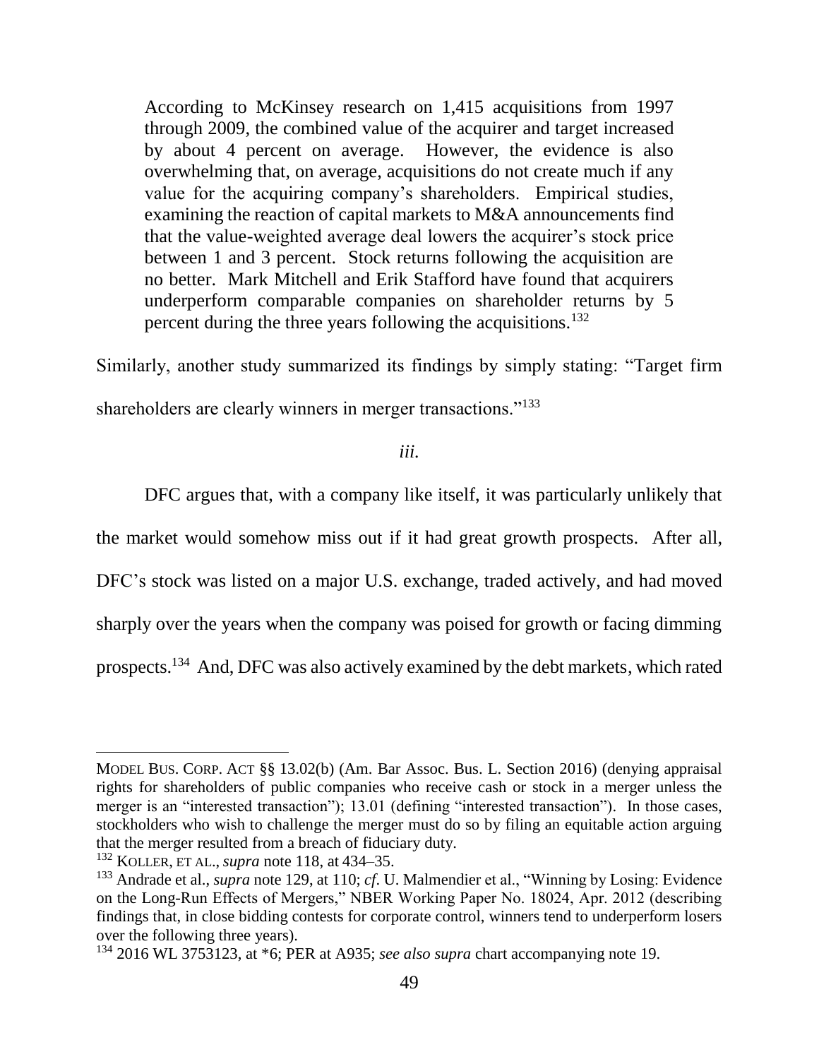> According to McKinsey research on 1,415 acquisitions from 1997 through 2009, the combined value of the acquirer and target increased by about 4 percent on average. However, the evidence is also overwhelming that, on average, acquisitions do not create much if any value for the acquiring company's shareholders. Empirical studies, examining the reaction of capital markets to M&A announcements find that the value-weighted average deal lowers the acquirer's stock price between 1 and 3 percent. Stock returns following the acquisition are no better. Mark Mitchell and Erik Stafford have found that acquirers underperform comparable companies on shareholder returns by 5 percent during the three years following the acquisitions.[132]

Similarly, another study summarized its findings by simply stating: "Target firm shareholders are clearly winners in merger transactions."[133]

*iii.*

DFC argues that, with a company like itself, it was particularly unlikely that the market would somehow miss out if it had great growth prospects. After all, DFC's stock was listed on a major U.S. exchange, traded actively, and had moved sharply over the years when the company was poised for growth or facing dimming prospects.[134] And, DFC was also actively examined by the debt markets, which rated

---

MODEL BUS. CORP. ACT §§ 13.02(b) (Am. Bar Assoc. Bus. L. Section 2016) (denying appraisal rights for shareholders of public companies who receive cash or stock in a merger unless the merger is an "interested transaction"); 13.01 (defining "interested transaction"). In those cases, stockholders who wish to challenge the merger must do so by filing an equitable action arguing that the merger resulted from a breach of fiduciary duty.

[132] KOLLER, ET AL., *supra* note 118, at 434–35.

[133] Andrade et al., *supra* note 129, at 110; *cf.* U. Malmendier et al., "Winning by Losing: Evidence on the Long-Run Effects of Mergers," NBER Working Paper No. 18024, Apr. 2012 (describing findings that, in close bidding contests for corporate control, winners tend to underperform losers over the following three years).

[134] 2016 WL 3753123, at *6; PER at A935; *see also supra* chart accompanying note 19.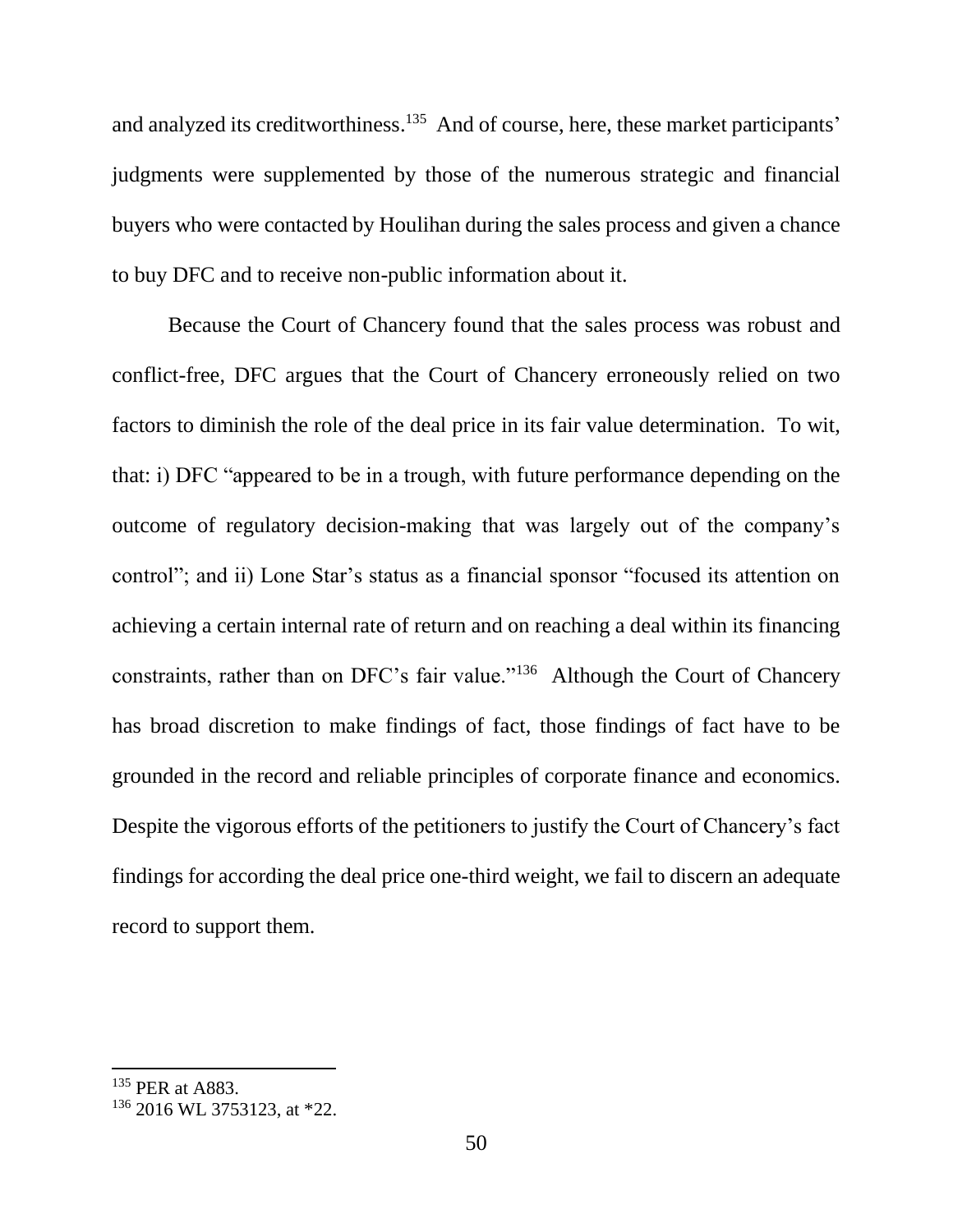and analyzed its creditworthiness.[135] And of course, here, these market participants' judgments were supplemented by those of the numerous strategic and financial buyers who were contacted by Houlihan during the sales process and given a chance to buy DFC and to receive non-public information about it.

Because the Court of Chancery found that the sales process was robust and conflict-free, DFC argues that the Court of Chancery erroneously relied on two factors to diminish the role of the deal price in its fair value determination. To wit, that: i) DFC "appeared to be in a trough, with future performance depending on the outcome of regulatory decision-making that was largely out of the company's control"; and ii) Lone Star's status as a financial sponsor "focused its attention on achieving a certain internal rate of return and on reaching a deal within its financing constraints, rather than on DFC's fair value."[136] Although the Court of Chancery has broad discretion to make findings of fact, those findings of fact have to be grounded in the record and reliable principles of corporate finance and economics. Despite the vigorous efforts of the petitioners to justify the Court of Chancery's fact findings for according the deal price one-third weight, we fail to discern an adequate record to support them.

---

[135] PER at A883.

[136] 2016 WL 3753123, at *22.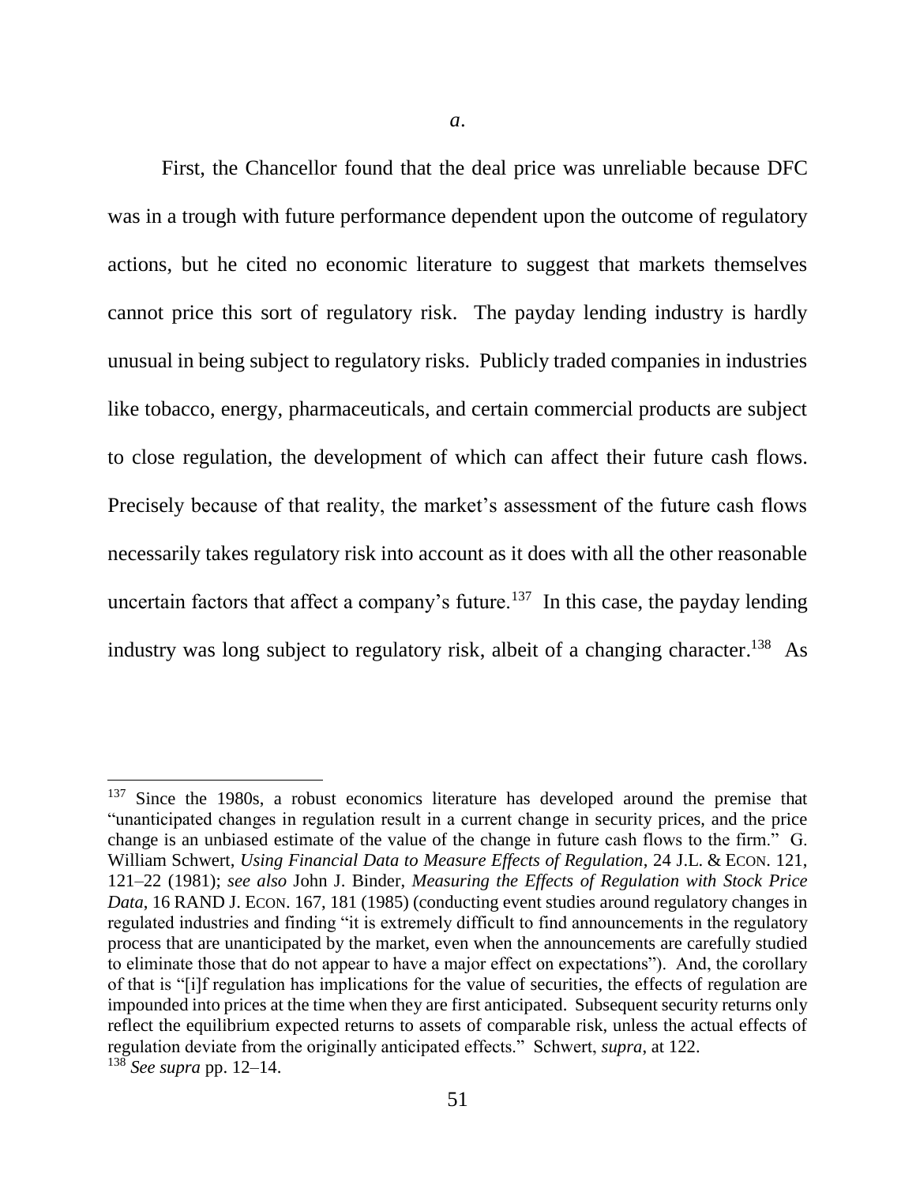*a.*

First, the Chancellor found that the deal price was unreliable because DFC was in a trough with future performance dependent upon the outcome of regulatory actions, but he cited no economic literature to suggest that markets themselves cannot price this sort of regulatory risk. The payday lending industry is hardly unusual in being subject to regulatory risks. Publicly traded companies in industries like tobacco, energy, pharmaceuticals, and certain commercial products are subject to close regulation, the development of which can affect their future cash flows. Precisely because of that reality, the market's assessment of the future cash flows necessarily takes regulatory risk into account as it does with all the other reasonable uncertain factors that affect a company's future.[137] In this case, the payday lending industry was long subject to regulatory risk, albeit of a changing character.[138] As

---

[137] Since the 1980s, a robust economics literature has developed around the premise that "unanticipated changes in regulation result in a current change in security prices, and the price change is an unbiased estimate of the value of the change in future cash flows to the firm." G. William Schwert, *Using Financial Data to Measure Effects of Regulation*, 24 J.L. & ECON. 121, 121–22 (1981); *see also* John J. Binder, *Measuring the Effects of Regulation with Stock Price Data*, 16 RAND J. ECON. 167, 181 (1985) (conducting event studies around regulatory changes in regulated industries and finding "it is extremely difficult to find announcements in the regulatory process that are unanticipated by the market, even when the announcements are carefully studied to eliminate those that do not appear to have a major effect on expectations"). And, the corollary of that is "[i]f regulation has implications for the value of securities, the effects of regulation are impounded into prices at the time when they are first anticipated. Subsequent security returns only reflect the equilibrium expected returns to assets of comparable risk, unless the actual effects of regulation deviate from the originally anticipated effects." Schwert, *supra*, at 122.

[138] *See supra* pp. 12–14.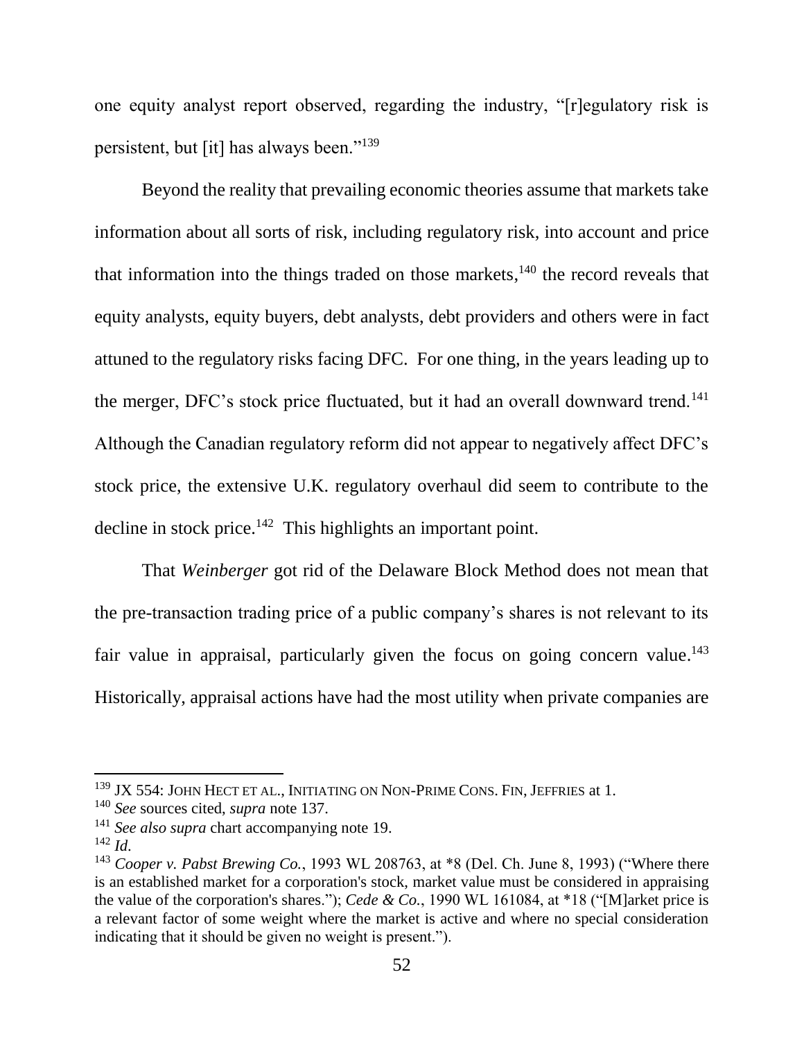one equity analyst report observed, regarding the industry, "[r]egulatory risk is persistent, but [it] has always been."[139]

Beyond the reality that prevailing economic theories assume that markets take information about all sorts of risk, including regulatory risk, into account and price that information into the things traded on those markets,[140] the record reveals that equity analysts, equity buyers, debt analysts, debt providers and others were in fact attuned to the regulatory risks facing DFC. For one thing, in the years leading up to the merger, DFC's stock price fluctuated, but it had an overall downward trend.[141] Although the Canadian regulatory reform did not appear to negatively affect DFC's stock price, the extensive U.K. regulatory overhaul did seem to contribute to the decline in stock price.[142] This highlights an important point.

That *Weinberger* got rid of the Delaware Block Method does not mean that the pre-transaction trading price of a public company's shares is not relevant to its fair value in appraisal, particularly given the focus on going concern value.[143] Historically, appraisal actions have had the most utility when private companies are

---

[139] JX 554: JOHN HECT ET AL., INITIATING ON NON-PRIME CONS. FIN, JEFFRIES at 1.

[140] *See* sources cited, *supra* note 137.

[141] *See also supra* chart accompanying note 19.

[142] *Id*.

[143] *Cooper v. Pabst Brewing Co.*, 1993 WL 208763, at *8 (Del. Ch. June 8, 1993) ("Where there is an established market for a corporation's stock, market value must be considered in appraising the value of the corporation's shares."); *Cede & Co.*, 1990 WL 161084, at *18 ("[M]arket price is a relevant factor of some weight where the market is active and where no special consideration indicating that it should be given no weight is present.").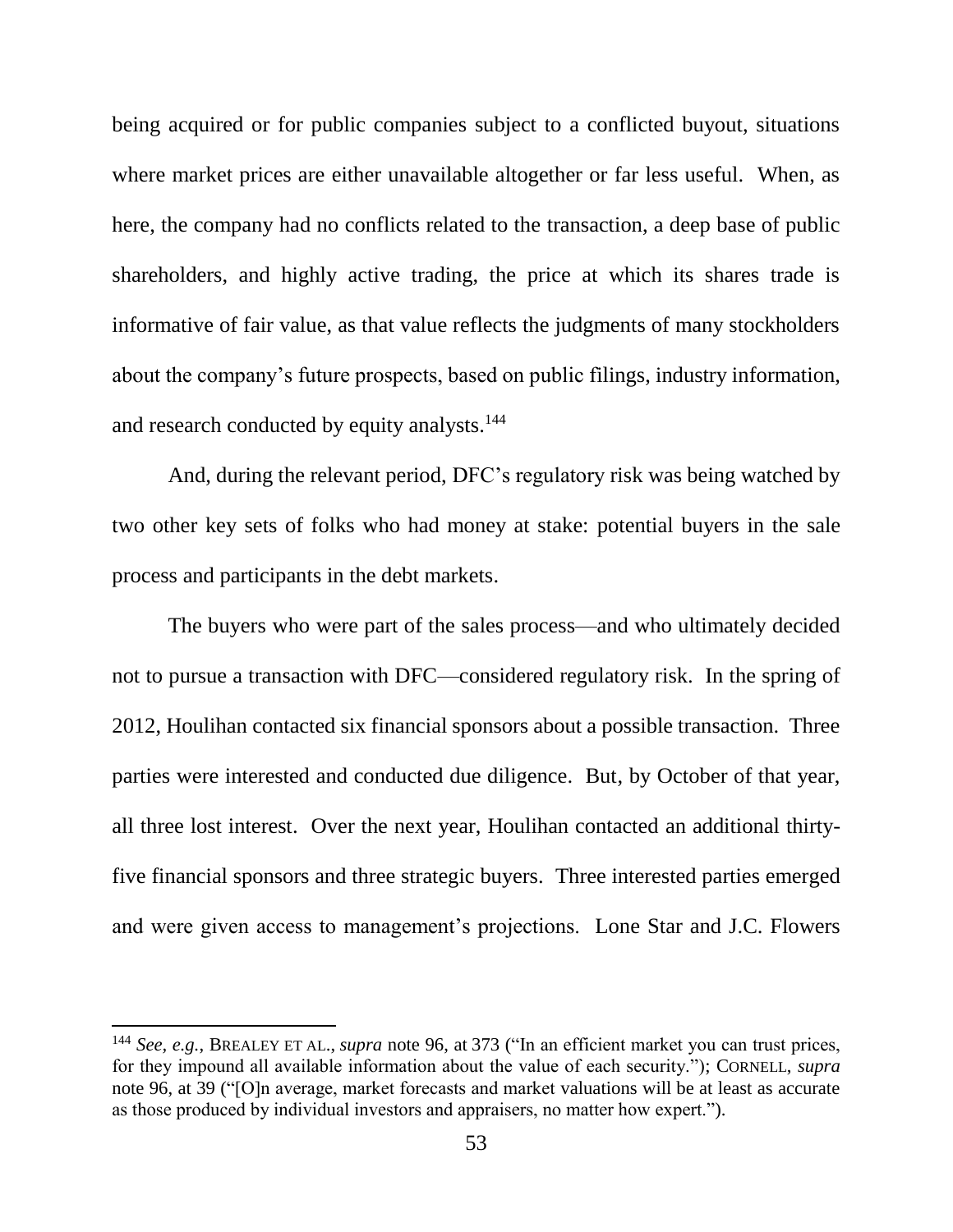being acquired or for public companies subject to a conflicted buyout, situations where market prices are either unavailable altogether or far less useful. When, as here, the company had no conflicts related to the transaction, a deep base of public shareholders, and highly active trading, the price at which its shares trade is informative of fair value, as that value reflects the judgments of many stockholders about the company's future prospects, based on public filings, industry information, and research conducted by equity analysts.[144]

And, during the relevant period, DFC's regulatory risk was being watched by two other key sets of folks who had money at stake: potential buyers in the sale process and participants in the debt markets.

The buyers who were part of the sales process—and who ultimately decided not to pursue a transaction with DFC—considered regulatory risk. In the spring of 2012, Houlihan contacted six financial sponsors about a possible transaction. Three parties were interested and conducted due diligence. But, by October of that year, all three lost interest. Over the next year, Houlihan contacted an additional thirty-five financial sponsors and three strategic buyers. Three interested parties emerged and were given access to management's projections. Lone Star and J.C. Flowers

---

[144] *See, e.g.*, BREALEY ET AL., *supra* note 96, at 373 ("In an efficient market you can trust prices, for they impound all available information about the value of each security."); CORNELL, *supra* note 96, at 39 ("[O]n average, market forecasts and market valuations will be at least as accurate as those produced by individual investors and appraisers, no matter how expert.").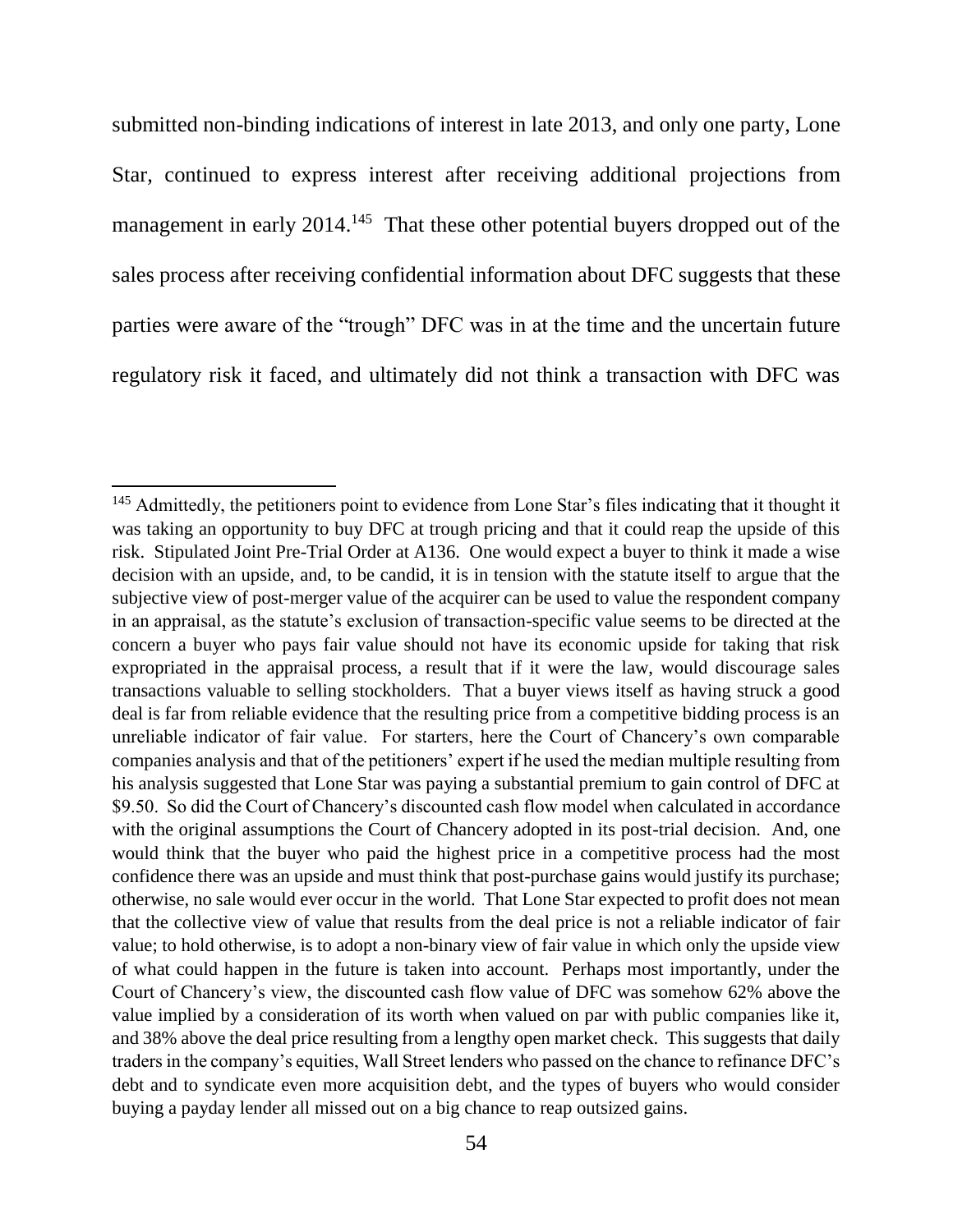submitted non-binding indications of interest in late 2013, and only one party, Lone Star, continued to express interest after receiving additional projections from management in early 2014.[145] That these other potential buyers dropped out of the sales process after receiving confidential information about DFC suggests that these parties were aware of the "trough" DFC was in at the time and the uncertain future regulatory risk it faced, and ultimately did not think a transaction with DFC was

---

[145] Admittedly, the petitioners point to evidence from Lone Star's files indicating that it thought it was taking an opportunity to buy DFC at trough pricing and that it could reap the upside of this risk. Stipulated Joint Pre-Trial Order at A136. One would expect a buyer to think it made a wise decision with an upside, and, to be candid, it is in tension with the statute itself to argue that the subjective view of post-merger value of the acquirer can be used to value the respondent company in an appraisal, as the statute's exclusion of transaction-specific value seems to be directed at the concern a buyer who pays fair value should not have its economic upside for taking that risk expropriated in the appraisal process, a result that if it were the law, would discourage sales transactions valuable to selling stockholders. That a buyer views itself as having struck a good deal is far from reliable evidence that the resulting price from a competitive bidding process is an unreliable indicator of fair value. For starters, here the Court of Chancery's own comparable companies analysis and that of the petitioners' expert if he used the median multiple resulting from his analysis suggested that Lone Star was paying a substantial premium to gain control of DFC at $9.50. So did the Court of Chancery's discounted cash flow model when calculated in accordance with the original assumptions the Court of Chancery adopted in its post-trial decision. And, one would think that the buyer who paid the highest price in a competitive process had the most confidence there was an upside and must think that post-purchase gains would justify its purchase; otherwise, no sale would ever occur in the world. That Lone Star expected to profit does not mean that the collective view of value that results from the deal price is not a reliable indicator of fair value; to hold otherwise, is to adopt a non-binary view of fair value in which only the upside view of what could happen in the future is taken into account. Perhaps most importantly, under the Court of Chancery's view, the discounted cash flow value of DFC was somehow 62% above the value implied by a consideration of its worth when valued on par with public companies like it, and 38% above the deal price resulting from a lengthy open market check. This suggests that daily traders in the company's equities, Wall Street lenders who passed on the chance to refinance DFC's debt and to syndicate even more acquisition debt, and the types of buyers who would consider buying a payday lender all missed out on a big chance to reap outsized gains.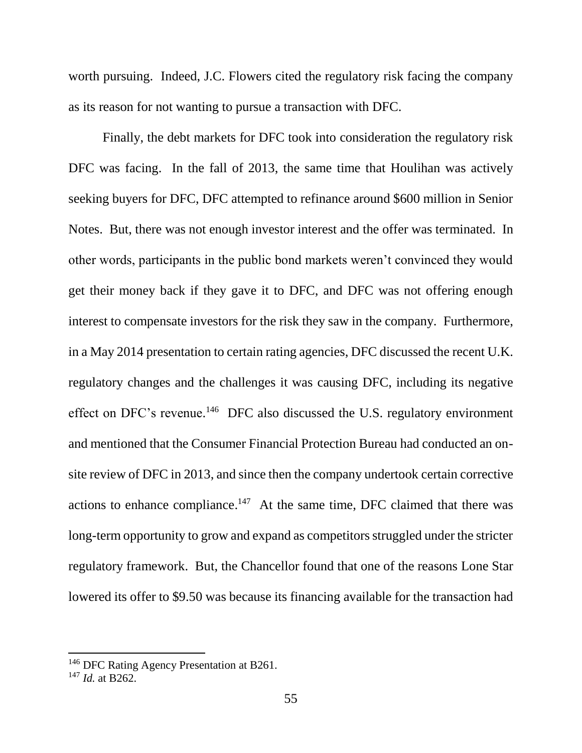worth pursuing. Indeed, J.C. Flowers cited the regulatory risk facing the company as its reason for not wanting to pursue a transaction with DFC.

Finally, the debt markets for DFC took into consideration the regulatory risk DFC was facing. In the fall of 2013, the same time that Houlihan was actively seeking buyers for DFC, DFC attempted to refinance around $600 million in Senior Notes. But, there was not enough investor interest and the offer was terminated. In other words, participants in the public bond markets weren't convinced they would get their money back if they gave it to DFC, and DFC was not offering enough interest to compensate investors for the risk they saw in the company. Furthermore, in a May 2014 presentation to certain rating agencies, DFC discussed the recent U.K. regulatory changes and the challenges it was causing DFC, including its negative effect on DFC's revenue.[146] DFC also discussed the U.S. regulatory environment and mentioned that the Consumer Financial Protection Bureau had conducted an on-site review of DFC in 2013, and since then the company undertook certain corrective actions to enhance compliance.[147] At the same time, DFC claimed that there was long-term opportunity to grow and expand as competitors struggled under the stricter regulatory framework. But, the Chancellor found that one of the reasons Lone Star lowered its offer to $9.50 was because its financing available for the transaction had

---

[146] DFC Rating Agency Presentation at B261.

[147] *Id.* at B262.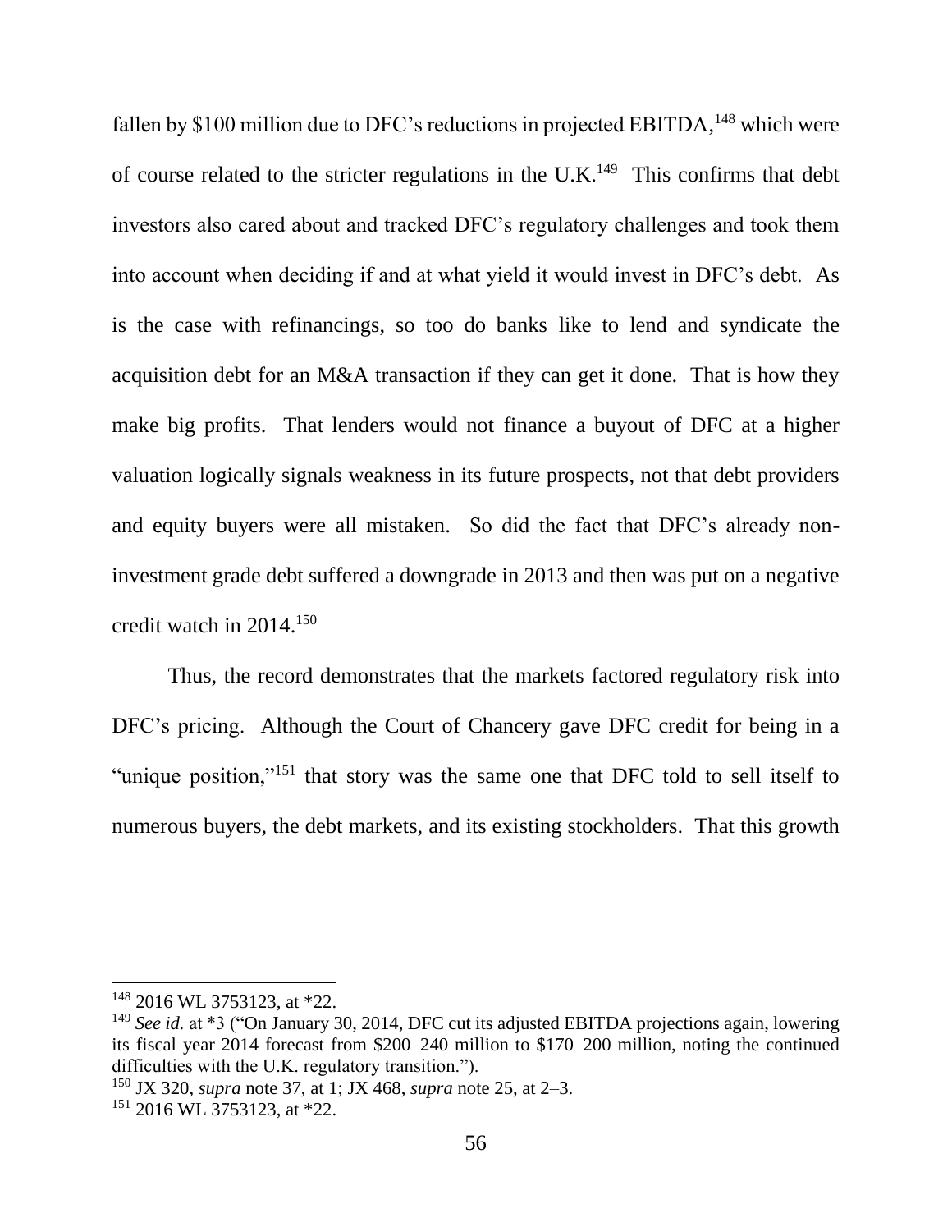fallen by $100 million due to DFC's reductions in projected EBITDA,[148] which were of course related to the stricter regulations in the U.K.[149] This confirms that debt investors also cared about and tracked DFC's regulatory challenges and took them into account when deciding if and at what yield it would invest in DFC's debt. As is the case with refinancings, so too do banks like to lend and syndicate the acquisition debt for an M&A transaction if they can get it done. That is how they make big profits. That lenders would not finance a buyout of DFC at a higher valuation logically signals weakness in its future prospects, not that debt providers and equity buyers were all mistaken. So did the fact that DFC's already non-investment grade debt suffered a downgrade in 2013 and then was put on a negative credit watch in 2014.[150]

Thus, the record demonstrates that the markets factored regulatory risk into DFC's pricing. Although the Court of Chancery gave DFC credit for being in a "unique position,"[151] that story was the same one that DFC told to sell itself to numerous buyers, the debt markets, and its existing stockholders. That this growth

---

[148] 2016 WL 3753123, at *22.

[149] *See id.* at *3 ("On January 30, 2014, DFC cut its adjusted EBITDA projections again, lowering its fiscal year 2014 forecast from $200–240 million to $170–200 million, noting the continued difficulties with the U.K. regulatory transition.").

[150] JX 320, *supra* note 37, at 1; JX 468, *supra* note 25, at 2–3.

[151] 2016 WL 3753123, at *22.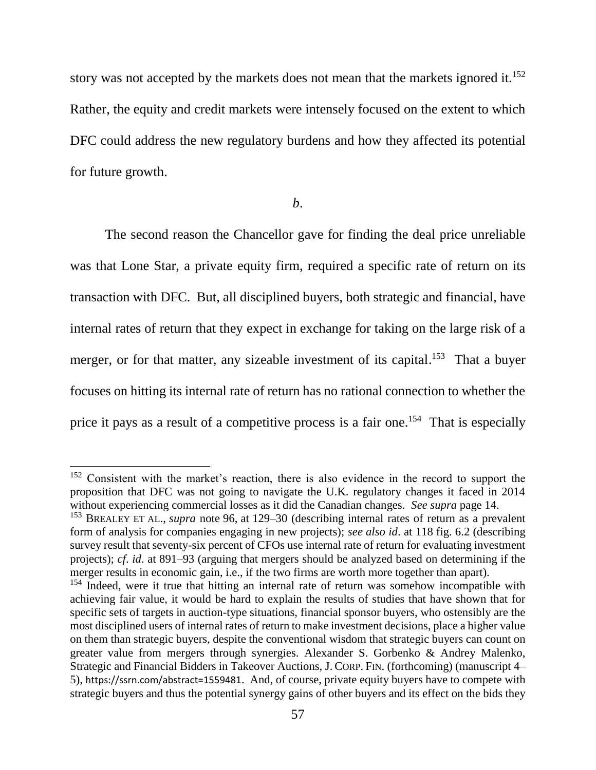story was not accepted by the markets does not mean that the markets ignored it.[152] Rather, the equity and credit markets were intensely focused on the extent to which DFC could address the new regulatory burdens and how they affected its potential for future growth.

*b*.

The second reason the Chancellor gave for finding the deal price unreliable was that Lone Star, a private equity firm, required a specific rate of return on its transaction with DFC. But, all disciplined buyers, both strategic and financial, have internal rates of return that they expect in exchange for taking on the large risk of a merger, or for that matter, any sizeable investment of its capital.[153] That a buyer focuses on hitting its internal rate of return has no rational connection to whether the price it pays as a result of a competitive process is a fair one.[154] That is especially

---

[152] Consistent with the market's reaction, there is also evidence in the record to support the proposition that DFC was not going to navigate the U.K. regulatory changes it faced in 2014 without experiencing commercial losses as it did the Canadian changes. *See supra* page 14.

[153] BREALEY ET AL., *supra* note 96, at 129–30 (describing internal rates of return as a prevalent form of analysis for companies engaging in new projects); *see also id*. at 118 fig. 6.2 (describing survey result that seventy-six percent of CFOs use internal rate of return for evaluating investment projects); *cf*. *id*. at 891–93 (arguing that mergers should be analyzed based on determining if the merger results in economic gain, i.e., if the two firms are worth more together than apart).

[154] Indeed, were it true that hitting an internal rate of return was somehow incompatible with achieving fair value, it would be hard to explain the results of studies that have shown that for specific sets of targets in auction-type situations, financial sponsor buyers, who ostensibly are the most disciplined users of internal rates of return to make investment decisions, place a higher value on them than strategic buyers, despite the conventional wisdom that strategic buyers can count on greater value from mergers through synergies. Alexander S. Gorbenko & Andrey Malenko, Strategic and Financial Bidders in Takeover Auctions, J. CORP. FIN. (forthcoming) (manuscript 4–5), https://ssrn.com/abstract=1559481. And, of course, private equity buyers have to compete with strategic buyers and thus the potential synergy gains of other buyers and its effect on the bids they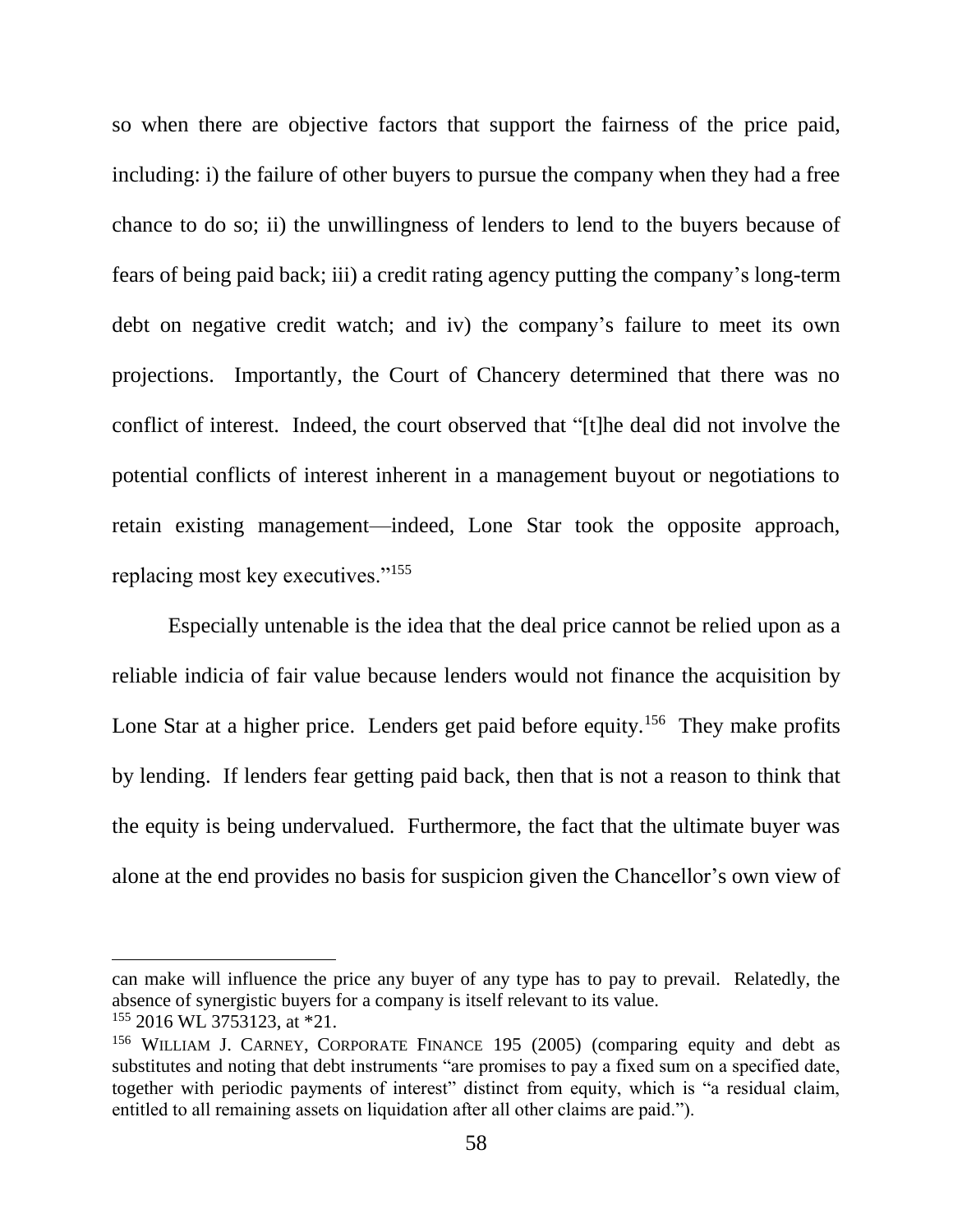so when there are objective factors that support the fairness of the price paid, including: i) the failure of other buyers to pursue the company when they had a free chance to do so; ii) the unwillingness of lenders to lend to the buyers because of fears of being paid back; iii) a credit rating agency putting the company's long-term debt on negative credit watch; and iv) the company's failure to meet its own projections. Importantly, the Court of Chancery determined that there was no conflict of interest. Indeed, the court observed that "[t]he deal did not involve the potential conflicts of interest inherent in a management buyout or negotiations to retain existing management—indeed, Lone Star took the opposite approach, replacing most key executives."[155]

Especially untenable is the idea that the deal price cannot be relied upon as a reliable indicia of fair value because lenders would not finance the acquisition by Lone Star at a higher price. Lenders get paid before equity.[156] They make profits by lending. If lenders fear getting paid back, then that is not a reason to think that the equity is being undervalued. Furthermore, the fact that the ultimate buyer was alone at the end provides no basis for suspicion given the Chancellor's own view of

---

can make will influence the price any buyer of any type has to pay to prevail. Relatedly, the absence of synergistic buyers for a company is itself relevant to its value.

[155] 2016 WL 3753123, at *21.

[156] WILLIAM J. CARNEY, CORPORATE FINANCE 195 (2005) (comparing equity and debt as substitutes and noting that debt instruments "are promises to pay a fixed sum on a specified date, together with periodic payments of interest" distinct from equity, which is "a residual claim, entitled to all remaining assets on liquidation after all other claims are paid.").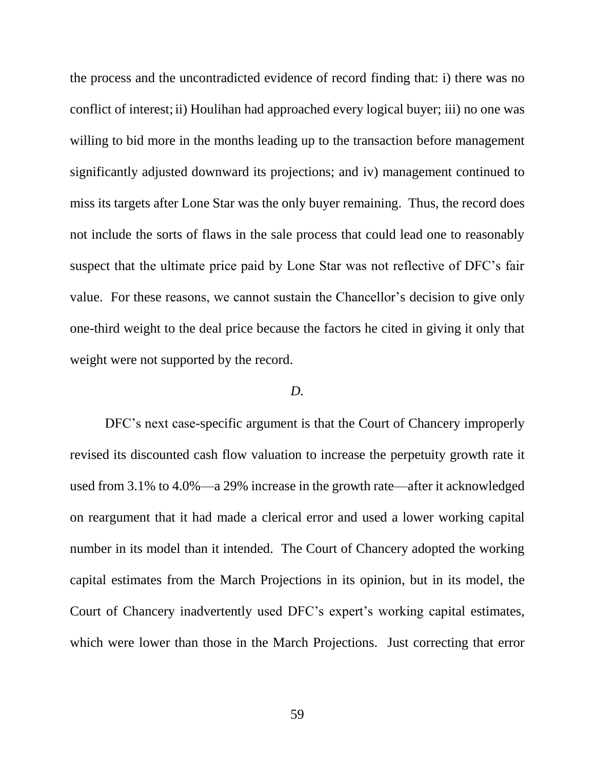the process and the uncontradicted evidence of record finding that: i) there was no conflict of interest; ii) Houlihan had approached every logical buyer; iii) no one was willing to bid more in the months leading up to the transaction before management significantly adjusted downward its projections; and iv) management continued to miss its targets after Lone Star was the only buyer remaining. Thus, the record does not include the sorts of flaws in the sale process that could lead one to reasonably suspect that the ultimate price paid by Lone Star was not reflective of DFC's fair value. For these reasons, we cannot sustain the Chancellor's decision to give only one-third weight to the deal price because the factors he cited in giving it only that weight were not supported by the record.

*D.*

DFC's next case-specific argument is that the Court of Chancery improperly revised its discounted cash flow valuation to increase the perpetuity growth rate it used from 3.1% to 4.0%—a 29% increase in the growth rate—after it acknowledged on reargument that it had made a clerical error and used a lower working capital number in its model than it intended. The Court of Chancery adopted the working capital estimates from the March Projections in its opinion, but in its model, the Court of Chancery inadvertently used DFC's expert's working capital estimates, which were lower than those in the March Projections. Just correcting that error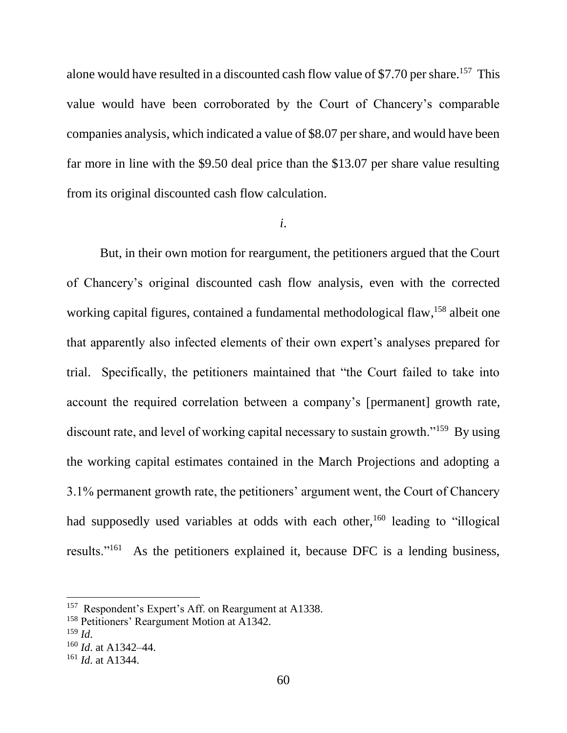alone would have resulted in a discounted cash flow value of $7.70 per share.[157] This value would have been corroborated by the Court of Chancery's comparable companies analysis, which indicated a value of $8.07 per share, and would have been far more in line with the $9.50 deal price than the $13.07 per share value resulting from its original discounted cash flow calculation.

*i.*

But, in their own motion for reargument, the petitioners argued that the Court of Chancery's original discounted cash flow analysis, even with the corrected working capital figures, contained a fundamental methodological flaw,[158] albeit one that apparently also infected elements of their own expert's analyses prepared for trial. Specifically, the petitioners maintained that "the Court failed to take into account the required correlation between a company's [permanent] growth rate, discount rate, and level of working capital necessary to sustain growth."[159] By using the working capital estimates contained in the March Projections and adopting a 3.1% permanent growth rate, the petitioners' argument went, the Court of Chancery had supposedly used variables at odds with each other,[160] leading to "illogical results."[161] As the petitioners explained it, because DFC is a lending business,

---

[157] Respondent's Expert's Aff. on Reargument at A1338.

[158] Petitioners' Reargument Motion at A1342.

[159] *Id.*

[160] *Id.* at A1342–44.

[161] *Id.* at A1344.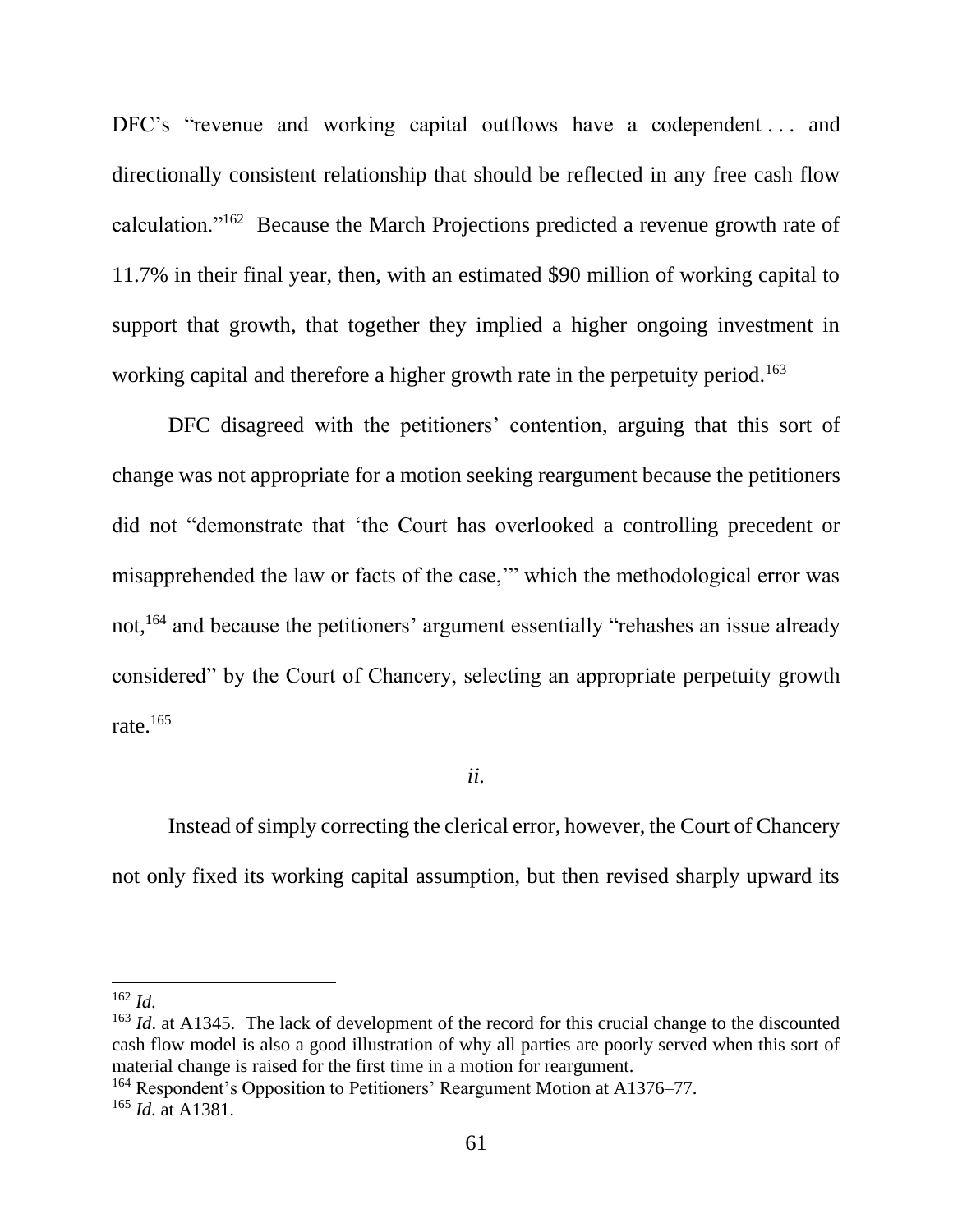DFC's "revenue and working capital outflows have a codependent . . . and directionally consistent relationship that should be reflected in any free cash flow calculation."[162] Because the March Projections predicted a revenue growth rate of 11.7% in their final year, then, with an estimated $90 million of working capital to support that growth, that together they implied a higher ongoing investment in working capital and therefore a higher growth rate in the perpetuity period.[163]

DFC disagreed with the petitioners' contention, arguing that this sort of change was not appropriate for a motion seeking reargument because the petitioners did not "demonstrate that 'the Court has overlooked a controlling precedent or misapprehended the law or facts of the case,'" which the methodological error was not,[164] and because the petitioners' argument essentially "rehashes an issue already considered" by the Court of Chancery, selecting an appropriate perpetuity growth rate.[165]

*ii.*

Instead of simply correcting the clerical error, however, the Court of Chancery not only fixed its working capital assumption, but then revised sharply upward its

---

[162] *Id.*

[163] *Id.* at A1345. The lack of development of the record for this crucial change to the discounted cash flow model is also a good illustration of why all parties are poorly served when this sort of material change is raised for the first time in a motion for reargument.

[164] Respondent's Opposition to Petitioners' Reargument Motion at A1376–77.

[165] *Id.* at A1381.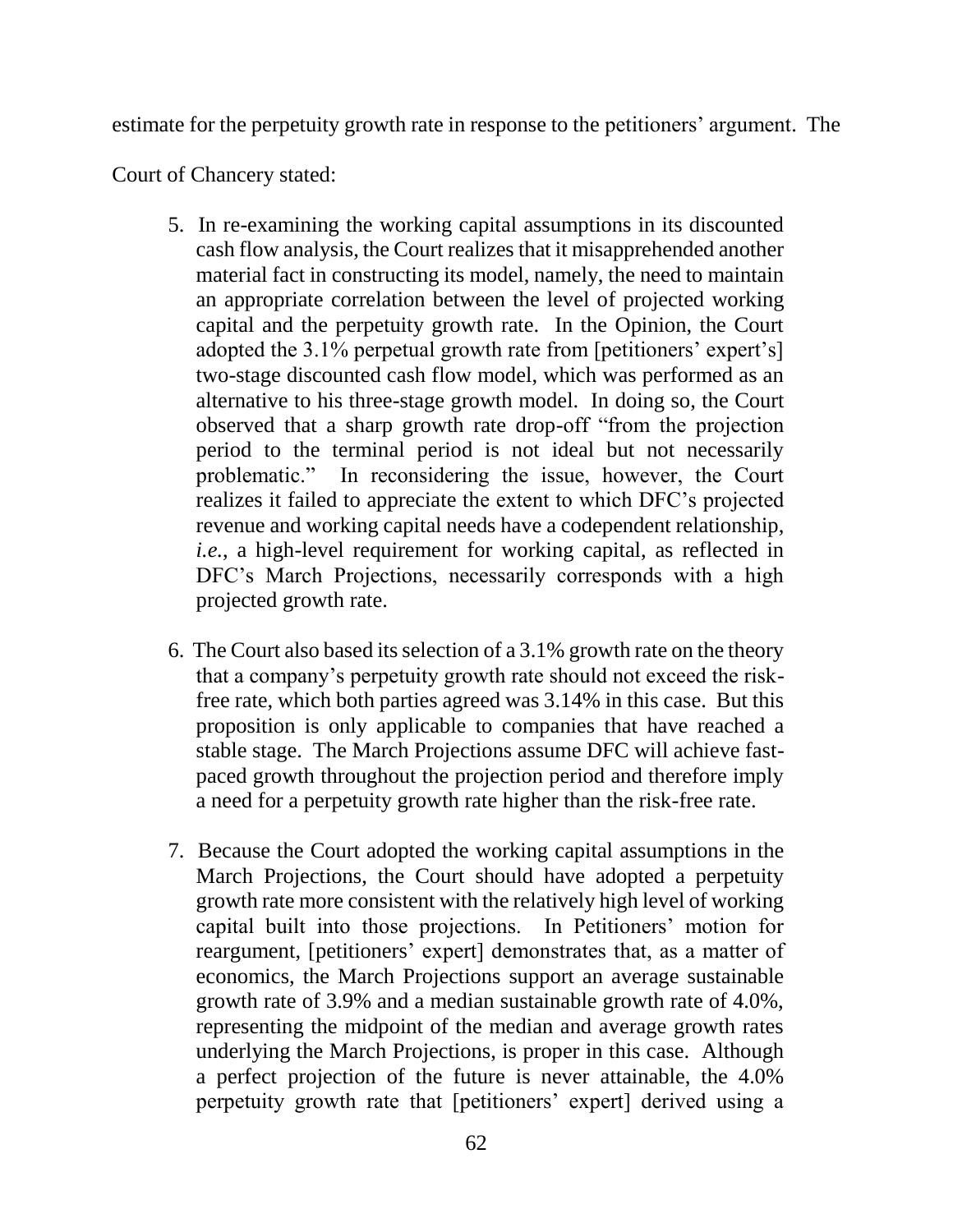estimate for the perpetuity growth rate in response to the petitioners' argument. The Court of Chancery stated:

> 5. In re-examining the working capital assumptions in its discounted cash flow analysis, the Court realizes that it misapprehended another material fact in constructing its model, namely, the need to maintain an appropriate correlation between the level of projected working capital and the perpetuity growth rate. In the Opinion, the Court adopted the 3.1% perpetual growth rate from [petitioners' expert's] two-stage discounted cash flow model, which was performed as an alternative to his three-stage growth model. In doing so, the Court observed that a sharp growth rate drop-off "from the projection period to the terminal period is not ideal but not necessarily problematic." In reconsidering the issue, however, the Court realizes it failed to appreciate the extent to which DFC's projected revenue and working capital needs have a codependent relationship, *i.e.*, a high-level requirement for working capital, as reflected in DFC's March Projections, necessarily corresponds with a high projected growth rate.
>
> 6. The Court also based its selection of a 3.1% growth rate on the theory that a company's perpetuity growth rate should not exceed the risk-free rate, which both parties agreed was 3.14% in this case. But this proposition is only applicable to companies that have reached a stable stage. The March Projections assume DFC will achieve fast-paced growth throughout the projection period and therefore imply a need for a perpetuity growth rate higher than the risk-free rate.
>
> 7. Because the Court adopted the working capital assumptions in the March Projections, the Court should have adopted a perpetuity growth rate more consistent with the relatively high level of working capital built into those projections. In Petitioners' motion for reargument, [petitioners' expert] demonstrates that, as a matter of economics, the March Projections support an average sustainable growth rate of 3.9% and a median sustainable growth rate of 4.0%, representing the midpoint of the median and average growth rates underlying the March Projections, is proper in this case. Although a perfect projection of the future is never attainable, the 4.0% perpetuity growth rate that [petitioners' expert] derived using a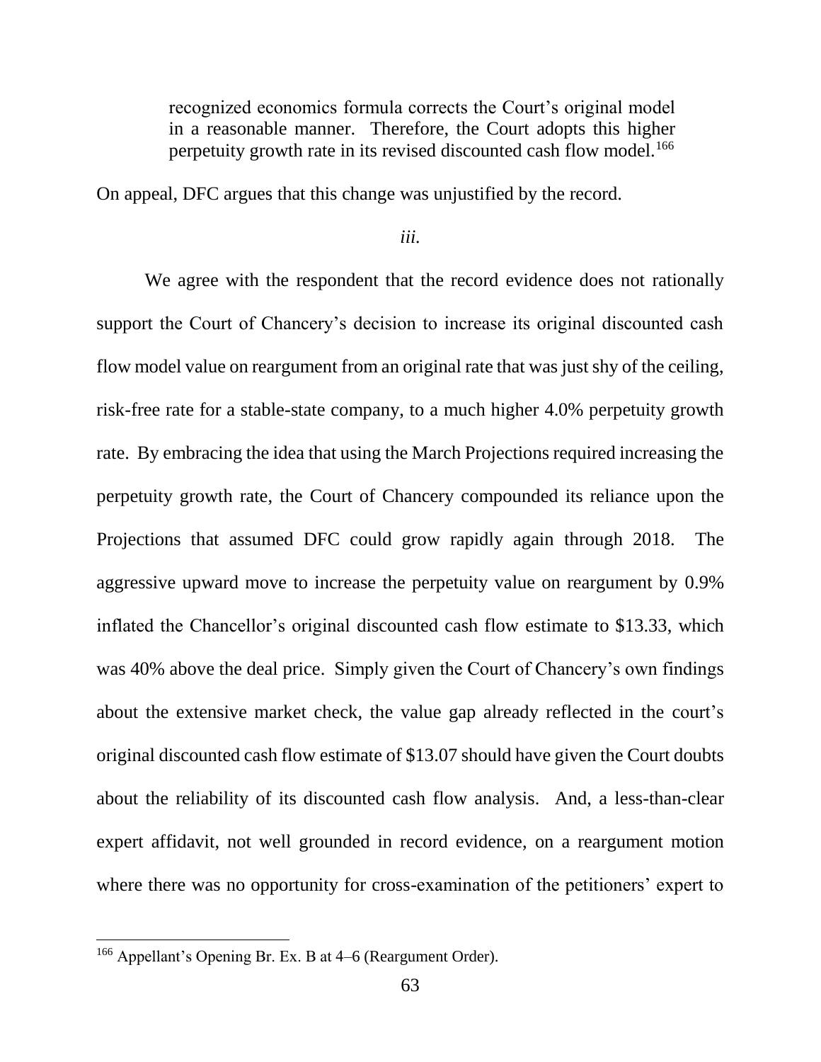> recognized economics formula corrects the Court's original model in a reasonable manner. Therefore, the Court adopts this higher perpetuity growth rate in its revised discounted cash flow model.[166]

On appeal, DFC argues that this change was unjustified by the record.

*iii.*

We agree with the respondent that the record evidence does not rationally support the Court of Chancery's decision to increase its original discounted cash flow model value on reargument from an original rate that was just shy of the ceiling, risk-free rate for a stable-state company, to a much higher 4.0% perpetuity growth rate. By embracing the idea that using the March Projections required increasing the perpetuity growth rate, the Court of Chancery compounded its reliance upon the Projections that assumed DFC could grow rapidly again through 2018. The aggressive upward move to increase the perpetuity value on reargument by 0.9% inflated the Chancellor's original discounted cash flow estimate to $13.33, which was 40% above the deal price. Simply given the Court of Chancery's own findings about the extensive market check, the value gap already reflected in the court's original discounted cash flow estimate of $13.07 should have given the Court doubts about the reliability of its discounted cash flow analysis. And, a less-than-clear expert affidavit, not well grounded in record evidence, on a reargument motion where there was no opportunity for cross-examination of the petitioners' expert to

[166] Appellant's Opening Br. Ex. B at 4–6 (Reargument Order).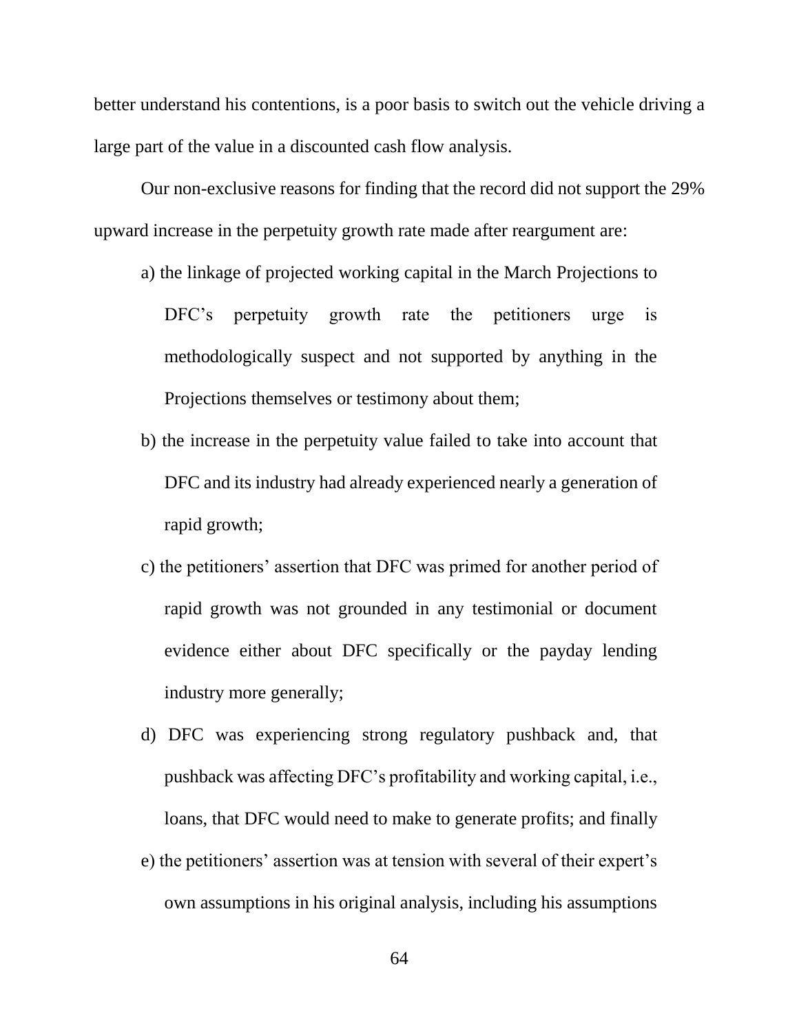better understand his contentions, is a poor basis to switch out the vehicle driving a large part of the value in a discounted cash flow analysis.

Our non-exclusive reasons for finding that the record did not support the 29% upward increase in the perpetuity growth rate made after reargument are:

a) the linkage of projected working capital in the March Projections to DFC's perpetuity growth rate the petitioners urge is methodologically suspect and not supported by anything in the Projections themselves or testimony about them;

b) the increase in the perpetuity value failed to take into account that DFC and its industry had already experienced nearly a generation of rapid growth;

c) the petitioners' assertion that DFC was primed for another period of rapid growth was not grounded in any testimonial or document evidence either about DFC specifically or the payday lending industry more generally;

d) DFC was experiencing strong regulatory pushback and, that pushback was affecting DFC's profitability and working capital, i.e., loans, that DFC would need to make to generate profits; and finally

e) the petitioners' assertion was at tension with several of their expert's own assumptions in his original analysis, including his assumptions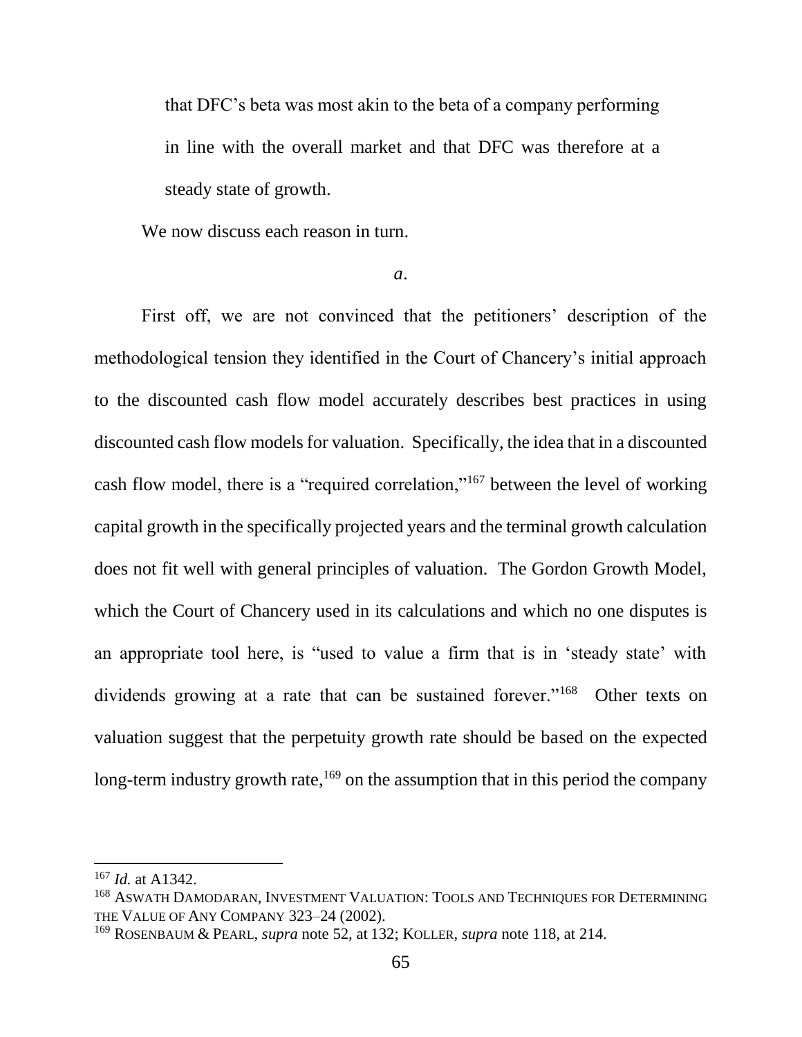that DFC's beta was most akin to the beta of a company performing in line with the overall market and that DFC was therefore at a steady state of growth.

We now discuss each reason in turn.

*a.*

First off, we are not convinced that the petitioners' description of the methodological tension they identified in the Court of Chancery's initial approach to the discounted cash flow model accurately describes best practices in using discounted cash flow models for valuation. Specifically, the idea that in a discounted cash flow model, there is a "required correlation,"[167] between the level of working capital growth in the specifically projected years and the terminal growth calculation does not fit well with general principles of valuation. The Gordon Growth Model, which the Court of Chancery used in its calculations and which no one disputes is an appropriate tool here, is "used to value a firm that is in 'steady state' with dividends growing at a rate that can be sustained forever."[168] Other texts on valuation suggest that the perpetuity growth rate should be based on the expected long-term industry growth rate,[169] on the assumption that in this period the company

---

[167] *Id.* at A1342.

[168] ASWATH DAMODARAN, INVESTMENT VALUATION: TOOLS AND TECHNIQUES FOR DETERMINING THE VALUE OF ANY COMPANY 323–24 (2002).

[169] ROSENBAUM & PEARL, *supra* note 52, at 132; KOLLER, *supra* note 118, at 214.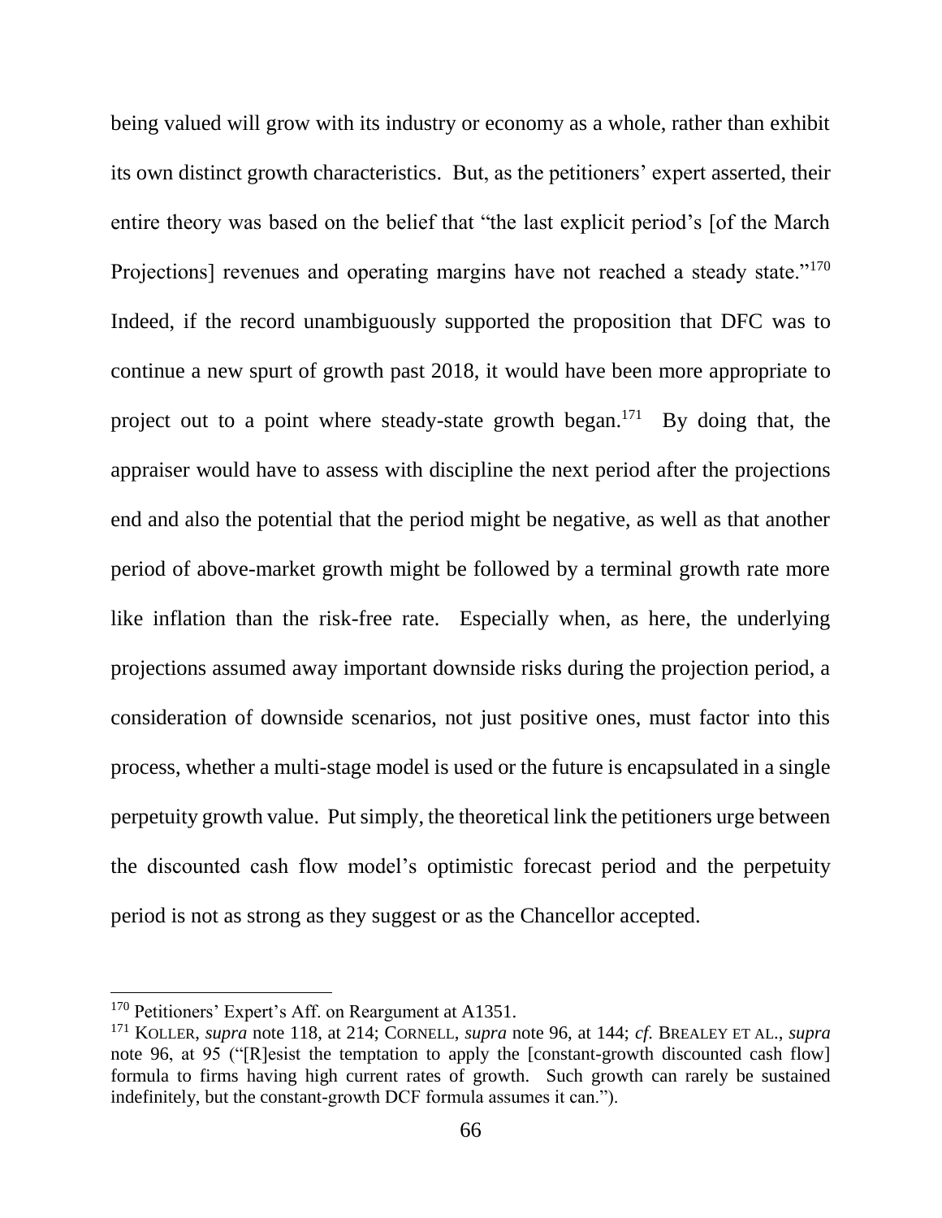being valued will grow with its industry or economy as a whole, rather than exhibit its own distinct growth characteristics. But, as the petitioners' expert asserted, their entire theory was based on the belief that "the last explicit period's [of the March Projections] revenues and operating margins have not reached a steady state."[170] Indeed, if the record unambiguously supported the proposition that DFC was to continue a new spurt of growth past 2018, it would have been more appropriate to project out to a point where steady-state growth began.[171] By doing that, the appraiser would have to assess with discipline the next period after the projections end and also the potential that the period might be negative, as well as that another period of above-market growth might be followed by a terminal growth rate more like inflation than the risk-free rate. Especially when, as here, the underlying projections assumed away important downside risks during the projection period, a consideration of downside scenarios, not just positive ones, must factor into this process, whether a multi-stage model is used or the future is encapsulated in a single perpetuity growth value. Put simply, the theoretical link the petitioners urge between the discounted cash flow model's optimistic forecast period and the perpetuity period is not as strong as they suggest or as the Chancellor accepted.

---

[170] Petitioners' Expert's Aff. on Reargument at A1351.

[171] KOLLER, *supra* note 118, at 214; CORNELL, *supra* note 96, at 144; *cf.* BREALEY ET AL., *supra* note 96, at 95 ("[R]esist the temptation to apply the [constant-growth discounted cash flow] formula to firms having high current rates of growth. Such growth can rarely be sustained indefinitely, but the constant-growth DCF formula assumes it can.").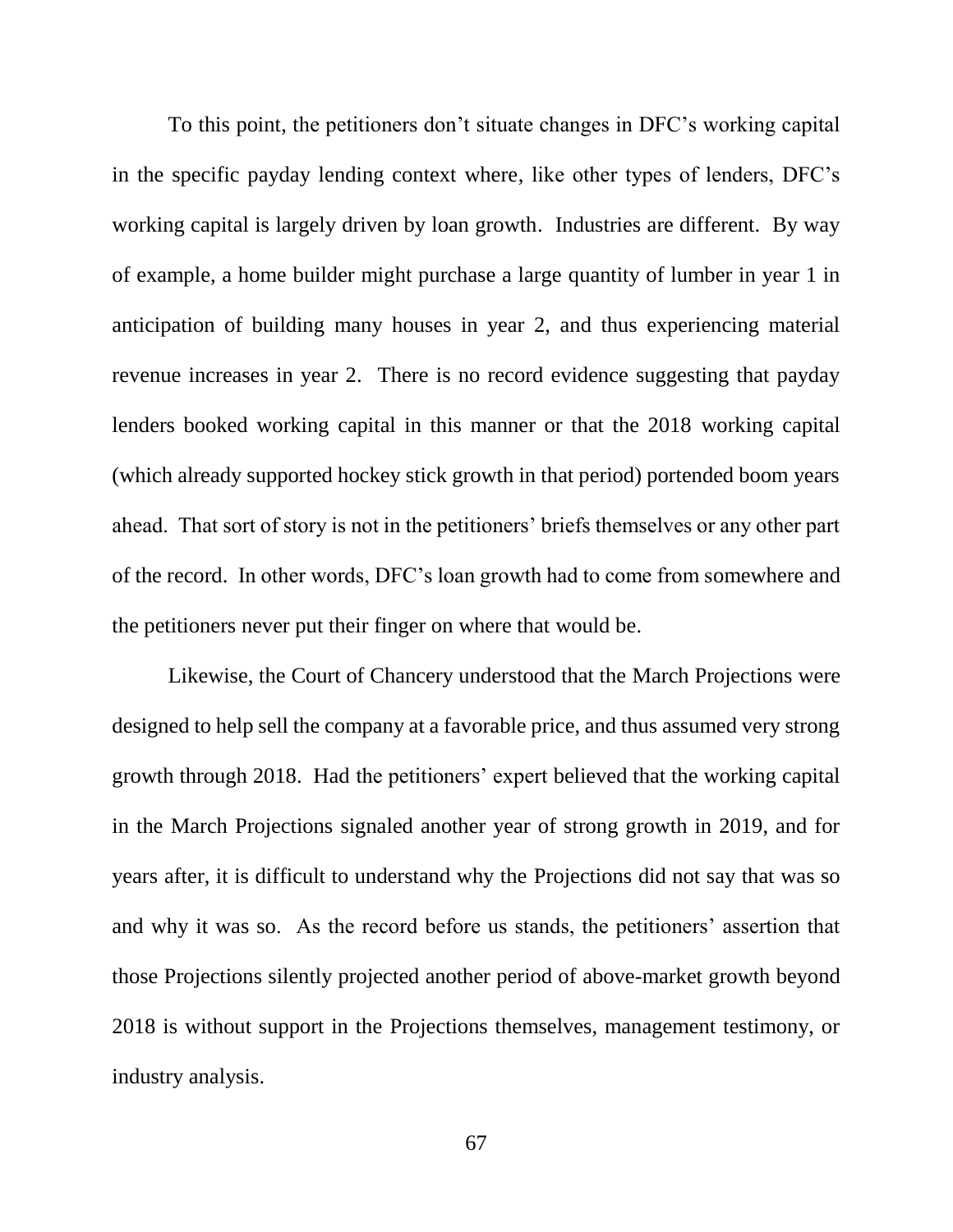To this point, the petitioners don't situate changes in DFC's working capital in the specific payday lending context where, like other types of lenders, DFC's working capital is largely driven by loan growth. Industries are different. By way of example, a home builder might purchase a large quantity of lumber in year 1 in anticipation of building many houses in year 2, and thus experiencing material revenue increases in year 2. There is no record evidence suggesting that payday lenders booked working capital in this manner or that the 2018 working capital (which already supported hockey stick growth in that period) portended boom years ahead. That sort of story is not in the petitioners' briefs themselves or any other part of the record. In other words, DFC's loan growth had to come from somewhere and the petitioners never put their finger on where that would be.

Likewise, the Court of Chancery understood that the March Projections were designed to help sell the company at a favorable price, and thus assumed very strong growth through 2018. Had the petitioners' expert believed that the working capital in the March Projections signaled another year of strong growth in 2019, and for years after, it is difficult to understand why the Projections did not say that was so and why it was so. As the record before us stands, the petitioners' assertion that those Projections silently projected another period of above-market growth beyond 2018 is without support in the Projections themselves, management testimony, or industry analysis.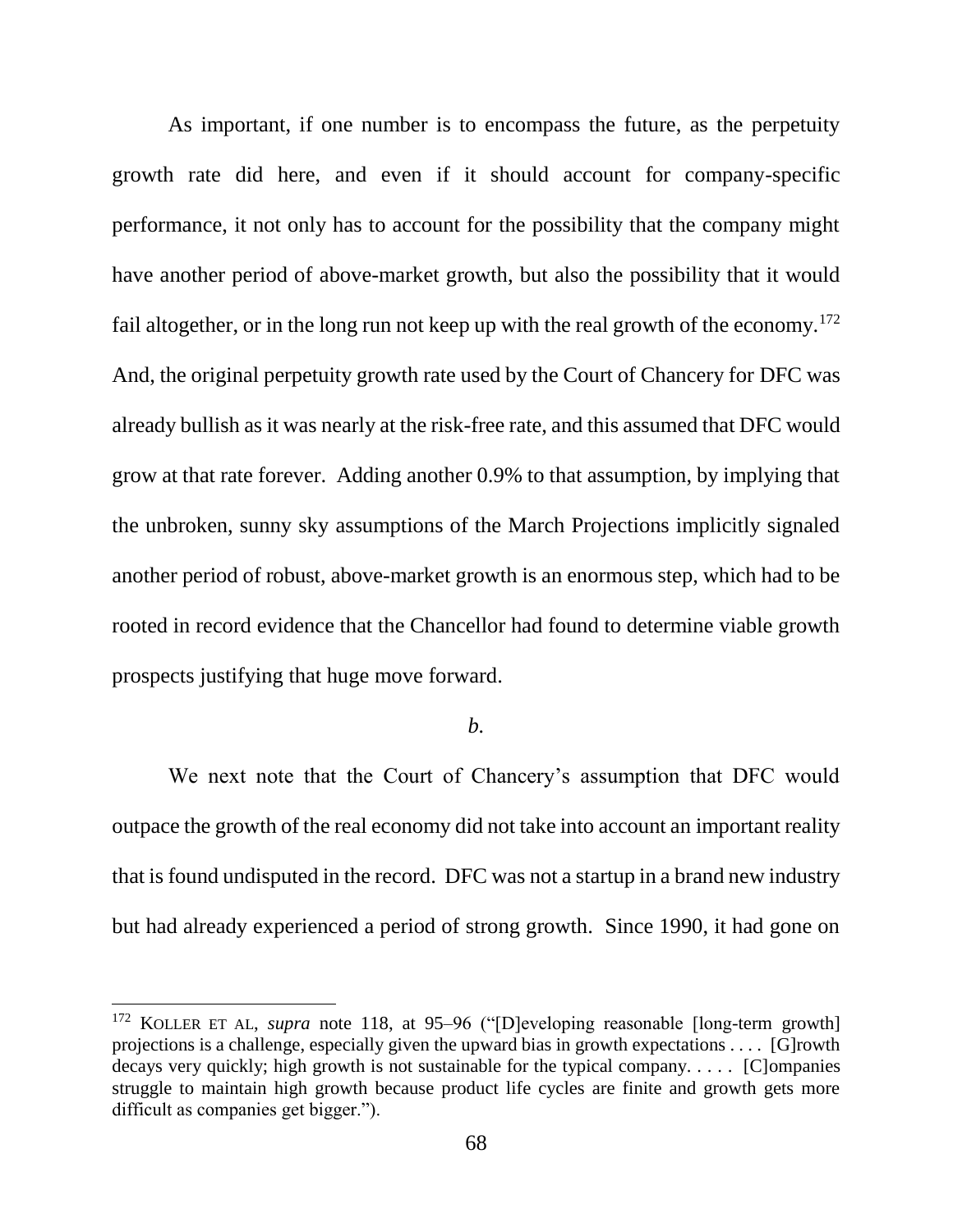As important, if one number is to encompass the future, as the perpetuity growth rate did here, and even if it should account for company-specific performance, it not only has to account for the possibility that the company might have another period of above-market growth, but also the possibility that it would fail altogether, or in the long run not keep up with the real growth of the economy.[172] And, the original perpetuity growth rate used by the Court of Chancery for DFC was already bullish as it was nearly at the risk-free rate, and this assumed that DFC would grow at that rate forever. Adding another 0.9% to that assumption, by implying that the unbroken, sunny sky assumptions of the March Projections implicitly signaled another period of robust, above-market growth is an enormous step, which had to be rooted in record evidence that the Chancellor had found to determine viable growth prospects justifying that huge move forward.

*b.*

We next note that the Court of Chancery's assumption that DFC would outpace the growth of the real economy did not take into account an important reality that is found undisputed in the record. DFC was not a startup in a brand new industry but had already experienced a period of strong growth. Since 1990, it had gone on

---

[172] KOLLER ET AL, *supra* note 118, at 95–96 ("[D]eveloping reasonable [long-term growth] projections is a challenge, especially given the upward bias in growth expectations . . . . [G]rowth decays very quickly; high growth is not sustainable for the typical company. . . . . [C]ompanies struggle to maintain high growth because product life cycles are finite and growth gets more difficult as companies get bigger.").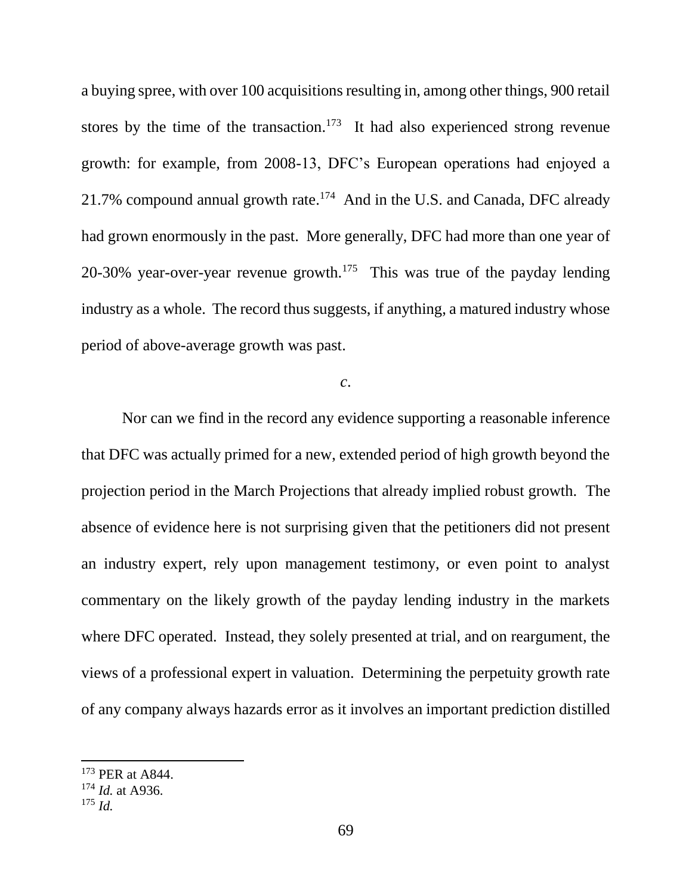a buying spree, with over 100 acquisitions resulting in, among other things, 900 retail stores by the time of the transaction.[173] It had also experienced strong revenue growth: for example, from 2008-13, DFC's European operations had enjoyed a 21.7% compound annual growth rate.[174] And in the U.S. and Canada, DFC already had grown enormously in the past. More generally, DFC had more than one year of 20-30% year-over-year revenue growth.[175] This was true of the payday lending industry as a whole. The record thus suggests, if anything, a matured industry whose period of above-average growth was past.

*c.*

Nor can we find in the record any evidence supporting a reasonable inference that DFC was actually primed for a new, extended period of high growth beyond the projection period in the March Projections that already implied robust growth. The absence of evidence here is not surprising given that the petitioners did not present an industry expert, rely upon management testimony, or even point to analyst commentary on the likely growth of the payday lending industry in the markets where DFC operated. Instead, they solely presented at trial, and on reargument, the views of a professional expert in valuation. Determining the perpetuity growth rate of any company always hazards error as it involves an important prediction distilled

---

[173] PER at A844.

[174] *Id.* at A936.

[175] *Id.*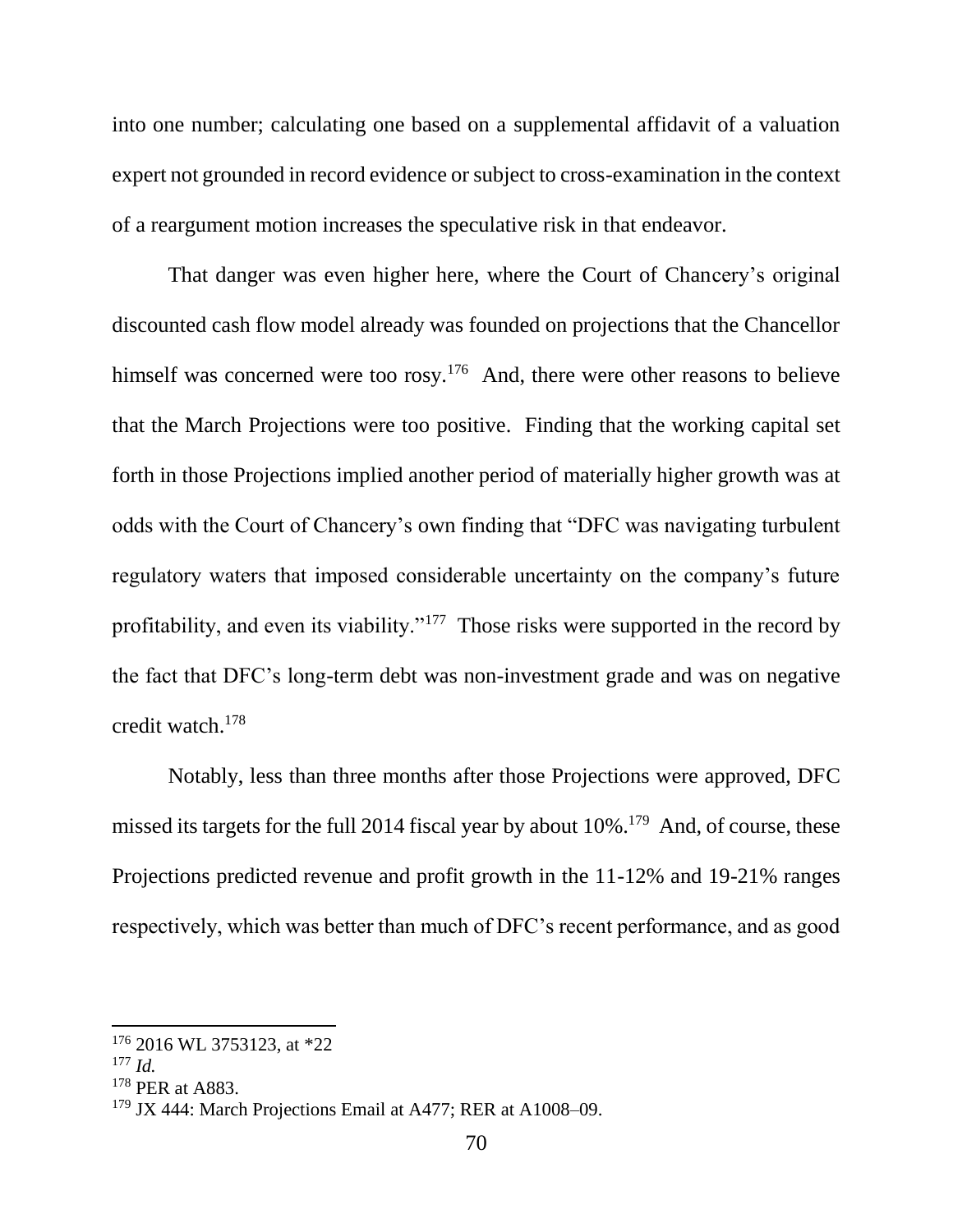into one number; calculating one based on a supplemental affidavit of a valuation expert not grounded in record evidence or subject to cross-examination in the context of a reargument motion increases the speculative risk in that endeavor.

That danger was even higher here, where the Court of Chancery's original discounted cash flow model already was founded on projections that the Chancellor himself was concerned were too rosy.[176] And, there were other reasons to believe that the March Projections were too positive. Finding that the working capital set forth in those Projections implied another period of materially higher growth was at odds with the Court of Chancery's own finding that "DFC was navigating turbulent regulatory waters that imposed considerable uncertainty on the company's future profitability, and even its viability."[177] Those risks were supported in the record by the fact that DFC's long-term debt was non-investment grade and was on negative credit watch.[178]

Notably, less than three months after those Projections were approved, DFC missed its targets for the full 2014 fiscal year by about 10%.[179] And, of course, these Projections predicted revenue and profit growth in the 11-12% and 19-21% ranges respectively, which was better than much of DFC's recent performance, and as good

---

[176] 2016 WL 3753123, at *22

[177] *Id.*

[178] PER at A883.

[179] JX 444: March Projections Email at A477; RER at A1008–09.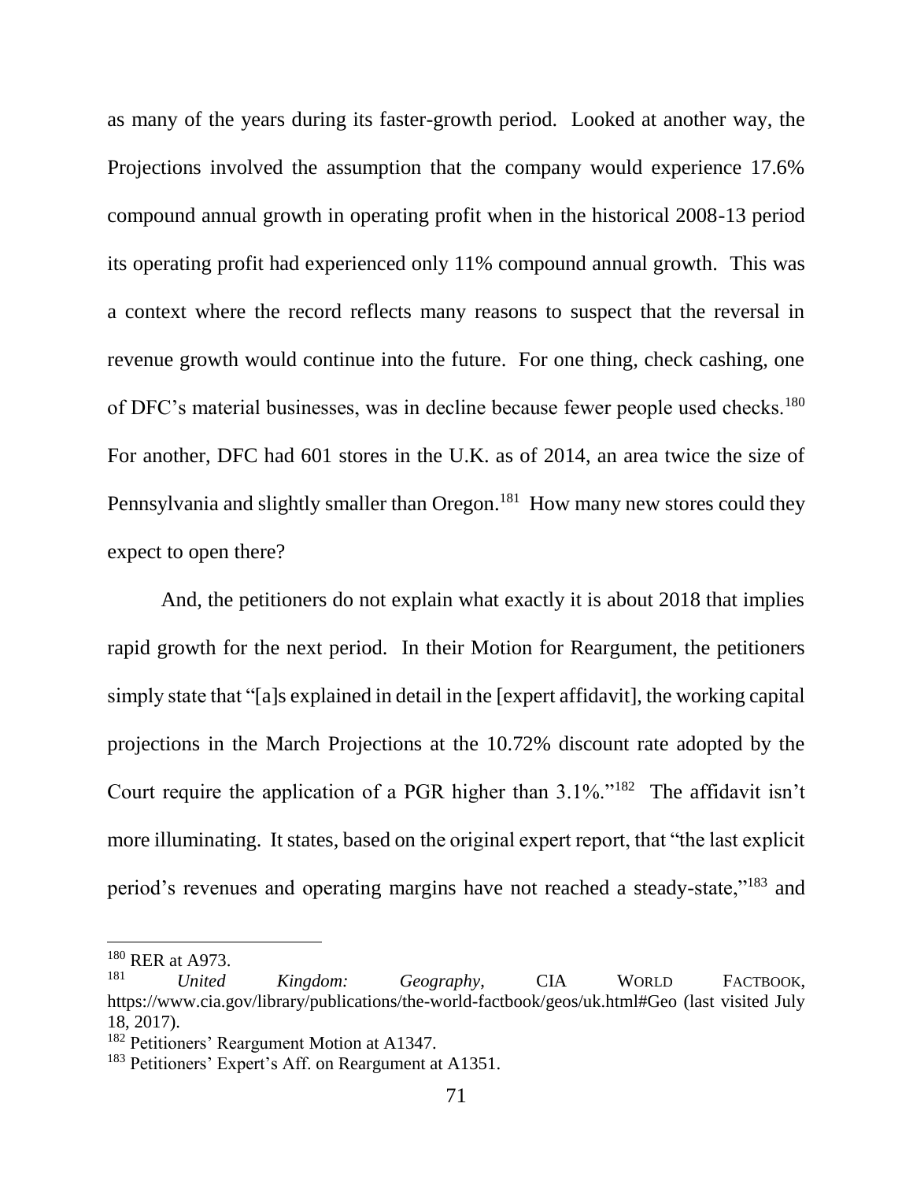as many of the years during its faster-growth period. Looked at another way, the Projections involved the assumption that the company would experience 17.6% compound annual growth in operating profit when in the historical 2008-13 period its operating profit had experienced only 11% compound annual growth. This was a context where the record reflects many reasons to suspect that the reversal in revenue growth would continue into the future. For one thing, check cashing, one of DFC's material businesses, was in decline because fewer people used checks.[180] For another, DFC had 601 stores in the U.K. as of 2014, an area twice the size of Pennsylvania and slightly smaller than Oregon.[181] How many new stores could they expect to open there?

And, the petitioners do not explain what exactly it is about 2018 that implies rapid growth for the next period. In their Motion for Reargument, the petitioners simply state that "[a]s explained in detail in the [expert affidavit], the working capital projections in the March Projections at the 10.72% discount rate adopted by the Court require the application of a PGR higher than 3.1%."[182] The affidavit isn't more illuminating. It states, based on the original expert report, that "the last explicit period's revenues and operating margins have not reached a steady-state,"[183] and

---

[180] RER at A973.

[181] *United Kingdom: Geography*, CIA WORLD FACTBOOK, https://www.cia.gov/library/publications/the-world-factbook/geos/uk.html#Geo (last visited July 18, 2017).

[182] Petitioners' Reargument Motion at A1347.

[183] Petitioners' Expert's Aff. on Reargument at A1351.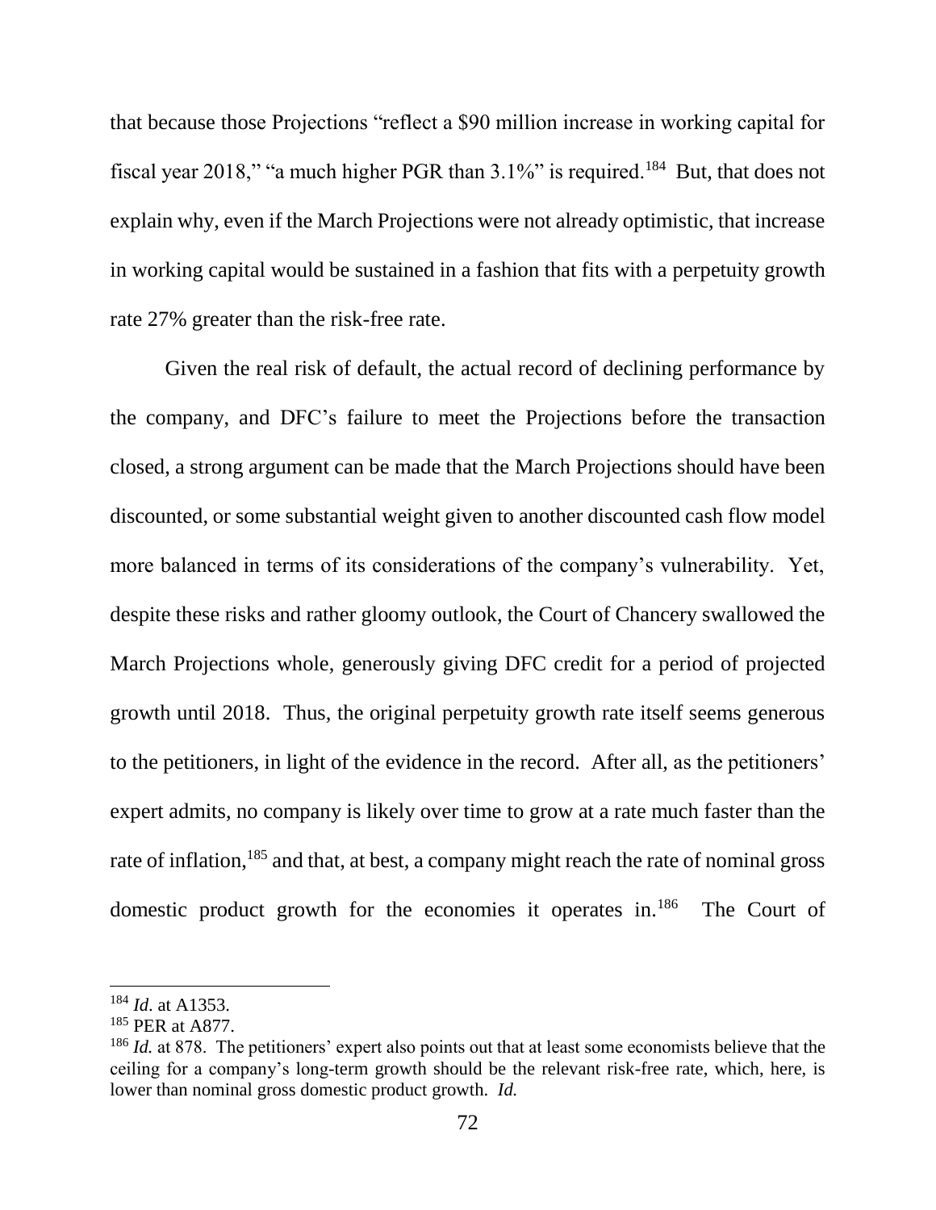that because those Projections "reflect a $90 million increase in working capital for fiscal year 2018," "a much higher PGR than 3.1%" is required.[184] But, that does not explain why, even if the March Projections were not already optimistic, that increase in working capital would be sustained in a fashion that fits with a perpetuity growth rate 27% greater than the risk-free rate.

Given the real risk of default, the actual record of declining performance by the company, and DFC's failure to meet the Projections before the transaction closed, a strong argument can be made that the March Projections should have been discounted, or some substantial weight given to another discounted cash flow model more balanced in terms of its considerations of the company's vulnerability. Yet, despite these risks and rather gloomy outlook, the Court of Chancery swallowed the March Projections whole, generously giving DFC credit for a period of projected growth until 2018. Thus, the original perpetuity growth rate itself seems generous to the petitioners, in light of the evidence in the record. After all, as the petitioners' expert admits, no company is likely over time to grow at a rate much faster than the rate of inflation,[185] and that, at best, a company might reach the rate of nominal gross domestic product growth for the economies it operates in.[186] The Court of

---

[184] *Id.* at A1353.

[185] PER at A877.

[186] *Id.* at 878. The petitioners' expert also points out that at least some economists believe that the ceiling for a company's long-term growth should be the relevant risk-free rate, which, here, is lower than nominal gross domestic product growth. *Id.*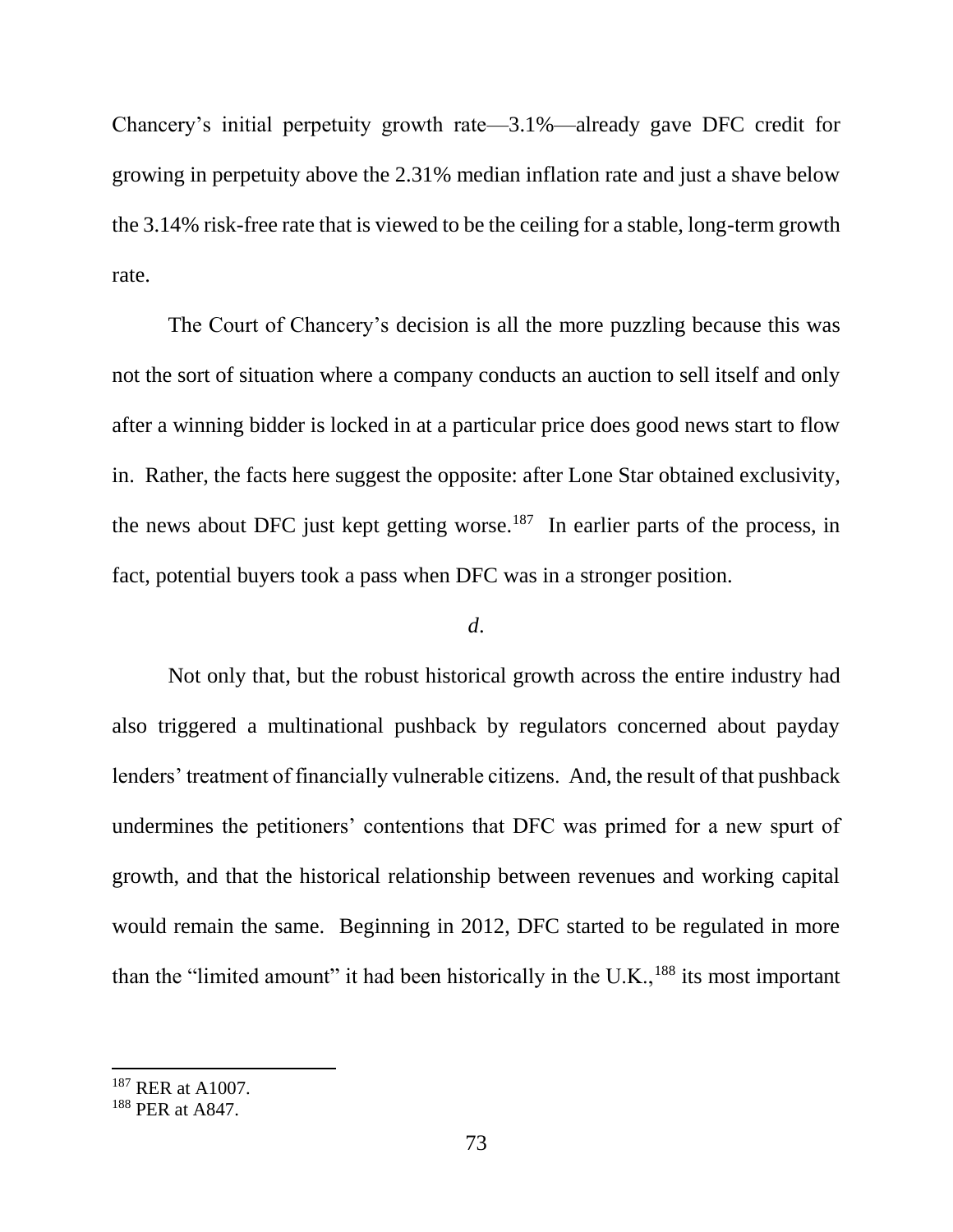Chancery's initial perpetuity growth rate—3.1%—already gave DFC credit for growing in perpetuity above the 2.31% median inflation rate and just a shave below the 3.14% risk-free rate that is viewed to be the ceiling for a stable, long-term growth rate.

The Court of Chancery's decision is all the more puzzling because this was not the sort of situation where a company conducts an auction to sell itself and only after a winning bidder is locked in at a particular price does good news start to flow in. Rather, the facts here suggest the opposite: after Lone Star obtained exclusivity, the news about DFC just kept getting worse.[187] In earlier parts of the process, in fact, potential buyers took a pass when DFC was in a stronger position.

*d.*

Not only that, but the robust historical growth across the entire industry had also triggered a multinational pushback by regulators concerned about payday lenders' treatment of financially vulnerable citizens. And, the result of that pushback undermines the petitioners' contentions that DFC was primed for a new spurt of growth, and that the historical relationship between revenues and working capital would remain the same. Beginning in 2012, DFC started to be regulated in more than the "limited amount" it had been historically in the U.K.,[188] its most important

---

[187] RER at A1007.

[188] PER at A847.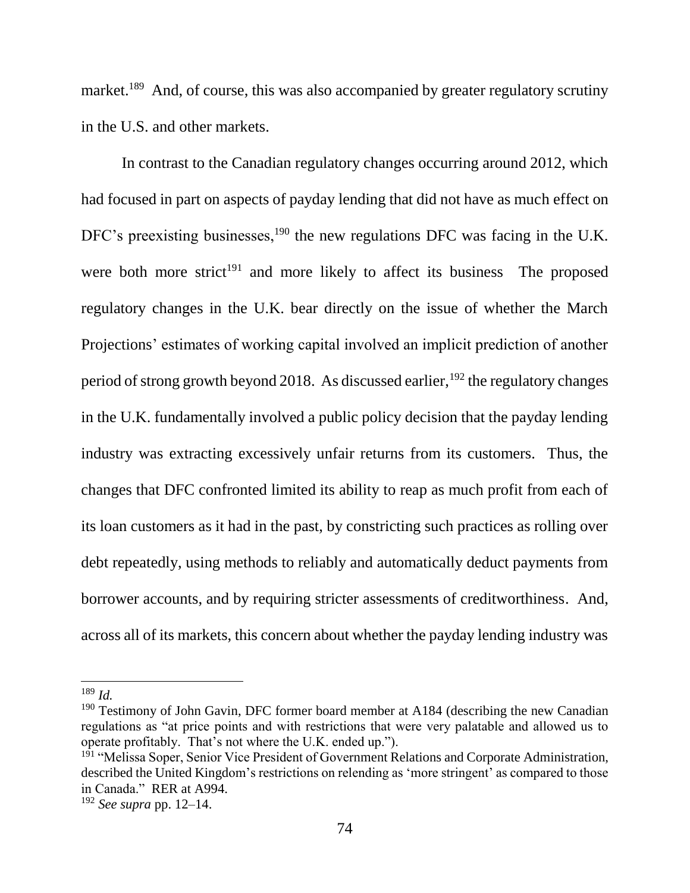market.[189] And, of course, this was also accompanied by greater regulatory scrutiny in the U.S. and other markets.

In contrast to the Canadian regulatory changes occurring around 2012, which had focused in part on aspects of payday lending that did not have as much effect on DFC's preexisting businesses,[190] the new regulations DFC was facing in the U.K. were both more strict[191] and more likely to affect its business The proposed regulatory changes in the U.K. bear directly on the issue of whether the March Projections' estimates of working capital involved an implicit prediction of another period of strong growth beyond 2018. As discussed earlier,[192] the regulatory changes in the U.K. fundamentally involved a public policy decision that the payday lending industry was extracting excessively unfair returns from its customers. Thus, the changes that DFC confronted limited its ability to reap as much profit from each of its loan customers as it had in the past, by constricting such practices as rolling over debt repeatedly, using methods to reliably and automatically deduct payments from borrower accounts, and by requiring stricter assessments of creditworthiness. And, across all of its markets, this concern about whether the payday lending industry was

---

[189] *Id.*

[190] Testimony of John Gavin, DFC former board member at A184 (describing the new Canadian regulations as "at price points and with restrictions that were very palatable and allowed us to operate profitably. That's not where the U.K. ended up.").

[191] "Melissa Soper, Senior Vice President of Government Relations and Corporate Administration, described the United Kingdom's restrictions on relending as 'more stringent' as compared to those in Canada." RER at A994.

[192] *See supra* pp. 12–14.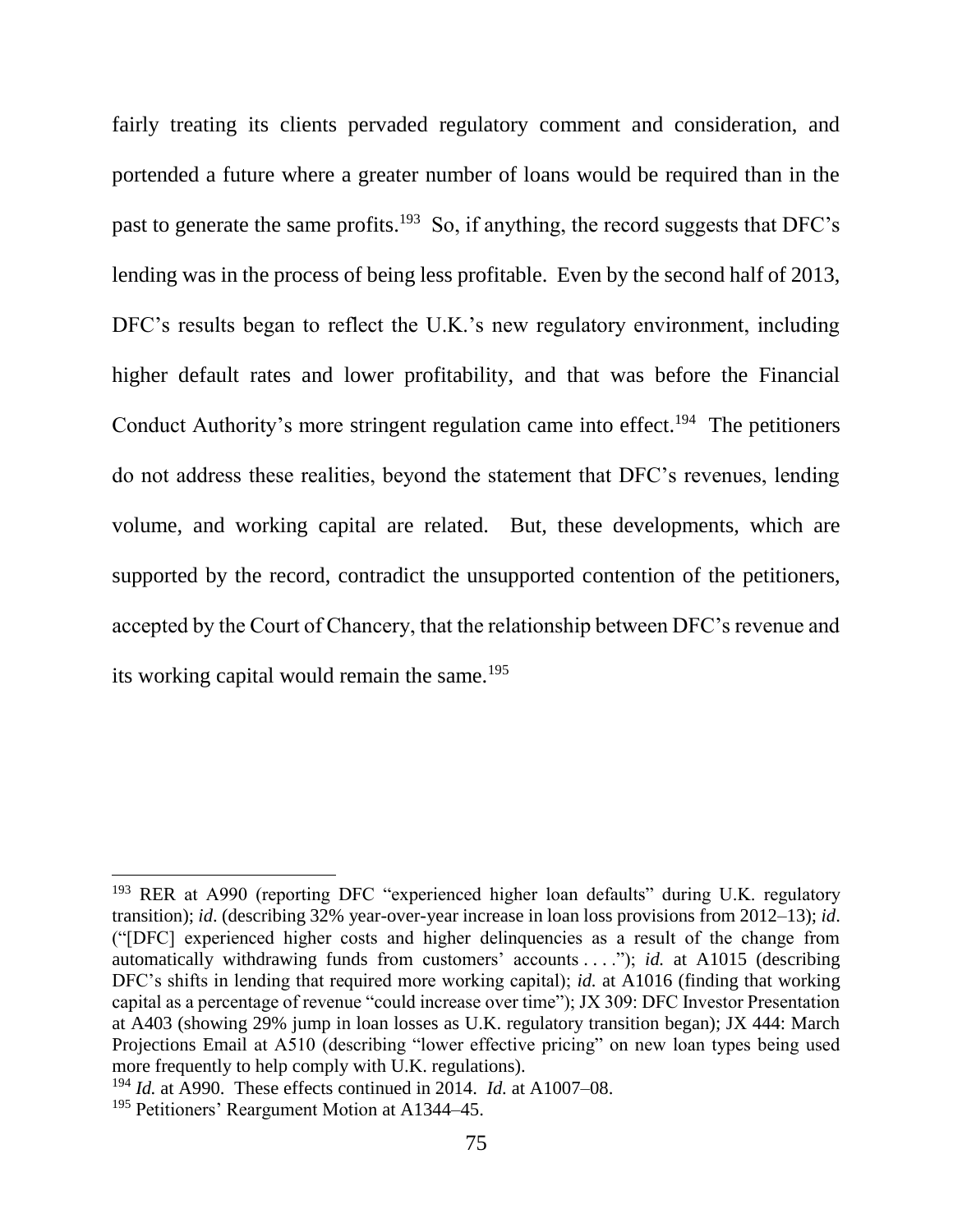fairly treating its clients pervaded regulatory comment and consideration, and portended a future where a greater number of loans would be required than in the past to generate the same profits.[193] So, if anything, the record suggests that DFC's lending was in the process of being less profitable. Even by the second half of 2013, DFC's results began to reflect the U.K.'s new regulatory environment, including higher default rates and lower profitability, and that was before the Financial Conduct Authority's more stringent regulation came into effect.[194] The petitioners do not address these realities, beyond the statement that DFC's revenues, lending volume, and working capital are related. But, these developments, which are supported by the record, contradict the unsupported contention of the petitioners, accepted by the Court of Chancery, that the relationship between DFC's revenue and its working capital would remain the same.[195]

---

[193] RER at A990 (reporting DFC "experienced higher loan defaults" during U.K. regulatory transition); *id*. (describing 32% year-over-year increase in loan loss provisions from 2012–13); *id*. ("[DFC] experienced higher costs and higher delinquencies as a result of the change from automatically withdrawing funds from customers' accounts . . . ."); *id.* at A1015 (describing DFC's shifts in lending that required more working capital); *id.* at A1016 (finding that working capital as a percentage of revenue "could increase over time"); JX 309: DFC Investor Presentation at A403 (showing 29% jump in loan losses as U.K. regulatory transition began); JX 444: March Projections Email at A510 (describing "lower effective pricing" on new loan types being used more frequently to help comply with U.K. regulations).

[194] *Id.* at A990. These effects continued in 2014. *Id.* at A1007–08.

[195] Petitioners' Reargument Motion at A1344–45.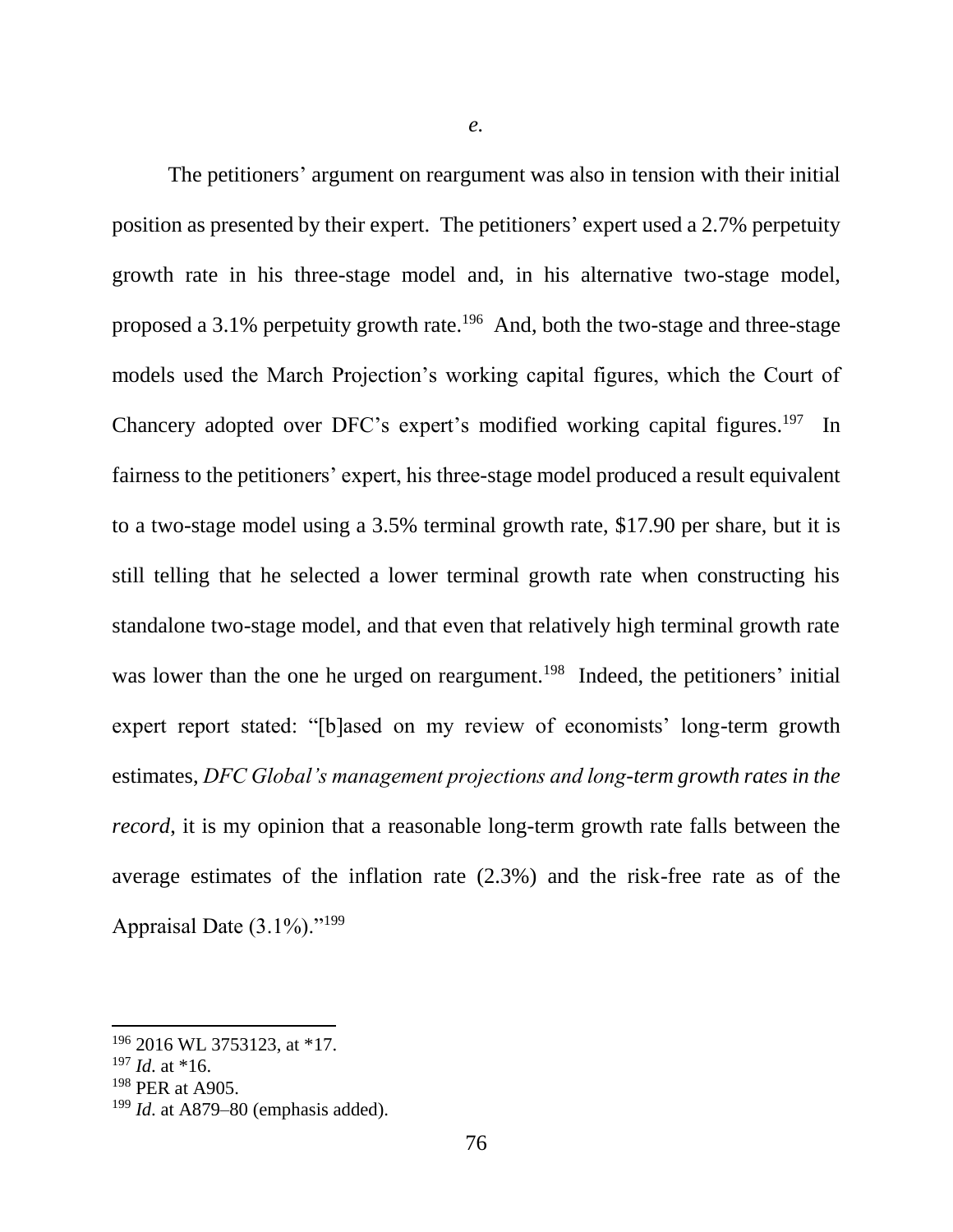*e.*

The petitioners' argument on reargument was also in tension with their initial position as presented by their expert. The petitioners' expert used a 2.7% perpetuity growth rate in his three-stage model and, in his alternative two-stage model, proposed a 3.1% perpetuity growth rate.[196] And, both the two-stage and three-stage models used the March Projection's working capital figures, which the Court of Chancery adopted over DFC's expert's modified working capital figures.[197] In fairness to the petitioners' expert, his three-stage model produced a result equivalent to a two-stage model using a 3.5% terminal growth rate, $17.90 per share, but it is still telling that he selected a lower terminal growth rate when constructing his standalone two-stage model, and that even that relatively high terminal growth rate was lower than the one he urged on reargument.[198] Indeed, the petitioners' initial expert report stated: "[b]ased on my review of economists' long-term growth estimates, *DFC Global's management projections and long-term growth rates in the record*, it is my opinion that a reasonable long-term growth rate falls between the average estimates of the inflation rate (2.3%) and the risk-free rate as of the Appraisal Date (3.1%)."[199]

---

[196] 2016 WL 3753123, at *17.

[197] *Id.* at *16.

[198] PER at A905.

[199] *Id.* at A879–80 (emphasis added).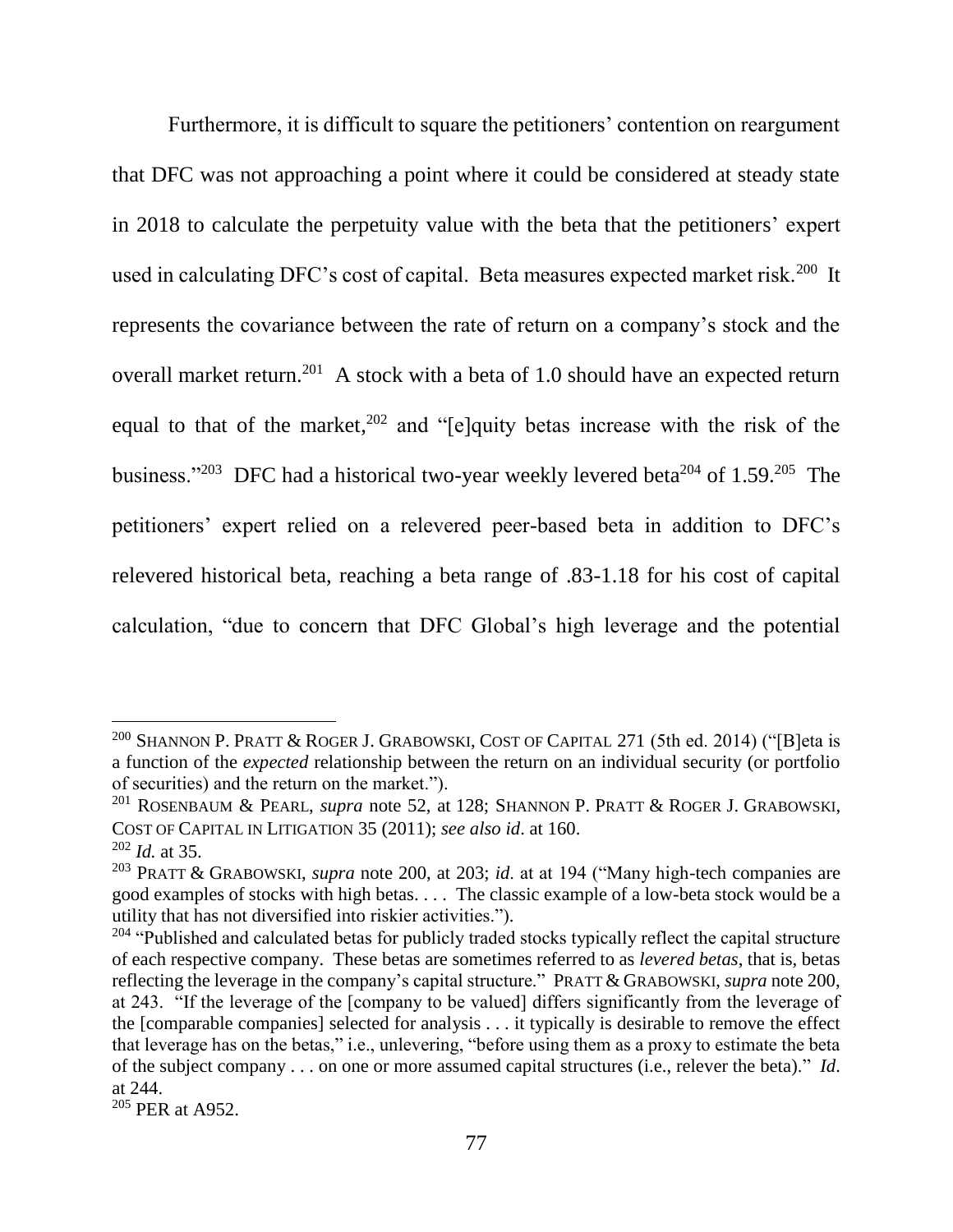Furthermore, it is difficult to square the petitioners' contention on reargument that DFC was not approaching a point where it could be considered at steady state in 2018 to calculate the perpetuity value with the beta that the petitioners' expert used in calculating DFC's cost of capital. Beta measures expected market risk.[200] It represents the covariance between the rate of return on a company's stock and the overall market return.[201] A stock with a beta of 1.0 should have an expected return equal to that of the market,[202] and "[e]quity betas increase with the risk of the business."[203] DFC had a historical two-year weekly levered beta[204] of 1.59.[205] The petitioners' expert relied on a relevered peer-based beta in addition to DFC's relevered historical beta, reaching a beta range of .83-1.18 for his cost of capital calculation, "due to concern that DFC Global's high leverage and the potential

---

[200] SHANNON P. PRATT & ROGER J. GRABOWSKI, COST OF CAPITAL 271 (5th ed. 2014) ("[B]eta is a function of the *expected* relationship between the return on an individual security (or portfolio of securities) and the return on the market.").

[201] ROSENBAUM & PEARL, *supra* note 52, at 128; SHANNON P. PRATT & ROGER J. GRABOWSKI, COST OF CAPITAL IN LITIGATION 35 (2011); *see also id*. at 160.

[202] *Id.* at 35.

[203] PRATT & GRABOWSKI, *supra* note 200, at 203; *id*. at at 194 ("Many high-tech companies are good examples of stocks with high betas. . . . The classic example of a low-beta stock would be a utility that has not diversified into riskier activities.").

[204] "Published and calculated betas for publicly traded stocks typically reflect the capital structure of each respective company. These betas are sometimes referred to as *levered betas*, that is, betas reflecting the leverage in the company's capital structure." PRATT & GRABOWSKI, *supra* note 200, at 243. "If the leverage of the [company to be valued] differs significantly from the leverage of the [comparable companies] selected for analysis . . . it typically is desirable to remove the effect that leverage has on the betas," i.e., unlevering, "before using them as a proxy to estimate the beta of the subject company . . . on one or more assumed capital structures (i.e., relever the beta)." *Id*. at 244.

[205] PER at A952.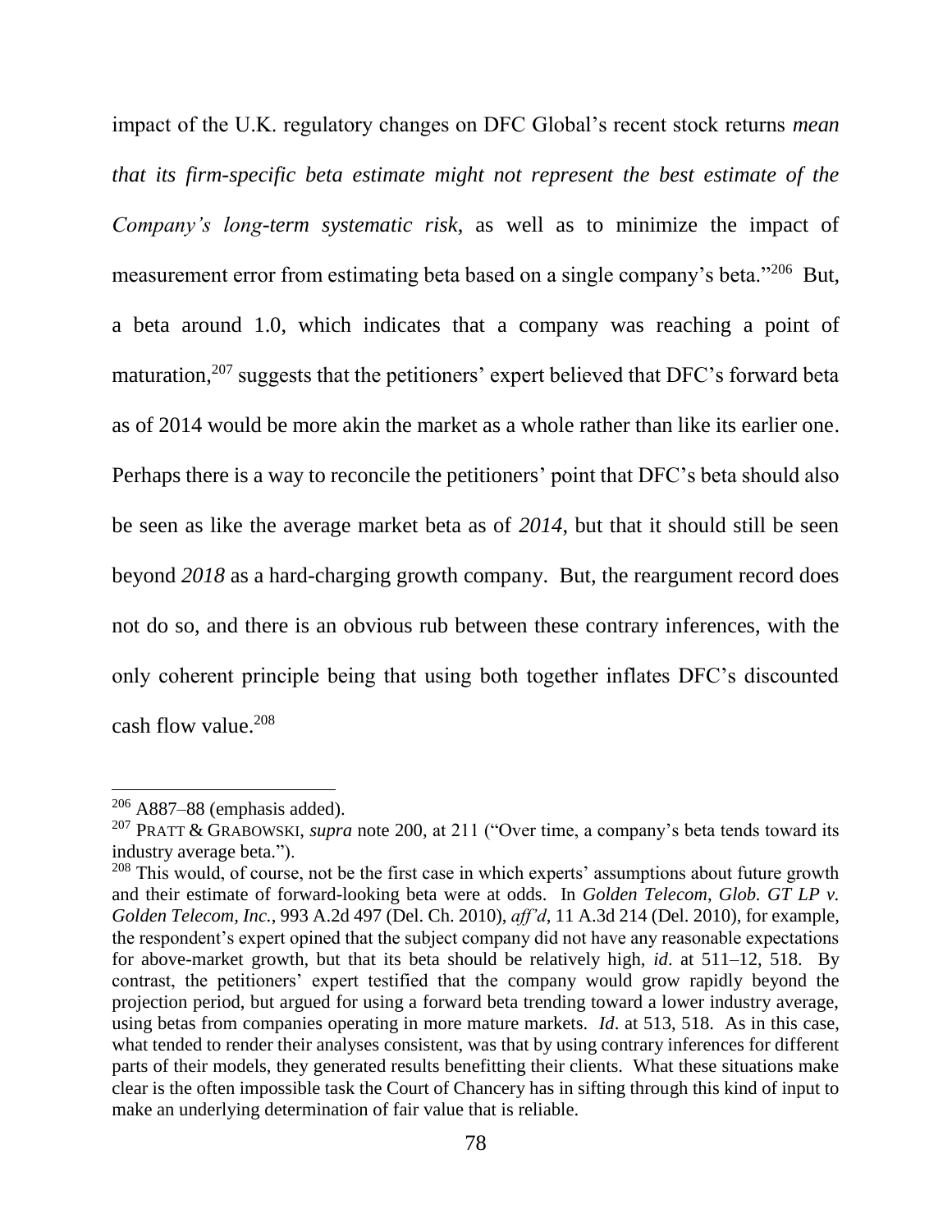impact of the U.K. regulatory changes on DFC Global's recent stock returns *mean that its firm-specific beta estimate might not represent the best estimate of the Company's long-term systematic risk*, as well as to minimize the impact of measurement error from estimating beta based on a single company's beta."[206] But, a beta around 1.0, which indicates that a company was reaching a point of maturation,[207] suggests that the petitioners' expert believed that DFC's forward beta as of 2014 would be more akin the market as a whole rather than like its earlier one. Perhaps there is a way to reconcile the petitioners' point that DFC's beta should also be seen as like the average market beta as of *2014*, but that it should still be seen beyond *2018* as a hard-charging growth company. But, the reargument record does not do so, and there is an obvious rub between these contrary inferences, with the only coherent principle being that using both together inflates DFC's discounted cash flow value.[208]

---

[206] A887–88 (emphasis added).

[207] PRATT & GRABOWSKI, *supra* note 200, at 211 ("Over time, a company's beta tends toward its industry average beta.").

[208] This would, of course, not be the first case in which experts' assumptions about future growth and their estimate of forward-looking beta were at odds. In *Golden Telecom*, *Glob. GT LP v. Golden Telecom, Inc.*, 993 A.2d 497 (Del. Ch. 2010), *aff'd*, 11 A.3d 214 (Del. 2010), for example, the respondent's expert opined that the subject company did not have any reasonable expectations for above-market growth, but that its beta should be relatively high, *id*. at 511–12, 518. By contrast, the petitioners' expert testified that the company would grow rapidly beyond the projection period, but argued for using a forward beta trending toward a lower industry average, using betas from companies operating in more mature markets. *Id*. at 513, 518. As in this case, what tended to render their analyses consistent, was that by using contrary inferences for different parts of their models, they generated results benefitting their clients. What these situations make clear is the often impossible task the Court of Chancery has in sifting through this kind of input to make an underlying determination of fair value that is reliable.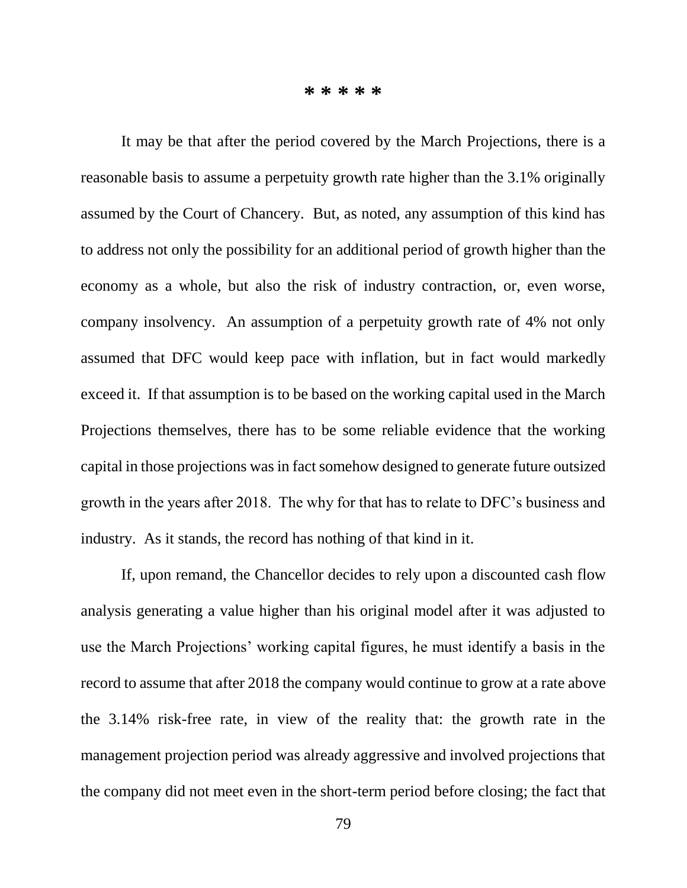*\* \* \* \* \**

It may be that after the period covered by the March Projections, there is a reasonable basis to assume a perpetuity growth rate higher than the 3.1% originally assumed by the Court of Chancery. But, as noted, any assumption of this kind has to address not only the possibility for an additional period of growth higher than the economy as a whole, but also the risk of industry contraction, or, even worse, company insolvency. An assumption of a perpetuity growth rate of 4% not only assumed that DFC would keep pace with inflation, but in fact would markedly exceed it. If that assumption is to be based on the working capital used in the March Projections themselves, there has to be some reliable evidence that the working capital in those projections was in fact somehow designed to generate future outsized growth in the years after 2018. The why for that has to relate to DFC's business and industry. As it stands, the record has nothing of that kind in it.

If, upon remand, the Chancellor decides to rely upon a discounted cash flow analysis generating a value higher than his original model after it was adjusted to use the March Projections' working capital figures, he must identify a basis in the record to assume that after 2018 the company would continue to grow at a rate above the 3.14% risk-free rate, in view of the reality that: the growth rate in the management projection period was already aggressive and involved projections that the company did not meet even in the short-term period before closing; the fact that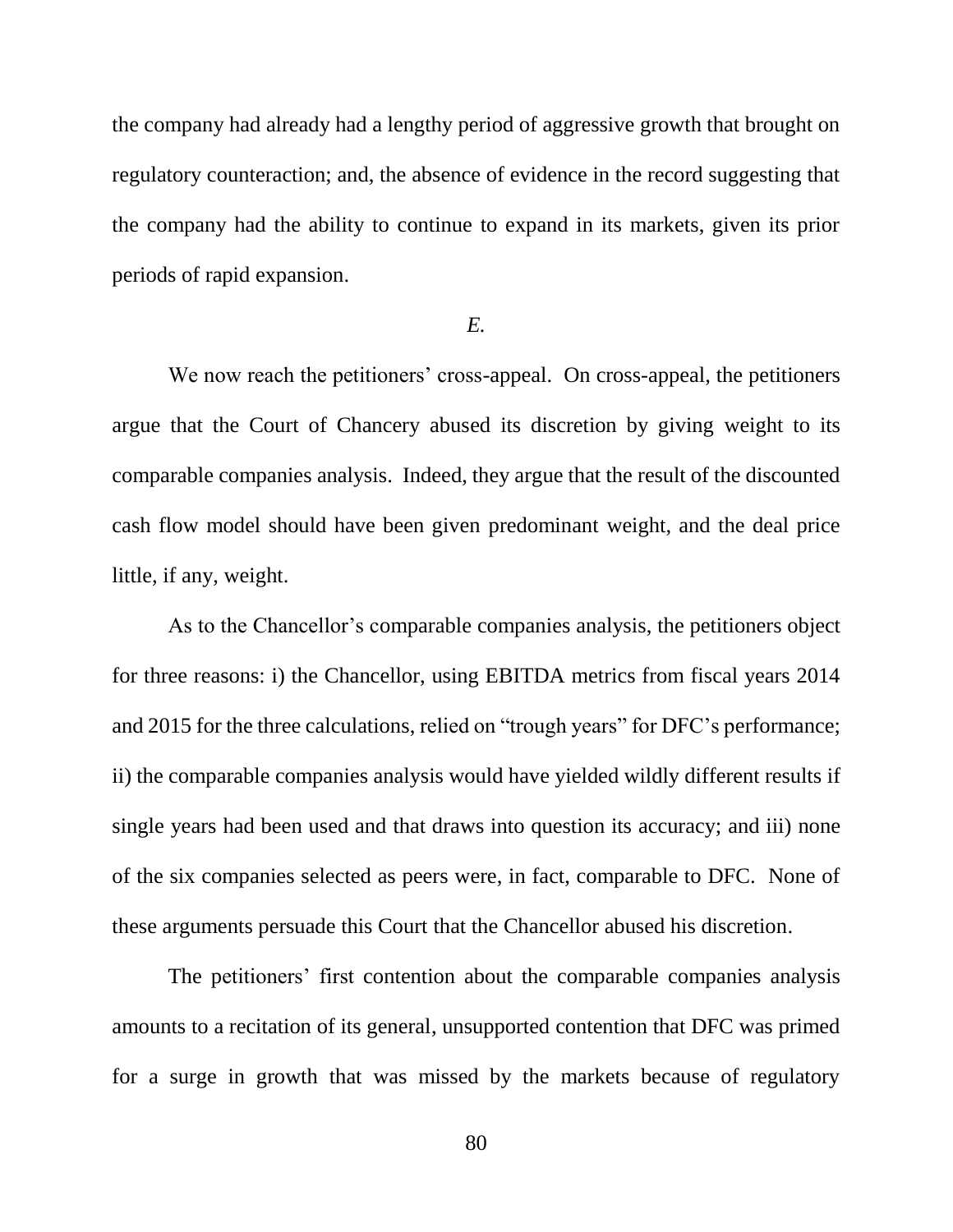the company had already had a lengthy period of aggressive growth that brought on regulatory counteraction; and, the absence of evidence in the record suggesting that the company had the ability to continue to expand in its markets, given its prior periods of rapid expansion.

*E.*

We now reach the petitioners' cross-appeal. On cross-appeal, the petitioners argue that the Court of Chancery abused its discretion by giving weight to its comparable companies analysis. Indeed, they argue that the result of the discounted cash flow model should have been given predominant weight, and the deal price little, if any, weight.

As to the Chancellor's comparable companies analysis, the petitioners object for three reasons: i) the Chancellor, using EBITDA metrics from fiscal years 2014 and 2015 for the three calculations, relied on "trough years" for DFC's performance; ii) the comparable companies analysis would have yielded wildly different results if single years had been used and that draws into question its accuracy; and iii) none of the six companies selected as peers were, in fact, comparable to DFC. None of these arguments persuade this Court that the Chancellor abused his discretion.

The petitioners' first contention about the comparable companies analysis amounts to a recitation of its general, unsupported contention that DFC was primed for a surge in growth that was missed by the markets because of regulatory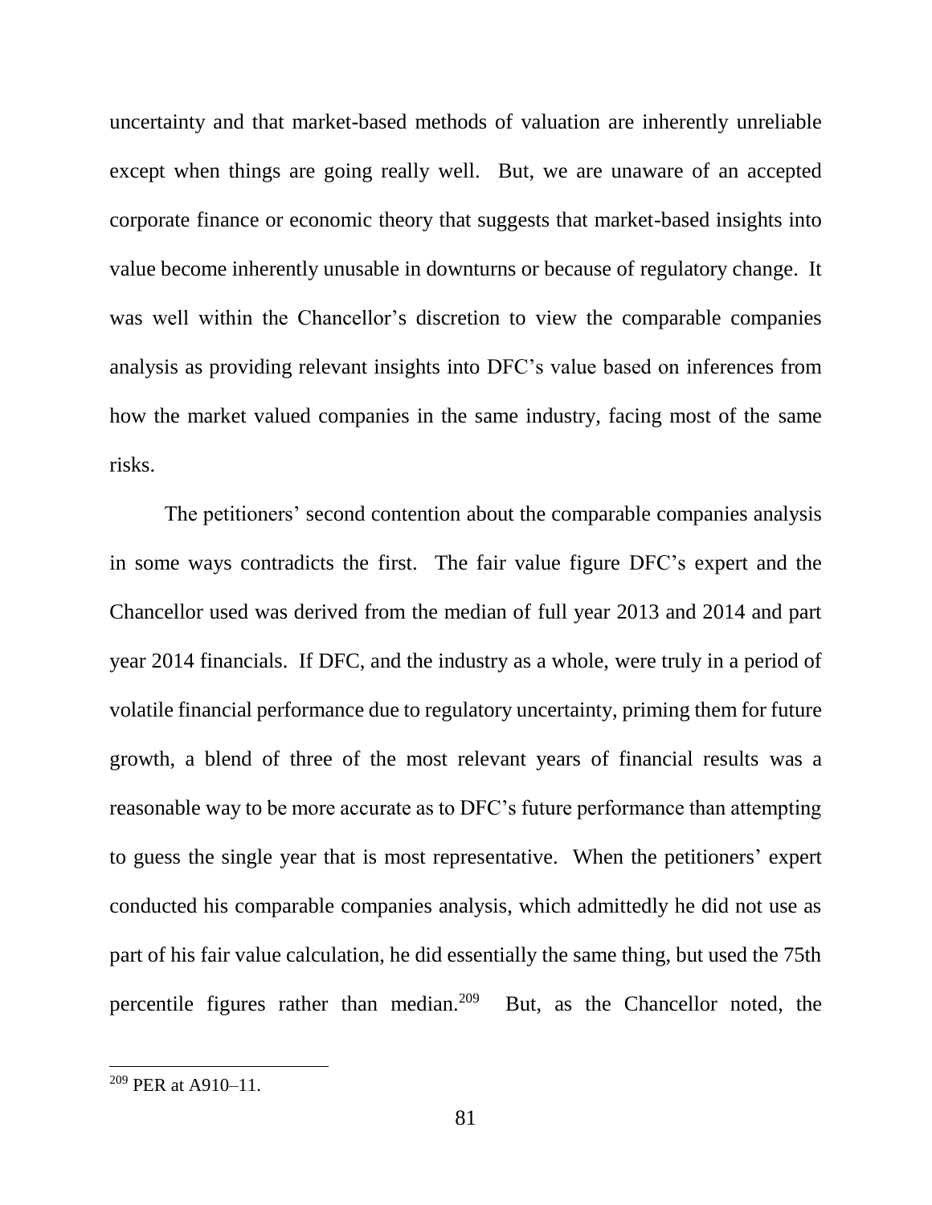uncertainty and that market-based methods of valuation are inherently unreliable except when things are going really well. But, we are unaware of an accepted corporate finance or economic theory that suggests that market-based insights into value become inherently unusable in downturns or because of regulatory change. It was well within the Chancellor's discretion to view the comparable companies analysis as providing relevant insights into DFC's value based on inferences from how the market valued companies in the same industry, facing most of the same risks.

The petitioners' second contention about the comparable companies analysis in some ways contradicts the first. The fair value figure DFC's expert and the Chancellor used was derived from the median of full year 2013 and 2014 and part year 2014 financials. If DFC, and the industry as a whole, were truly in a period of volatile financial performance due to regulatory uncertainty, priming them for future growth, a blend of three of the most relevant years of financial results was a reasonable way to be more accurate as to DFC's future performance than attempting to guess the single year that is most representative. When the petitioners' expert conducted his comparable companies analysis, which admittedly he did not use as part of his fair value calculation, he did essentially the same thing, but used the 75th percentile figures rather than median.[209] But, as the Chancellor noted, the

[209] PER at A910–11.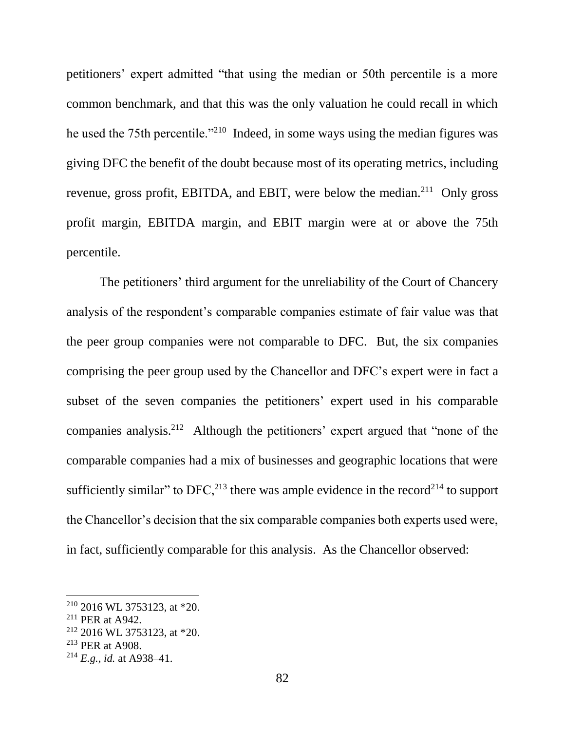petitioners' expert admitted "that using the median or 50th percentile is a more common benchmark, and that this was the only valuation he could recall in which he used the 75th percentile."[210] Indeed, in some ways using the median figures was giving DFC the benefit of the doubt because most of its operating metrics, including revenue, gross profit, EBITDA, and EBIT, were below the median.[211] Only gross profit margin, EBITDA margin, and EBIT margin were at or above the 75th percentile.

The petitioners' third argument for the unreliability of the Court of Chancery analysis of the respondent's comparable companies estimate of fair value was that the peer group companies were not comparable to DFC. But, the six companies comprising the peer group used by the Chancellor and DFC's expert were in fact a subset of the seven companies the petitioners' expert used in his comparable companies analysis.[212] Although the petitioners' expert argued that "none of the comparable companies had a mix of businesses and geographic locations that were sufficiently similar" to DFC,[213] there was ample evidence in the record[214] to support the Chancellor's decision that the six comparable companies both experts used were, in fact, sufficiently comparable for this analysis. As the Chancellor observed:

---

[210] 2016 WL 3753123, at *20.

[211] PER at A942.

[212] 2016 WL 3753123, at *20.

[213] PER at A908.

[214] *E.g.*, *id.* at A938–41.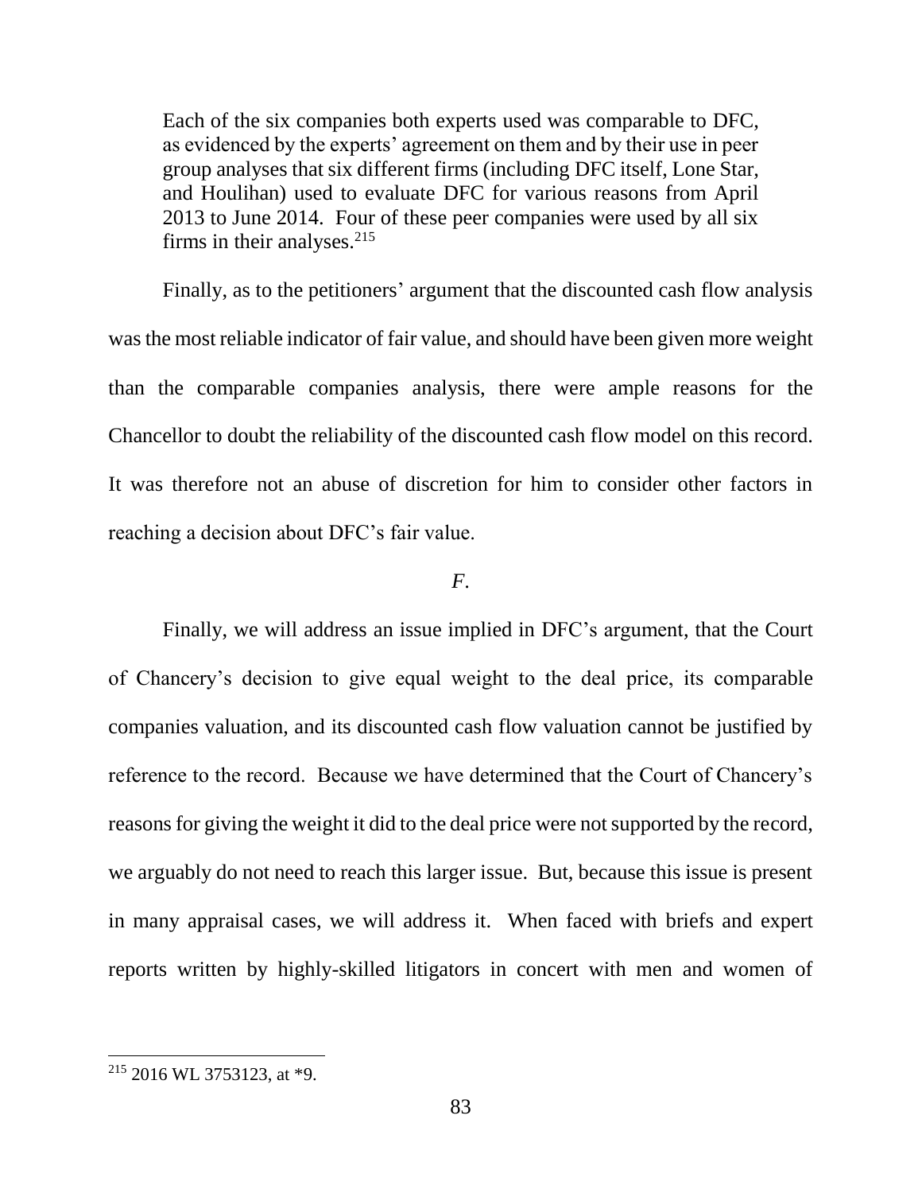> Each of the six companies both experts used was comparable to DFC, as evidenced by the experts' agreement on them and by their use in peer group analyses that six different firms (including DFC itself, Lone Star, and Houlihan) used to evaluate DFC for various reasons from April 2013 to June 2014. Four of these peer companies were used by all six firms in their analyses.[215]

Finally, as to the petitioners' argument that the discounted cash flow analysis was the most reliable indicator of fair value, and should have been given more weight than the comparable companies analysis, there were ample reasons for the Chancellor to doubt the reliability of the discounted cash flow model on this record. It was therefore not an abuse of discretion for him to consider other factors in reaching a decision about DFC's fair value.

*F.*

Finally, we will address an issue implied in DFC's argument, that the Court of Chancery's decision to give equal weight to the deal price, its comparable companies valuation, and its discounted cash flow valuation cannot be justified by reference to the record. Because we have determined that the Court of Chancery's reasons for giving the weight it did to the deal price were not supported by the record, we arguably do not need to reach this larger issue. But, because this issue is present in many appraisal cases, we will address it. When faced with briefs and expert reports written by highly-skilled litigators in concert with men and women of

---

[215] 2016 WL 3753123, at *9.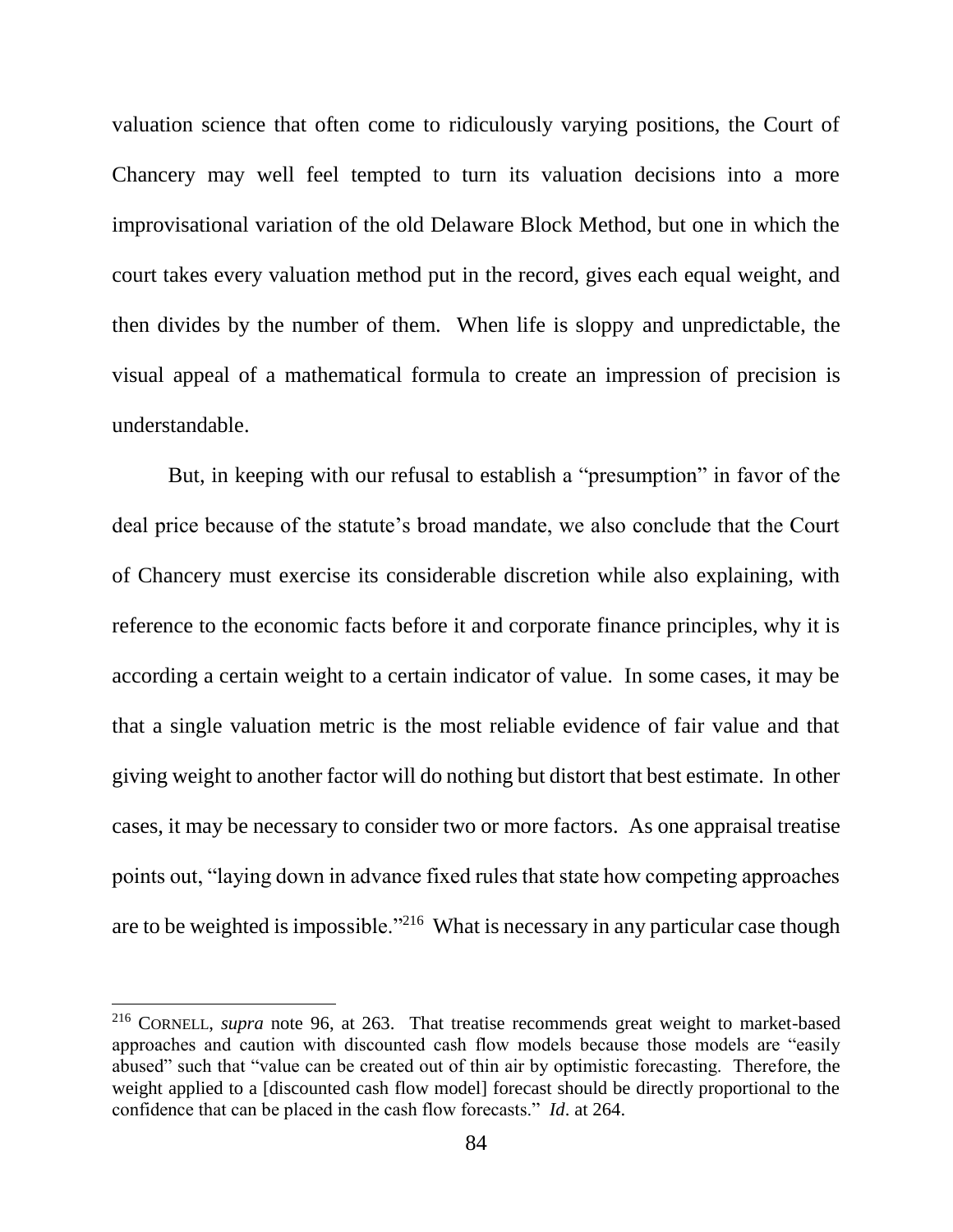valuation science that often come to ridiculously varying positions, the Court of Chancery may well feel tempted to turn its valuation decisions into a more improvisational variation of the old Delaware Block Method, but one in which the court takes every valuation method put in the record, gives each equal weight, and then divides by the number of them. When life is sloppy and unpredictable, the visual appeal of a mathematical formula to create an impression of precision is understandable.

But, in keeping with our refusal to establish a "presumption" in favor of the deal price because of the statute's broad mandate, we also conclude that the Court of Chancery must exercise its considerable discretion while also explaining, with reference to the economic facts before it and corporate finance principles, why it is according a certain weight to a certain indicator of value. In some cases, it may be that a single valuation metric is the most reliable evidence of fair value and that giving weight to another factor will do nothing but distort that best estimate. In other cases, it may be necessary to consider two or more factors. As one appraisal treatise points out, "laying down in advance fixed rules that state how competing approaches are to be weighted is impossible."[216] What is necessary in any particular case though

---

[216] CORNELL, *supra* note 96, at 263. That treatise recommends great weight to market-based approaches and caution with discounted cash flow models because those models are "easily abused" such that "value can be created out of thin air by optimistic forecasting. Therefore, the weight applied to a [discounted cash flow model] forecast should be directly proportional to the confidence that can be placed in the cash flow forecasts." *Id*. at 264.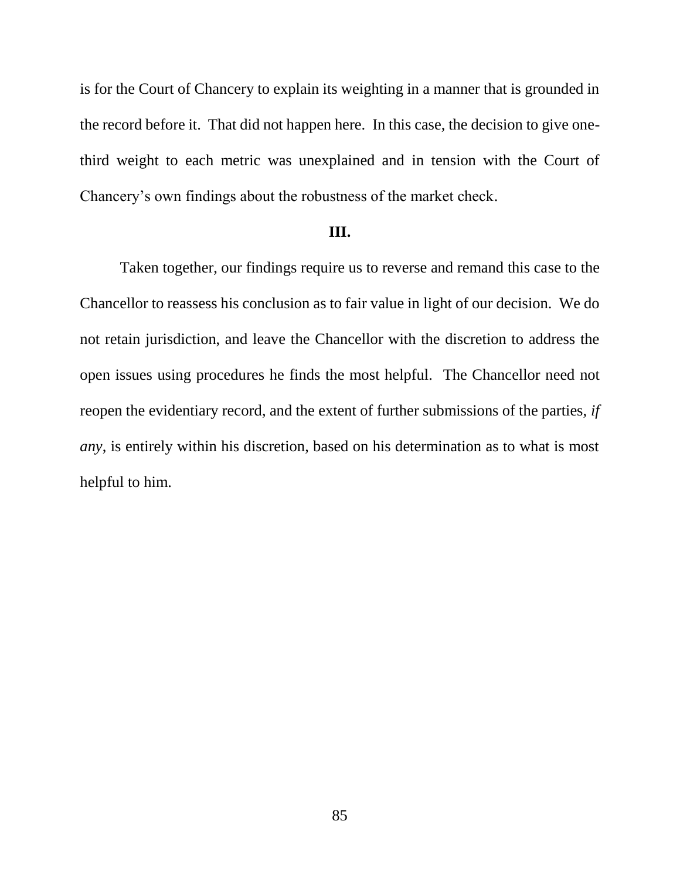is for the Court of Chancery to explain its weighting in a manner that is grounded in the record before it. That did not happen here. In this case, the decision to give one-third weight to each metric was unexplained and in tension with the Court of Chancery's own findings about the robustness of the market check.

## III.

Taken together, our findings require us to reverse and remand this case to the Chancellor to reassess his conclusion as to fair value in light of our decision. We do not retain jurisdiction, and leave the Chancellor with the discretion to address the open issues using procedures he finds the most helpful. The Chancellor need not reopen the evidentiary record, and the extent of further submissions of the parties, *if any*, is entirely within his discretion, based on his determination as to what is most helpful to him.